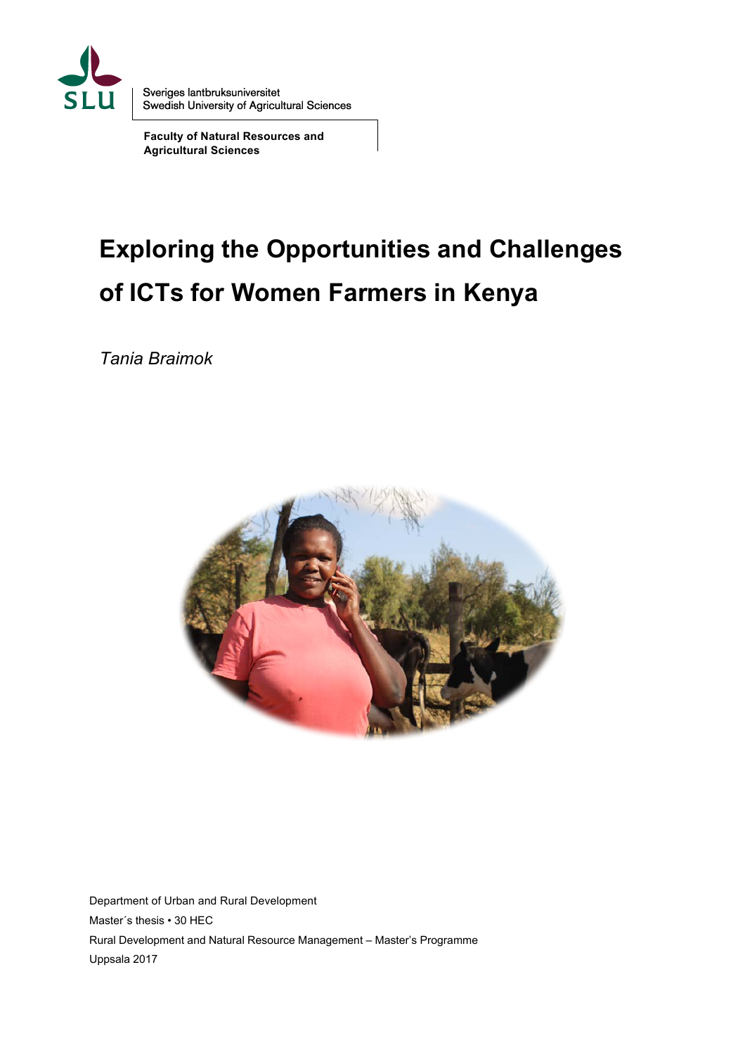Sveriges lantbruksuniversitet
Swedish University of Agricultural Sciences

**Faculty of Natural Resources and Agricultural Sciences**

# Exploring the Opportunities and Challenges of ICTs for Women Farmers in Kenya

*Tania Braimok*

Department of Urban and Rural Development
Master´s thesis • 30 HEC
Rural Development and Natural Resource Management – Master's Programme
Uppsala 2017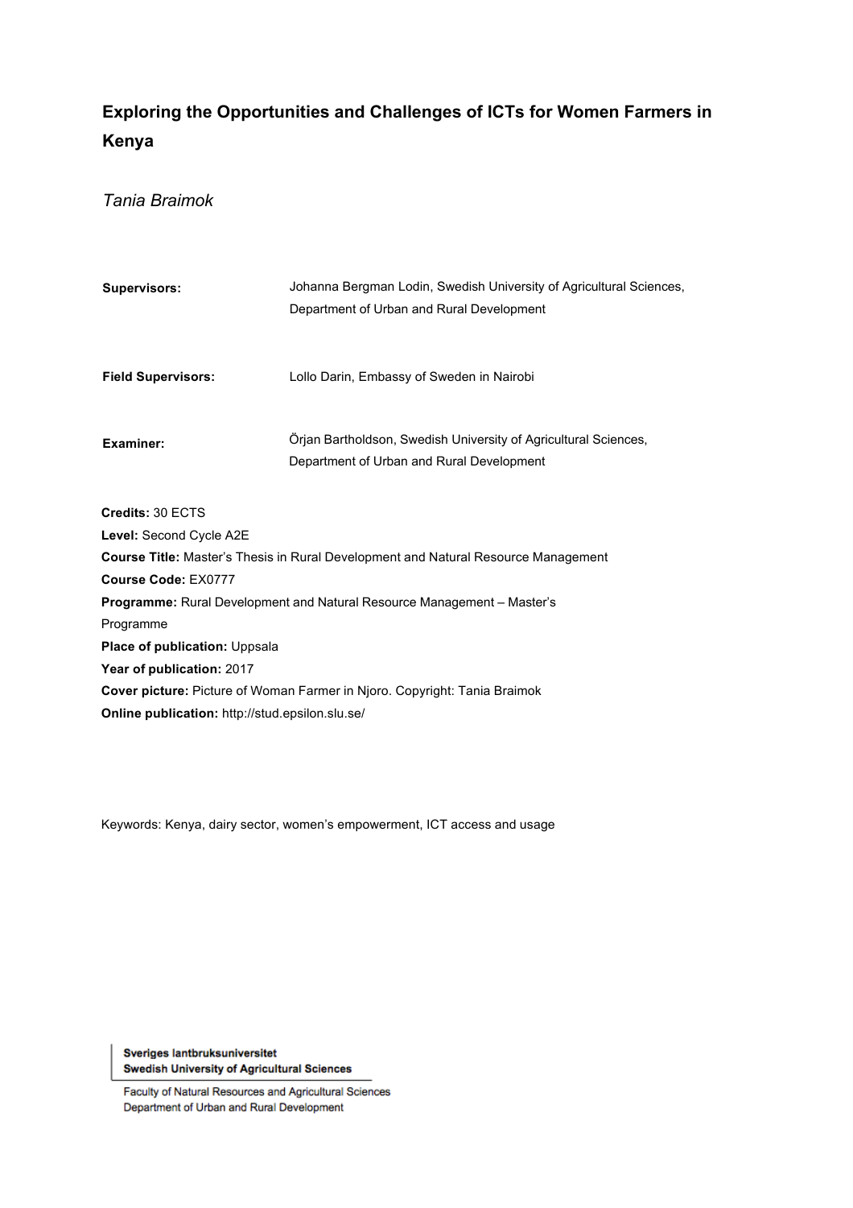# Exploring the Opportunities and Challenges of ICTs for Women Farmers in Kenya

*Tania Braimok*

**Supervisors:** Johanna Bergman Lodin, Swedish University of Agricultural Sciences, Department of Urban and Rural Development

**Field Supervisors:** Lollo Darin, Embassy of Sweden in Nairobi

**Examiner:** Örjan Bartholdson, Swedish University of Agricultural Sciences, Department of Urban and Rural Development

**Credits:** 30 ECTS
**Level:** Second Cycle A2E
**Course Title:** Master's Thesis in Rural Development and Natural Resource Management
**Course Code:** EX0777
**Programme:** Rural Development and Natural Resource Management – Master's Programme
**Place of publication:** Uppsala
**Year of publication:** 2017
**Cover picture:** Picture of Woman Farmer in Njoro. Copyright: Tania Braimok
**Online publication:** http://stud.epsilon.slu.se/

Keywords: Kenya, dairy sector, women's empowerment, ICT access and usage

**Sveriges lantbruksuniversitet**
**Swedish University of Agricultural Sciences**

Faculty of Natural Resources and Agricultural Sciences
Department of Urban and Rural Development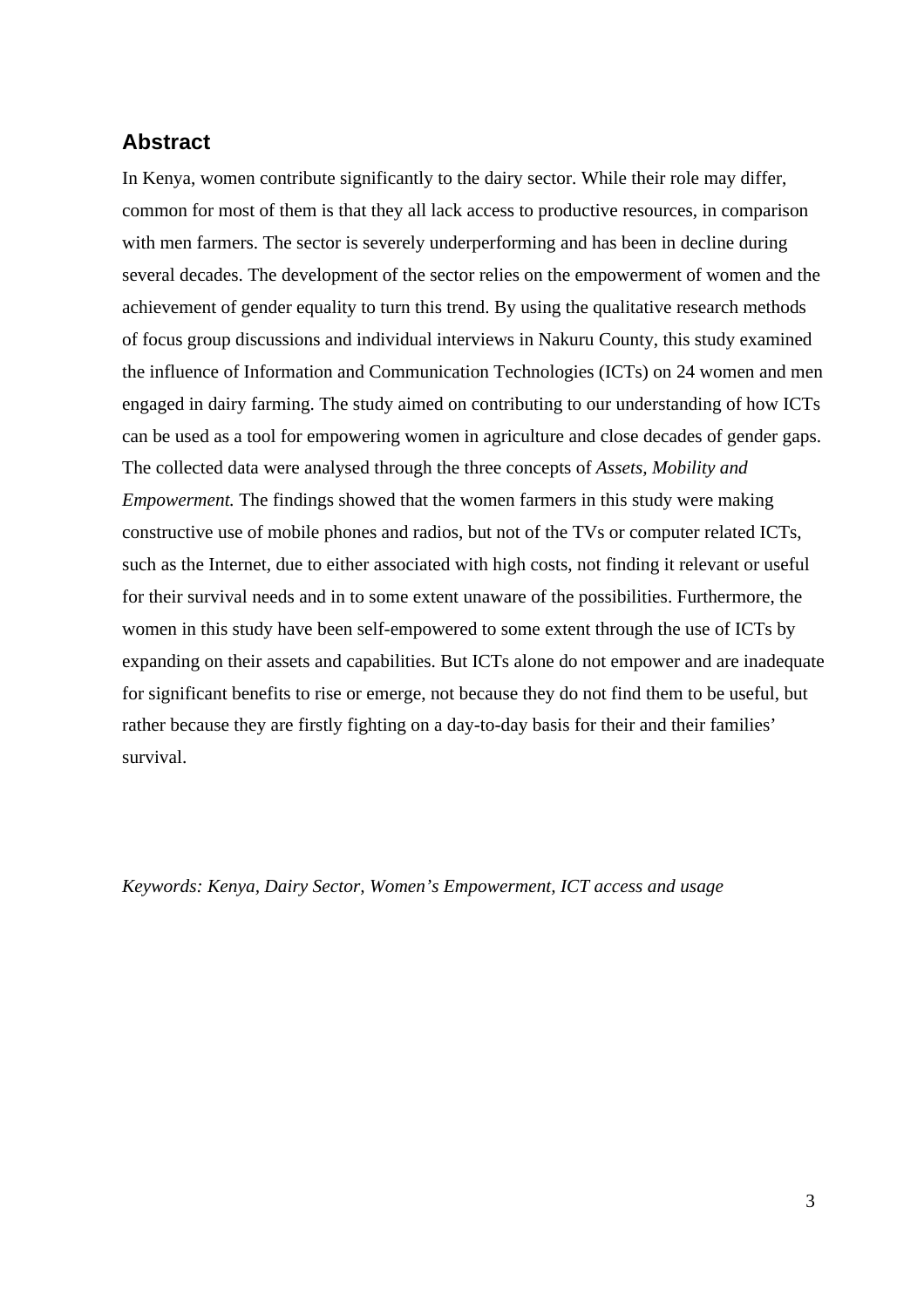## Abstract

In Kenya, women contribute significantly to the dairy sector. While their role may differ, common for most of them is that they all lack access to productive resources, in comparison with men farmers. The sector is severely underperforming and has been in decline during several decades. The development of the sector relies on the empowerment of women and the achievement of gender equality to turn this trend. By using the qualitative research methods of focus group discussions and individual interviews in Nakuru County, this study examined the influence of Information and Communication Technologies (ICTs) on 24 women and men engaged in dairy farming. The study aimed on contributing to our understanding of how ICTs can be used as a tool for empowering women in agriculture and close decades of gender gaps. The collected data were analysed through the three concepts of *Assets, Mobility and Empowerment.* The findings showed that the women farmers in this study were making constructive use of mobile phones and radios, but not of the TVs or computer related ICTs, such as the Internet, due to either associated with high costs, not finding it relevant or useful for their survival needs and in to some extent unaware of the possibilities. Furthermore, the women in this study have been self-empowered to some extent through the use of ICTs by expanding on their assets and capabilities. But ICTs alone do not empower and are inadequate for significant benefits to rise or emerge, not because they do not find them to be useful, but rather because they are firstly fighting on a day-to-day basis for their and their families' survival.

*Keywords: Kenya, Dairy Sector, Women's Empowerment, ICT access and usage*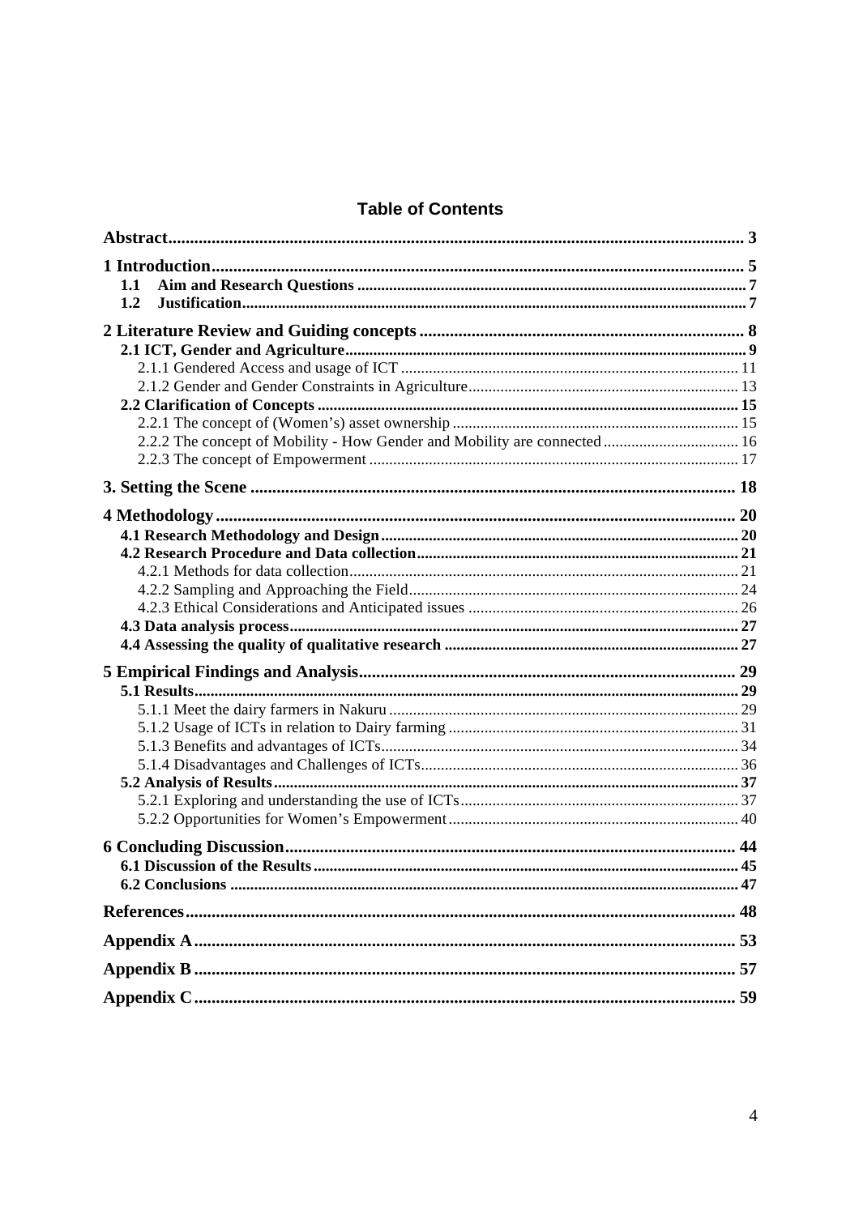# Table of Contents

**Abstract** ........ 3

**1 Introduction** ........ 5
- **1.1 Aim and Research Questions** ........ 7
- **1.2 Justification** ........ 7

**2 Literature Review and Guiding concepts** ........ 8
- **2.1 ICT, Gender and Agriculture** ........ 9
  - 2.1.1 Gendered Access and usage of ICT ........ 11
  - 2.1.2 Gender and Gender Constraints in Agriculture ........ 13
- **2.2 Clarification of Concepts** ........ 15
  - 2.2.1 The concept of (Women's) asset ownership ........ 15
  - 2.2.2 The concept of Mobility - How Gender and Mobility are connected ........ 16
  - 2.2.3 The concept of Empowerment ........ 17

**3. Setting the Scene** ........ 18

**4 Methodology** ........ 20
- **4.1 Research Methodology and Design** ........ 20
- **4.2 Research Procedure and Data collection** ........ 21
  - 4.2.1 Methods for data collection ........ 21
  - 4.2.2 Sampling and Approaching the Field ........ 24
  - 4.2.3 Ethical Considerations and Anticipated issues ........ 26
- **4.3 Data analysis process** ........ 27
- **4.4 Assessing the quality of qualitative research** ........ 27

**5 Empirical Findings and Analysis** ........ 29
- **5.1 Results** ........ 29
  - 5.1.1 Meet the dairy farmers in Nakuru ........ 29
  - 5.1.2 Usage of ICTs in relation to Dairy farming ........ 31
  - 5.1.3 Benefits and advantages of ICTs ........ 34
  - 5.1.4 Disadvantages and Challenges of ICTs ........ 36
- **5.2 Analysis of Results** ........ 37
  - 5.2.1 Exploring and understanding the use of ICTs ........ 37
  - 5.2.2 Opportunities for Women's Empowerment ........ 40

**6 Concluding Discussion** ........ 44
- **6.1 Discussion of the Results** ........ 45
- **6.2 Conclusions** ........ 47

**References** ........ 48

**Appendix A** ........ 53

**Appendix B** ........ 57

**Appendix C** ........ 59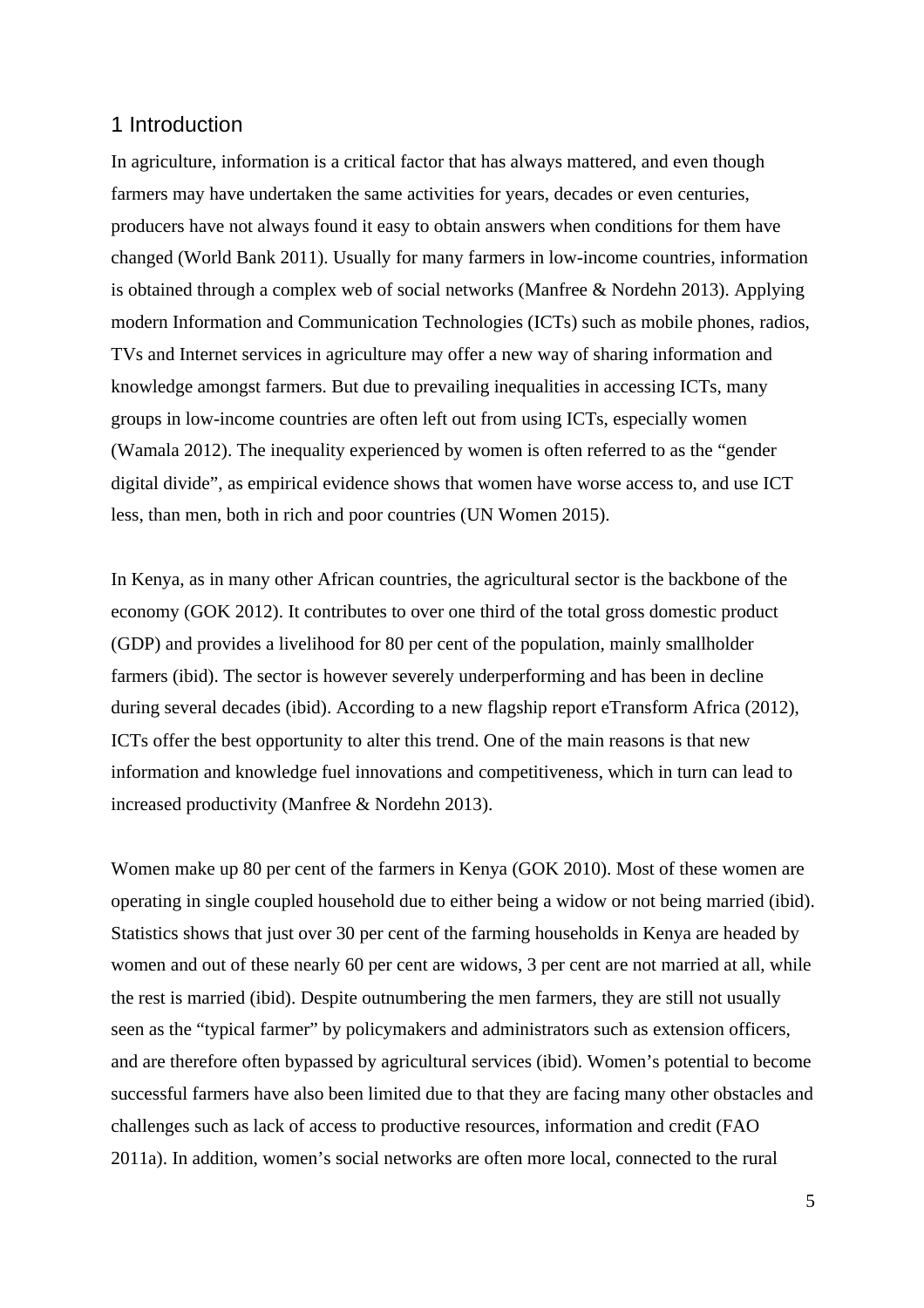# 1 Introduction

In agriculture, information is a critical factor that has always mattered, and even though farmers may have undertaken the same activities for years, decades or even centuries, producers have not always found it easy to obtain answers when conditions for them have changed (World Bank 2011). Usually for many farmers in low-income countries, information is obtained through a complex web of social networks (Manfree & Nordehn 2013). Applying modern Information and Communication Technologies (ICTs) such as mobile phones, radios, TVs and Internet services in agriculture may offer a new way of sharing information and knowledge amongst farmers. But due to prevailing inequalities in accessing ICTs, many groups in low-income countries are often left out from using ICTs, especially women (Wamala 2012). The inequality experienced by women is often referred to as the "gender digital divide", as empirical evidence shows that women have worse access to, and use ICT less, than men, both in rich and poor countries (UN Women 2015).

In Kenya, as in many other African countries, the agricultural sector is the backbone of the economy (GOK 2012). It contributes to over one third of the total gross domestic product (GDP) and provides a livelihood for 80 per cent of the population, mainly smallholder farmers (ibid). The sector is however severely underperforming and has been in decline during several decades (ibid). According to a new flagship report eTransform Africa (2012), ICTs offer the best opportunity to alter this trend. One of the main reasons is that new information and knowledge fuel innovations and competitiveness, which in turn can lead to increased productivity (Manfree & Nordehn 2013).

Women make up 80 per cent of the farmers in Kenya (GOK 2010). Most of these women are operating in single coupled household due to either being a widow or not being married (ibid). Statistics shows that just over 30 per cent of the farming households in Kenya are headed by women and out of these nearly 60 per cent are widows, 3 per cent are not married at all, while the rest is married (ibid). Despite outnumbering the men farmers, they are still not usually seen as the "typical farmer" by policymakers and administrators such as extension officers, and are therefore often bypassed by agricultural services (ibid). Women's potential to become successful farmers have also been limited due to that they are facing many other obstacles and challenges such as lack of access to productive resources, information and credit (FAO 2011a). In addition, women's social networks are often more local, connected to the rural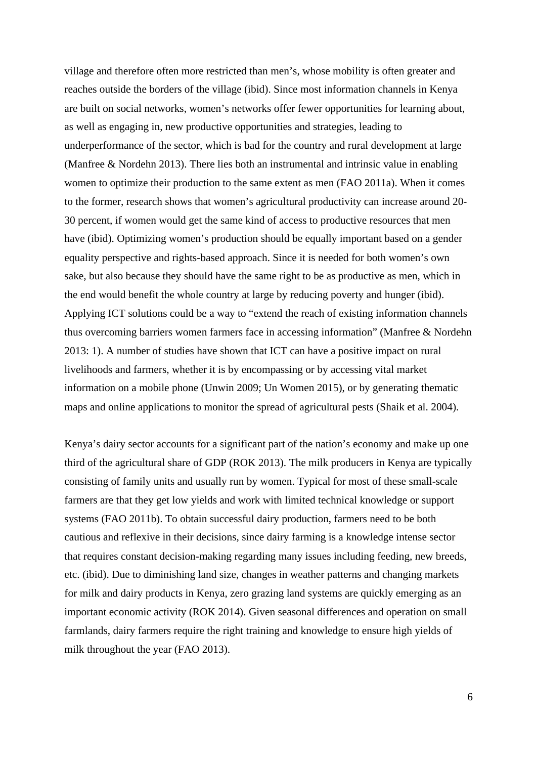village and therefore often more restricted than men's, whose mobility is often greater and reaches outside the borders of the village (ibid). Since most information channels in Kenya are built on social networks, women's networks offer fewer opportunities for learning about, as well as engaging in, new productive opportunities and strategies, leading to underperformance of the sector, which is bad for the country and rural development at large (Manfree & Nordehn 2013). There lies both an instrumental and intrinsic value in enabling women to optimize their production to the same extent as men (FAO 2011a). When it comes to the former, research shows that women's agricultural productivity can increase around 20-30 percent, if women would get the same kind of access to productive resources that men have (ibid). Optimizing women's production should be equally important based on a gender equality perspective and rights-based approach. Since it is needed for both women's own sake, but also because they should have the same right to be as productive as men, which in the end would benefit the whole country at large by reducing poverty and hunger (ibid). Applying ICT solutions could be a way to "extend the reach of existing information channels thus overcoming barriers women farmers face in accessing information" (Manfree & Nordehn 2013: 1). A number of studies have shown that ICT can have a positive impact on rural livelihoods and farmers, whether it is by encompassing or by accessing vital market information on a mobile phone (Unwin 2009; Un Women 2015), or by generating thematic maps and online applications to monitor the spread of agricultural pests (Shaik et al. 2004).

Kenya's dairy sector accounts for a significant part of the nation's economy and make up one third of the agricultural share of GDP (ROK 2013). The milk producers in Kenya are typically consisting of family units and usually run by women. Typical for most of these small-scale farmers are that they get low yields and work with limited technical knowledge or support systems (FAO 2011b). To obtain successful dairy production, farmers need to be both cautious and reflexive in their decisions, since dairy farming is a knowledge intense sector that requires constant decision-making regarding many issues including feeding, new breeds, etc. (ibid). Due to diminishing land size, changes in weather patterns and changing markets for milk and dairy products in Kenya, zero grazing land systems are quickly emerging as an important economic activity (ROK 2014). Given seasonal differences and operation on small farmlands, dairy farmers require the right training and knowledge to ensure high yields of milk throughout the year (FAO 2013).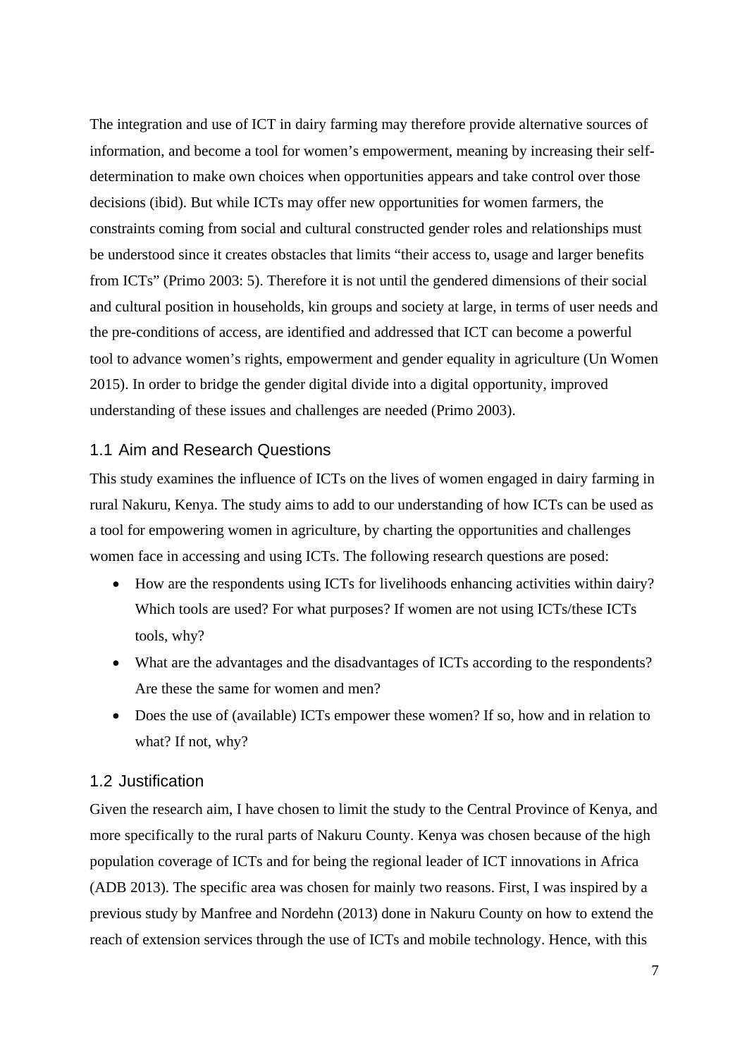The integration and use of ICT in dairy farming may therefore provide alternative sources of information, and become a tool for women's empowerment, meaning by increasing their self-determination to make own choices when opportunities appears and take control over those decisions (ibid). But while ICTs may offer new opportunities for women farmers, the constraints coming from social and cultural constructed gender roles and relationships must be understood since it creates obstacles that limits "their access to, usage and larger benefits from ICTs" (Primo 2003: 5). Therefore it is not until the gendered dimensions of their social and cultural position in households, kin groups and society at large, in terms of user needs and the pre-conditions of access, are identified and addressed that ICT can become a powerful tool to advance women's rights, empowerment and gender equality in agriculture (Un Women 2015). In order to bridge the gender digital divide into a digital opportunity, improved understanding of these issues and challenges are needed (Primo 2003).

## 1.1 Aim and Research Questions

This study examines the influence of ICTs on the lives of women engaged in dairy farming in rural Nakuru, Kenya. The study aims to add to our understanding of how ICTs can be used as a tool for empowering women in agriculture, by charting the opportunities and challenges women face in accessing and using ICTs. The following research questions are posed:

- How are the respondents using ICTs for livelihoods enhancing activities within dairy? Which tools are used? For what purposes? If women are not using ICTs/these ICTs tools, why?
- What are the advantages and the disadvantages of ICTs according to the respondents? Are these the same for women and men?
- Does the use of (available) ICTs empower these women? If so, how and in relation to what? If not, why?

## 1.2 Justification

Given the research aim, I have chosen to limit the study to the Central Province of Kenya, and more specifically to the rural parts of Nakuru County. Kenya was chosen because of the high population coverage of ICTs and for being the regional leader of ICT innovations in Africa (ADB 2013). The specific area was chosen for mainly two reasons. First, I was inspired by a previous study by Manfree and Nordehn (2013) done in Nakuru County on how to extend the reach of extension services through the use of ICTs and mobile technology. Hence, with this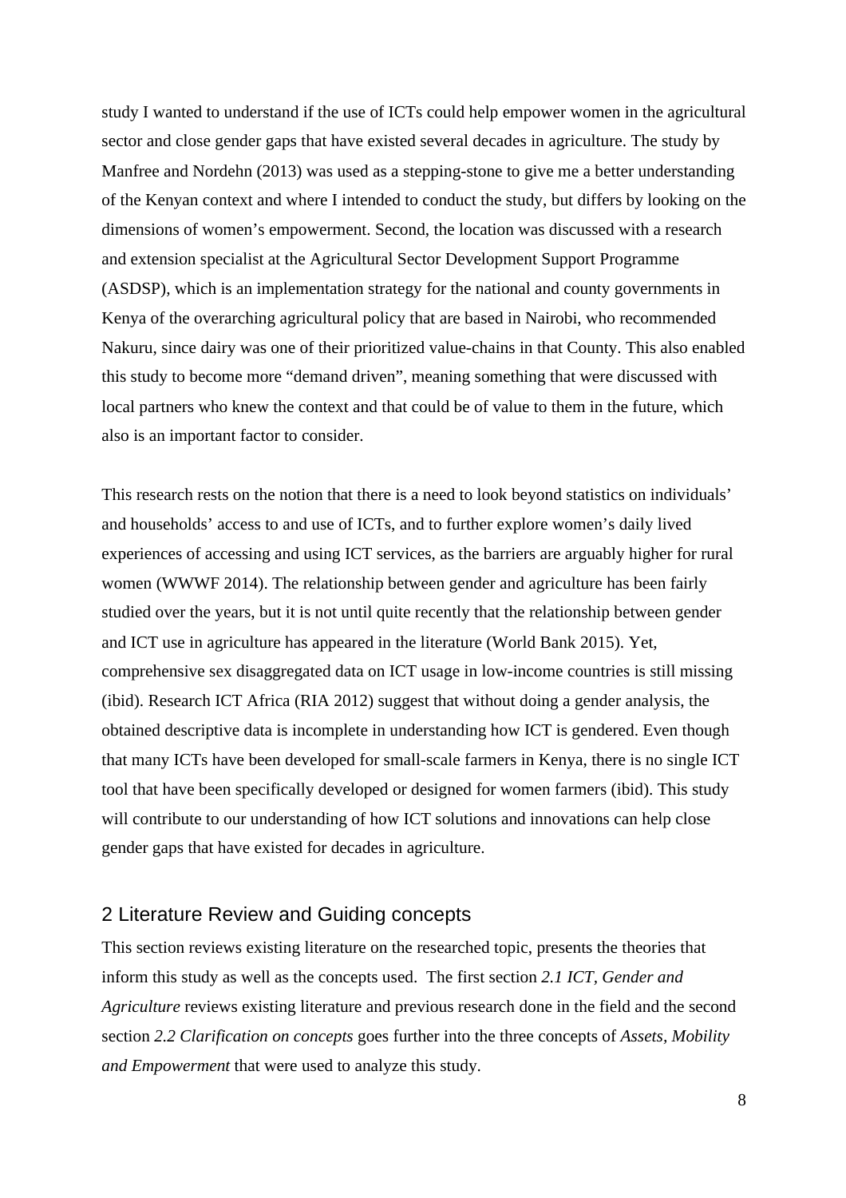study I wanted to understand if the use of ICTs could help empower women in the agricultural sector and close gender gaps that have existed several decades in agriculture. The study by Manfree and Nordehn (2013) was used as a stepping-stone to give me a better understanding of the Kenyan context and where I intended to conduct the study, but differs by looking on the dimensions of women's empowerment. Second, the location was discussed with a research and extension specialist at the Agricultural Sector Development Support Programme (ASDSP), which is an implementation strategy for the national and county governments in Kenya of the overarching agricultural policy that are based in Nairobi, who recommended Nakuru, since dairy was one of their prioritized value-chains in that County. This also enabled this study to become more "demand driven", meaning something that were discussed with local partners who knew the context and that could be of value to them in the future, which also is an important factor to consider.

This research rests on the notion that there is a need to look beyond statistics on individuals' and households' access to and use of ICTs, and to further explore women's daily lived experiences of accessing and using ICT services, as the barriers are arguably higher for rural women (WWWF 2014). The relationship between gender and agriculture has been fairly studied over the years, but it is not until quite recently that the relationship between gender and ICT use in agriculture has appeared in the literature (World Bank 2015). Yet, comprehensive sex disaggregated data on ICT usage in low-income countries is still missing (ibid). Research ICT Africa (RIA 2012) suggest that without doing a gender analysis, the obtained descriptive data is incomplete in understanding how ICT is gendered. Even though that many ICTs have been developed for small-scale farmers in Kenya, there is no single ICT tool that have been specifically developed or designed for women farmers (ibid). This study will contribute to our understanding of how ICT solutions and innovations can help close gender gaps that have existed for decades in agriculture.

## 2 Literature Review and Guiding concepts

This section reviews existing literature on the researched topic, presents the theories that inform this study as well as the concepts used. The first section *2.1 ICT, Gender and Agriculture* reviews existing literature and previous research done in the field and the second section *2.2 Clarification on concepts* goes further into the three concepts of *Assets, Mobility and Empowerment* that were used to analyze this study.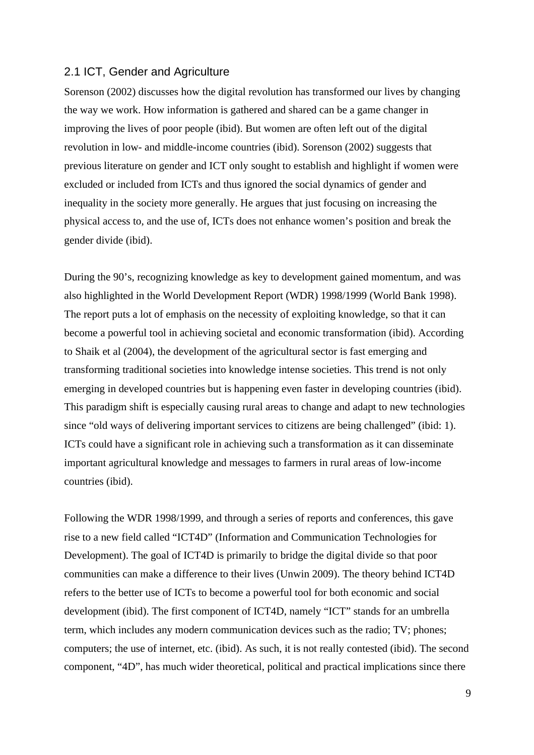## 2.1 ICT, Gender and Agriculture

Sorenson (2002) discusses how the digital revolution has transformed our lives by changing the way we work. How information is gathered and shared can be a game changer in improving the lives of poor people (ibid). But women are often left out of the digital revolution in low- and middle-income countries (ibid). Sorenson (2002) suggests that previous literature on gender and ICT only sought to establish and highlight if women were excluded or included from ICTs and thus ignored the social dynamics of gender and inequality in the society more generally. He argues that just focusing on increasing the physical access to, and the use of, ICTs does not enhance women's position and break the gender divide (ibid).

During the 90's, recognizing knowledge as key to development gained momentum, and was also highlighted in the World Development Report (WDR) 1998/1999 (World Bank 1998). The report puts a lot of emphasis on the necessity of exploiting knowledge, so that it can become a powerful tool in achieving societal and economic transformation (ibid). According to Shaik et al (2004), the development of the agricultural sector is fast emerging and transforming traditional societies into knowledge intense societies. This trend is not only emerging in developed countries but is happening even faster in developing countries (ibid). This paradigm shift is especially causing rural areas to change and adapt to new technologies since "old ways of delivering important services to citizens are being challenged" (ibid: 1). ICTs could have a significant role in achieving such a transformation as it can disseminate important agricultural knowledge and messages to farmers in rural areas of low-income countries (ibid).

Following the WDR 1998/1999, and through a series of reports and conferences, this gave rise to a new field called "ICT4D" (Information and Communication Technologies for Development). The goal of ICT4D is primarily to bridge the digital divide so that poor communities can make a difference to their lives (Unwin 2009). The theory behind ICT4D refers to the better use of ICTs to become a powerful tool for both economic and social development (ibid). The first component of ICT4D, namely "ICT" stands for an umbrella term, which includes any modern communication devices such as the radio; TV; phones; computers; the use of internet, etc. (ibid). As such, it is not really contested (ibid). The second component, "4D", has much wider theoretical, political and practical implications since there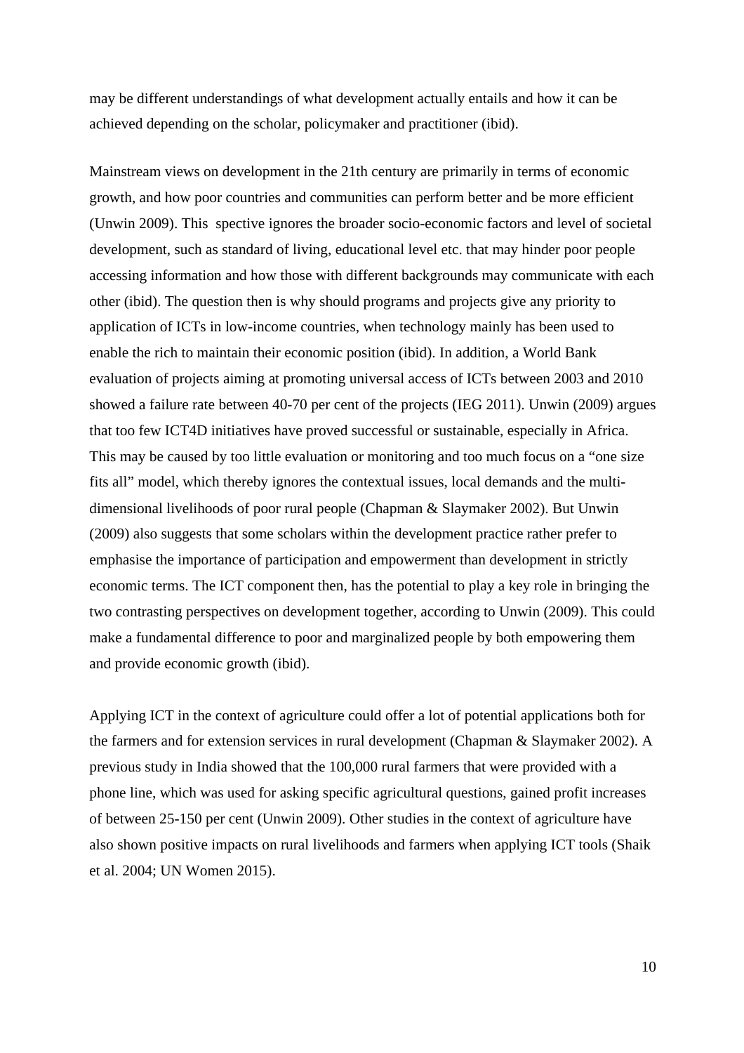may be different understandings of what development actually entails and how it can be achieved depending on the scholar, policymaker and practitioner (ibid).

Mainstream views on development in the 21th century are primarily in terms of economic growth, and how poor countries and communities can perform better and be more efficient (Unwin 2009). This  spective ignores the broader socio-economic factors and level of societal development, such as standard of living, educational level etc. that may hinder poor people accessing information and how those with different backgrounds may communicate with each other (ibid). The question then is why should programs and projects give any priority to application of ICTs in low-income countries, when technology mainly has been used to enable the rich to maintain their economic position (ibid). In addition, a World Bank evaluation of projects aiming at promoting universal access of ICTs between 2003 and 2010 showed a failure rate between 40-70 per cent of the projects (IEG 2011). Unwin (2009) argues that too few ICT4D initiatives have proved successful or sustainable, especially in Africa. This may be caused by too little evaluation or monitoring and too much focus on a "one size fits all" model, which thereby ignores the contextual issues, local demands and the multi-dimensional livelihoods of poor rural people (Chapman & Slaymaker 2002). But Unwin (2009) also suggests that some scholars within the development practice rather prefer to emphasise the importance of participation and empowerment than development in strictly economic terms. The ICT component then, has the potential to play a key role in bringing the two contrasting perspectives on development together, according to Unwin (2009). This could make a fundamental difference to poor and marginalized people by both empowering them and provide economic growth (ibid).

Applying ICT in the context of agriculture could offer a lot of potential applications both for the farmers and for extension services in rural development (Chapman & Slaymaker 2002). A previous study in India showed that the 100,000 rural farmers that were provided with a phone line, which was used for asking specific agricultural questions, gained profit increases of between 25-150 per cent (Unwin 2009). Other studies in the context of agriculture have also shown positive impacts on rural livelihoods and farmers when applying ICT tools (Shaik et al. 2004; UN Women 2015).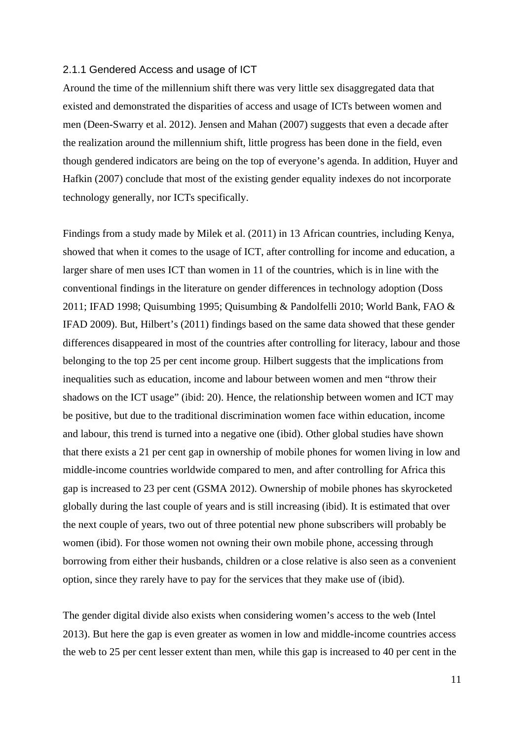### 2.1.1 Gendered Access and usage of ICT

Around the time of the millennium shift there was very little sex disaggregated data that existed and demonstrated the disparities of access and usage of ICTs between women and men (Deen-Swarry et al. 2012). Jensen and Mahan (2007) suggests that even a decade after the realization around the millennium shift, little progress has been done in the field, even though gendered indicators are being on the top of everyone's agenda. In addition, Huyer and Hafkin (2007) conclude that most of the existing gender equality indexes do not incorporate technology generally, nor ICTs specifically.

Findings from a study made by Milek et al. (2011) in 13 African countries, including Kenya, showed that when it comes to the usage of ICT, after controlling for income and education, a larger share of men uses ICT than women in 11 of the countries, which is in line with the conventional findings in the literature on gender differences in technology adoption (Doss 2011; IFAD 1998; Quisumbing 1995; Quisumbing & Pandolfelli 2010; World Bank, FAO & IFAD 2009). But, Hilbert's (2011) findings based on the same data showed that these gender differences disappeared in most of the countries after controlling for literacy, labour and those belonging to the top 25 per cent income group. Hilbert suggests that the implications from inequalities such as education, income and labour between women and men "throw their shadows on the ICT usage" (ibid: 20). Hence, the relationship between women and ICT may be positive, but due to the traditional discrimination women face within education, income and labour, this trend is turned into a negative one (ibid). Other global studies have shown that there exists a 21 per cent gap in ownership of mobile phones for women living in low and middle-income countries worldwide compared to men, and after controlling for Africa this gap is increased to 23 per cent (GSMA 2012). Ownership of mobile phones has skyrocketed globally during the last couple of years and is still increasing (ibid). It is estimated that over the next couple of years, two out of three potential new phone subscribers will probably be women (ibid). For those women not owning their own mobile phone, accessing through borrowing from either their husbands, children or a close relative is also seen as a convenient option, since they rarely have to pay for the services that they make use of (ibid).

The gender digital divide also exists when considering women's access to the web (Intel 2013). But here the gap is even greater as women in low and middle-income countries access the web to 25 per cent lesser extent than men, while this gap is increased to 40 per cent in the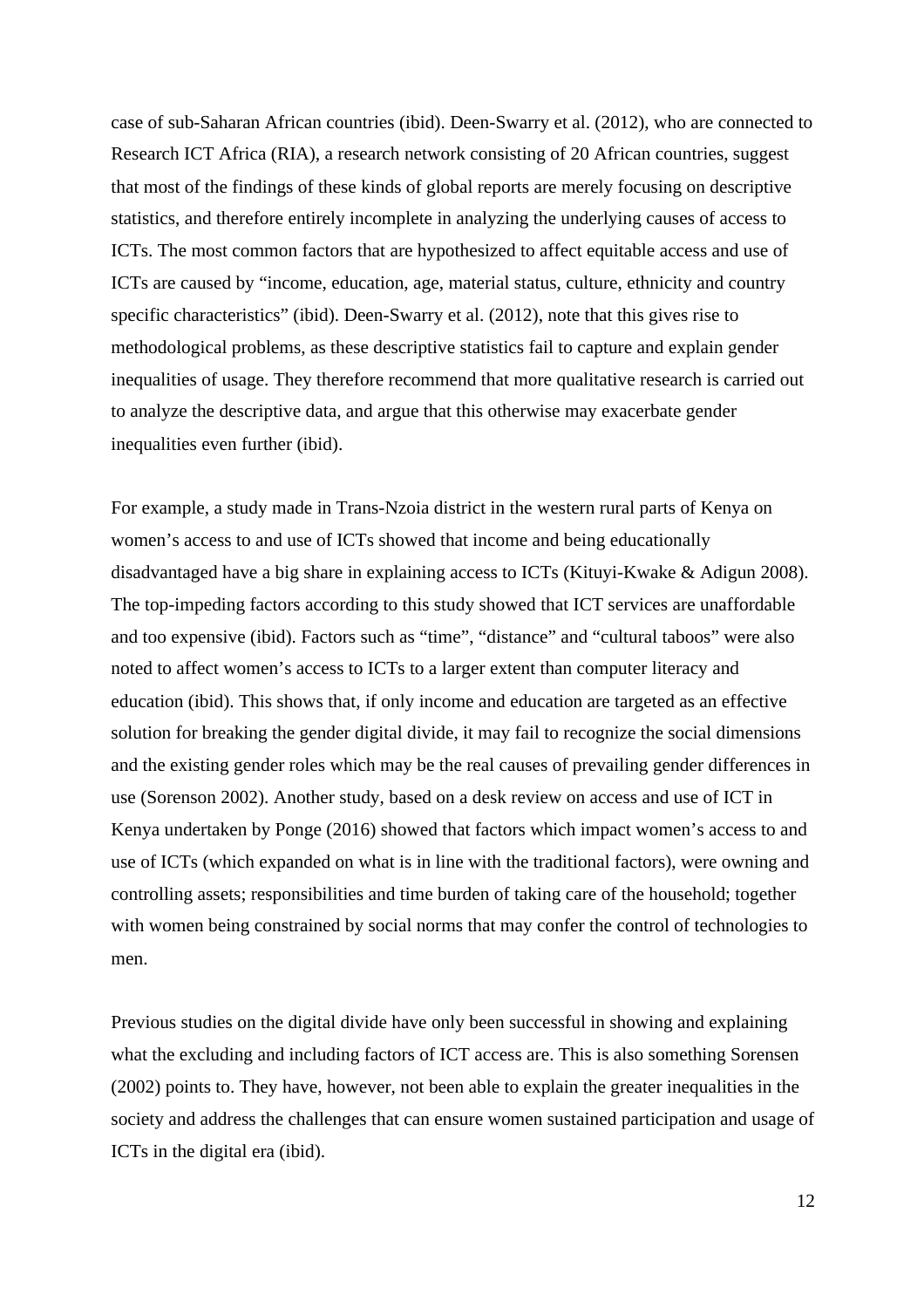case of sub-Saharan African countries (ibid). Deen-Swarry et al. (2012), who are connected to Research ICT Africa (RIA), a research network consisting of 20 African countries, suggest that most of the findings of these kinds of global reports are merely focusing on descriptive statistics, and therefore entirely incomplete in analyzing the underlying causes of access to ICTs. The most common factors that are hypothesized to affect equitable access and use of ICTs are caused by "income, education, age, material status, culture, ethnicity and country specific characteristics" (ibid). Deen-Swarry et al. (2012), note that this gives rise to methodological problems, as these descriptive statistics fail to capture and explain gender inequalities of usage. They therefore recommend that more qualitative research is carried out to analyze the descriptive data, and argue that this otherwise may exacerbate gender inequalities even further (ibid).

For example, a study made in Trans-Nzoia district in the western rural parts of Kenya on women's access to and use of ICTs showed that income and being educationally disadvantaged have a big share in explaining access to ICTs (Kituyi-Kwake & Adigun 2008). The top-impeding factors according to this study showed that ICT services are unaffordable and too expensive (ibid). Factors such as "time", "distance" and "cultural taboos" were also noted to affect women's access to ICTs to a larger extent than computer literacy and education (ibid). This shows that, if only income and education are targeted as an effective solution for breaking the gender digital divide, it may fail to recognize the social dimensions and the existing gender roles which may be the real causes of prevailing gender differences in use (Sorenson 2002). Another study, based on a desk review on access and use of ICT in Kenya undertaken by Ponge (2016) showed that factors which impact women's access to and use of ICTs (which expanded on what is in line with the traditional factors), were owning and controlling assets; responsibilities and time burden of taking care of the household; together with women being constrained by social norms that may confer the control of technologies to men.

Previous studies on the digital divide have only been successful in showing and explaining what the excluding and including factors of ICT access are. This is also something Sorensen (2002) points to. They have, however, not been able to explain the greater inequalities in the society and address the challenges that can ensure women sustained participation and usage of ICTs in the digital era (ibid).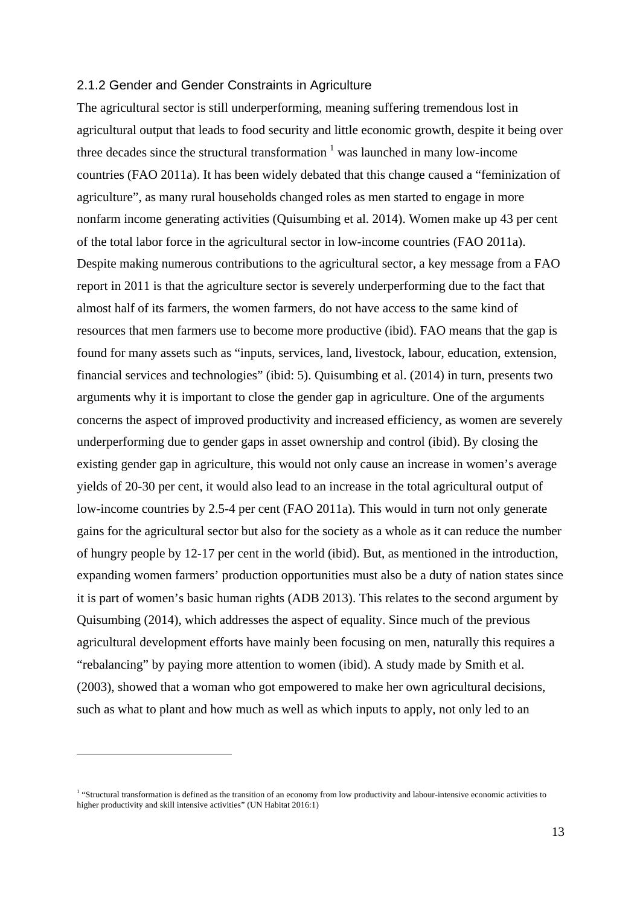### 2.1.2 Gender and Gender Constraints in Agriculture

The agricultural sector is still underperforming, meaning suffering tremendous lost in agricultural output that leads to food security and little economic growth, despite it being over three decades since the structural transformation [1] was launched in many low-income countries (FAO 2011a). It has been widely debated that this change caused a "feminization of agriculture", as many rural households changed roles as men started to engage in more nonfarm income generating activities (Quisumbing et al. 2014). Women make up 43 per cent of the total labor force in the agricultural sector in low-income countries (FAO 2011a). Despite making numerous contributions to the agricultural sector, a key message from a FAO report in 2011 is that the agriculture sector is severely underperforming due to the fact that almost half of its farmers, the women farmers, do not have access to the same kind of resources that men farmers use to become more productive (ibid). FAO means that the gap is found for many assets such as "inputs, services, land, livestock, labour, education, extension, financial services and technologies" (ibid: 5). Quisumbing et al. (2014) in turn, presents two arguments why it is important to close the gender gap in agriculture. One of the arguments concerns the aspect of improved productivity and increased efficiency, as women are severely underperforming due to gender gaps in asset ownership and control (ibid). By closing the existing gender gap in agriculture, this would not only cause an increase in women's average yields of 20-30 per cent, it would also lead to an increase in the total agricultural output of low-income countries by 2.5-4 per cent (FAO 2011a). This would in turn not only generate gains for the agricultural sector but also for the society as a whole as it can reduce the number of hungry people by 12-17 per cent in the world (ibid). But, as mentioned in the introduction, expanding women farmers' production opportunities must also be a duty of nation states since it is part of women's basic human rights (ADB 2013). This relates to the second argument by Quisumbing (2014), which addresses the aspect of equality. Since much of the previous agricultural development efforts have mainly been focusing on men, naturally this requires a "rebalancing" by paying more attention to women (ibid). A study made by Smith et al. (2003), showed that a woman who got empowered to make her own agricultural decisions, such as what to plant and how much as well as which inputs to apply, not only led to an

[1] "Structural transformation is defined as the transition of an economy from low productivity and labour-intensive economic activities to higher productivity and skill intensive activities" (UN Habitat 2016:1)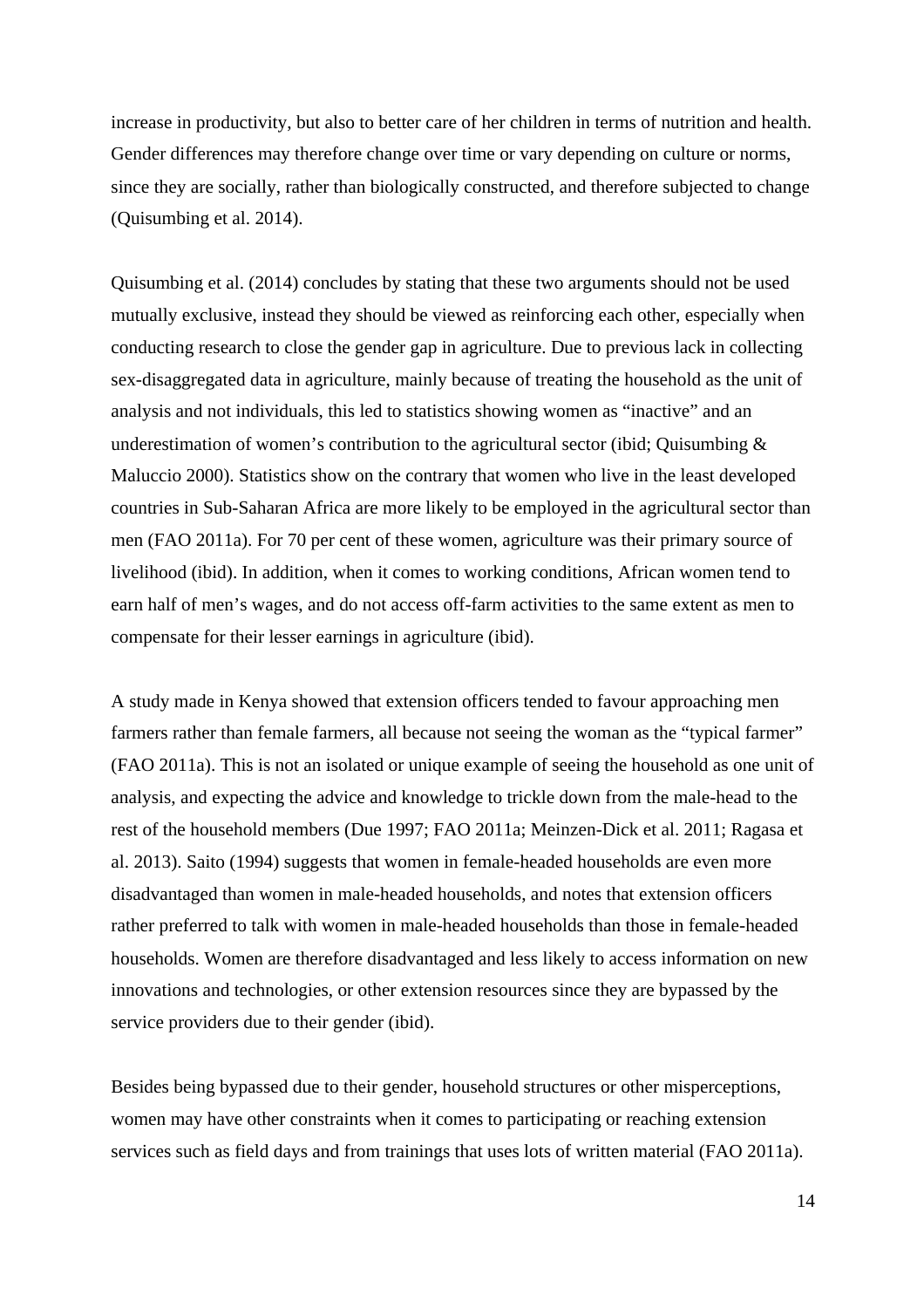increase in productivity, but also to better care of her children in terms of nutrition and health. Gender differences may therefore change over time or vary depending on culture or norms, since they are socially, rather than biologically constructed, and therefore subjected to change (Quisumbing et al. 2014).

Quisumbing et al. (2014) concludes by stating that these two arguments should not be used mutually exclusive, instead they should be viewed as reinforcing each other, especially when conducting research to close the gender gap in agriculture. Due to previous lack in collecting sex-disaggregated data in agriculture, mainly because of treating the household as the unit of analysis and not individuals, this led to statistics showing women as "inactive" and an underestimation of women's contribution to the agricultural sector (ibid; Quisumbing & Maluccio 2000). Statistics show on the contrary that women who live in the least developed countries in Sub-Saharan Africa are more likely to be employed in the agricultural sector than men (FAO 2011a). For 70 per cent of these women, agriculture was their primary source of livelihood (ibid). In addition, when it comes to working conditions, African women tend to earn half of men's wages, and do not access off-farm activities to the same extent as men to compensate for their lesser earnings in agriculture (ibid).

A study made in Kenya showed that extension officers tended to favour approaching men farmers rather than female farmers, all because not seeing the woman as the "typical farmer" (FAO 2011a). This is not an isolated or unique example of seeing the household as one unit of analysis, and expecting the advice and knowledge to trickle down from the male-head to the rest of the household members (Due 1997; FAO 2011a; Meinzen-Dick et al. 2011; Ragasa et al. 2013). Saito (1994) suggests that women in female-headed households are even more disadvantaged than women in male-headed households, and notes that extension officers rather preferred to talk with women in male-headed households than those in female-headed households. Women are therefore disadvantaged and less likely to access information on new innovations and technologies, or other extension resources since they are bypassed by the service providers due to their gender (ibid).

Besides being bypassed due to their gender, household structures or other misperceptions, women may have other constraints when it comes to participating or reaching extension services such as field days and from trainings that uses lots of written material (FAO 2011a).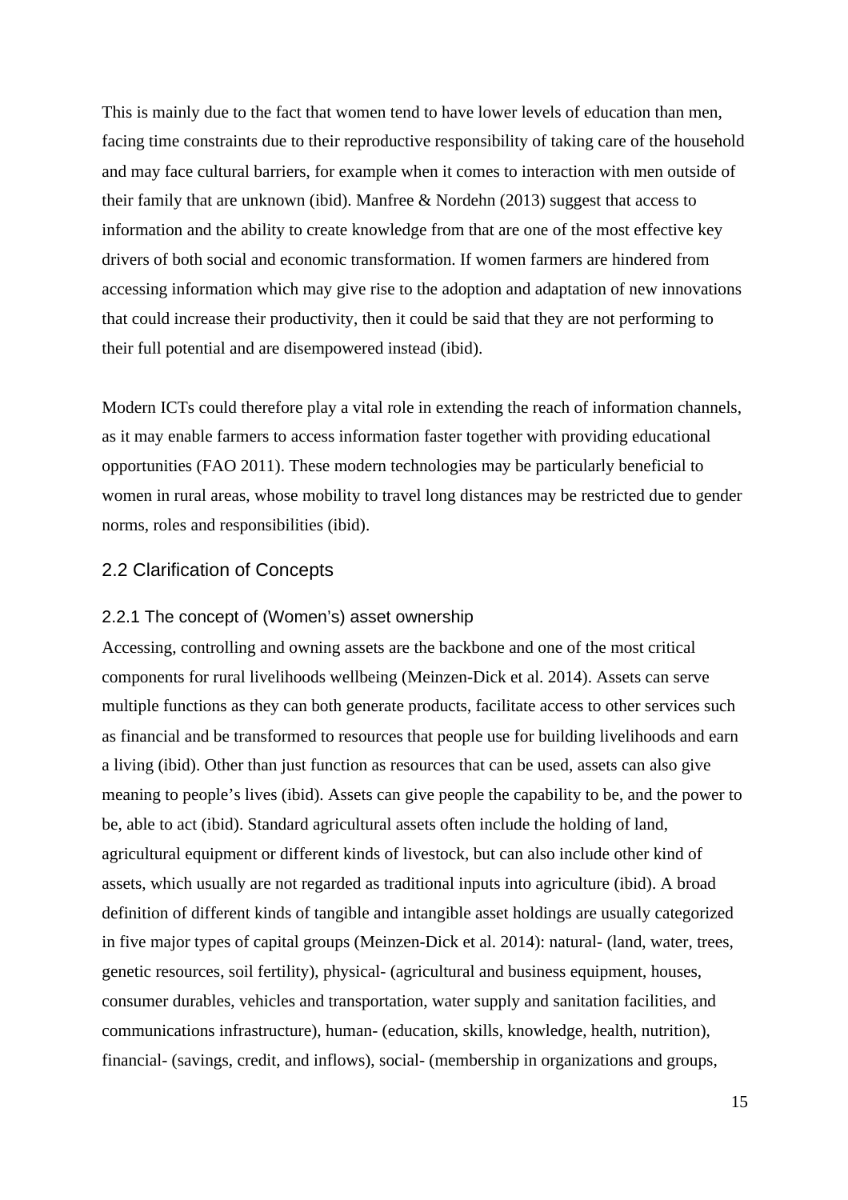This is mainly due to the fact that women tend to have lower levels of education than men, facing time constraints due to their reproductive responsibility of taking care of the household and may face cultural barriers, for example when it comes to interaction with men outside of their family that are unknown (ibid). Manfree & Nordehn (2013) suggest that access to information and the ability to create knowledge from that are one of the most effective key drivers of both social and economic transformation. If women farmers are hindered from accessing information which may give rise to the adoption and adaptation of new innovations that could increase their productivity, then it could be said that they are not performing to their full potential and are disempowered instead (ibid).

Modern ICTs could therefore play a vital role in extending the reach of information channels, as it may enable farmers to access information faster together with providing educational opportunities (FAO 2011). These modern technologies may be particularly beneficial to women in rural areas, whose mobility to travel long distances may be restricted due to gender norms, roles and responsibilities (ibid).

## 2.2 Clarification of Concepts

### 2.2.1 The concept of (Women's) asset ownership

Accessing, controlling and owning assets are the backbone and one of the most critical components for rural livelihoods wellbeing (Meinzen-Dick et al. 2014). Assets can serve multiple functions as they can both generate products, facilitate access to other services such as financial and be transformed to resources that people use for building livelihoods and earn a living (ibid). Other than just function as resources that can be used, assets can also give meaning to people's lives (ibid). Assets can give people the capability to be, and the power to be, able to act (ibid). Standard agricultural assets often include the holding of land, agricultural equipment or different kinds of livestock, but can also include other kind of assets, which usually are not regarded as traditional inputs into agriculture (ibid). A broad definition of different kinds of tangible and intangible asset holdings are usually categorized in five major types of capital groups (Meinzen-Dick et al. 2014): natural- (land, water, trees, genetic resources, soil fertility), physical- (agricultural and business equipment, houses, consumer durables, vehicles and transportation, water supply and sanitation facilities, and communications infrastructure), human- (education, skills, knowledge, health, nutrition), financial- (savings, credit, and inflows), social- (membership in organizations and groups,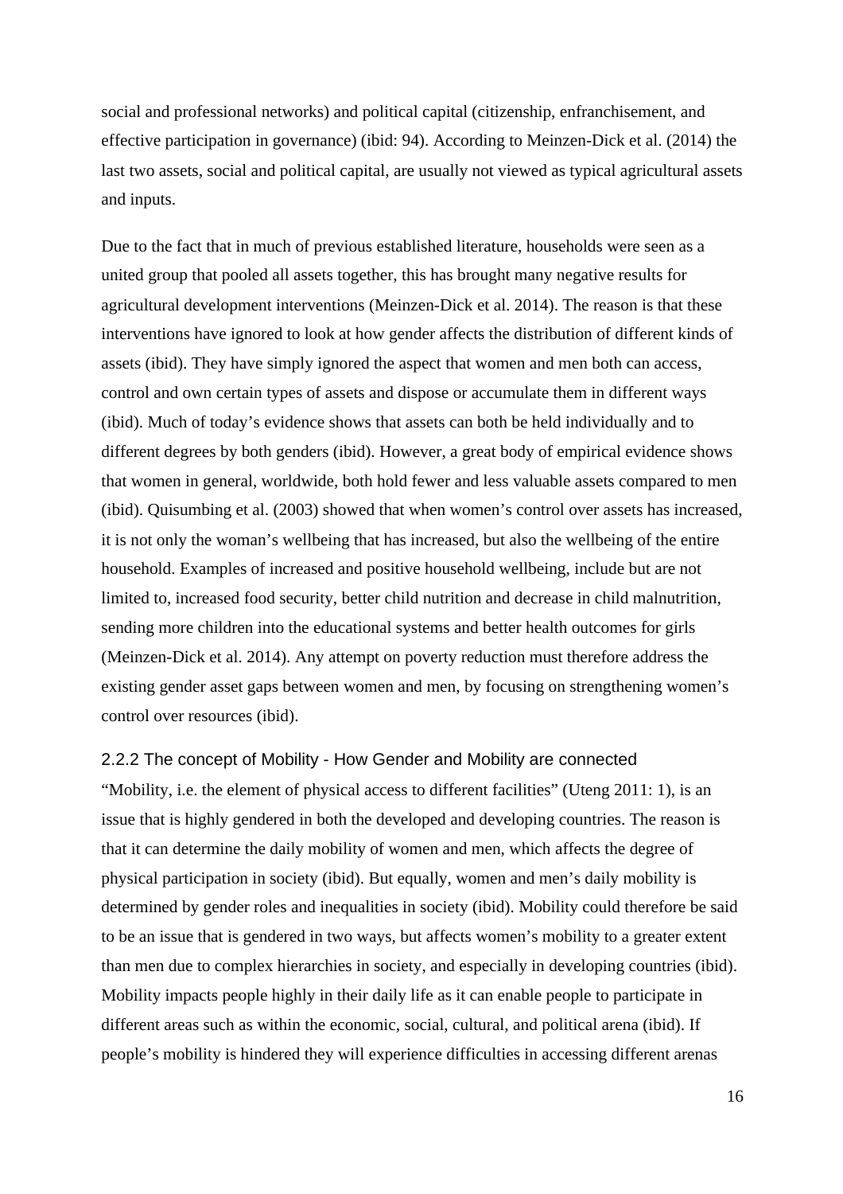social and professional networks) and political capital (citizenship, enfranchisement, and effective participation in governance) (ibid: 94). According to Meinzen-Dick et al. (2014) the last two assets, social and political capital, are usually not viewed as typical agricultural assets and inputs.

Due to the fact that in much of previous established literature, households were seen as a united group that pooled all assets together, this has brought many negative results for agricultural development interventions (Meinzen-Dick et al. 2014). The reason is that these interventions have ignored to look at how gender affects the distribution of different kinds of assets (ibid). They have simply ignored the aspect that women and men both can access, control and own certain types of assets and dispose or accumulate them in different ways (ibid). Much of today's evidence shows that assets can both be held individually and to different degrees by both genders (ibid). However, a great body of empirical evidence shows that women in general, worldwide, both hold fewer and less valuable assets compared to men (ibid). Quisumbing et al. (2003) showed that when women's control over assets has increased, it is not only the woman's wellbeing that has increased, but also the wellbeing of the entire household. Examples of increased and positive household wellbeing, include but are not limited to, increased food security, better child nutrition and decrease in child malnutrition, sending more children into the educational systems and better health outcomes for girls (Meinzen-Dick et al. 2014). Any attempt on poverty reduction must therefore address the existing gender asset gaps between women and men, by focusing on strengthening women's control over resources (ibid).

### 2.2.2 The concept of Mobility - How Gender and Mobility are connected

"Mobility, i.e. the element of physical access to different facilities" (Uteng 2011: 1), is an issue that is highly gendered in both the developed and developing countries. The reason is that it can determine the daily mobility of women and men, which affects the degree of physical participation in society (ibid). But equally, women and men's daily mobility is determined by gender roles and inequalities in society (ibid). Mobility could therefore be said to be an issue that is gendered in two ways, but affects women's mobility to a greater extent than men due to complex hierarchies in society, and especially in developing countries (ibid). Mobility impacts people highly in their daily life as it can enable people to participate in different areas such as within the economic, social, cultural, and political arena (ibid). If people's mobility is hindered they will experience difficulties in accessing different arenas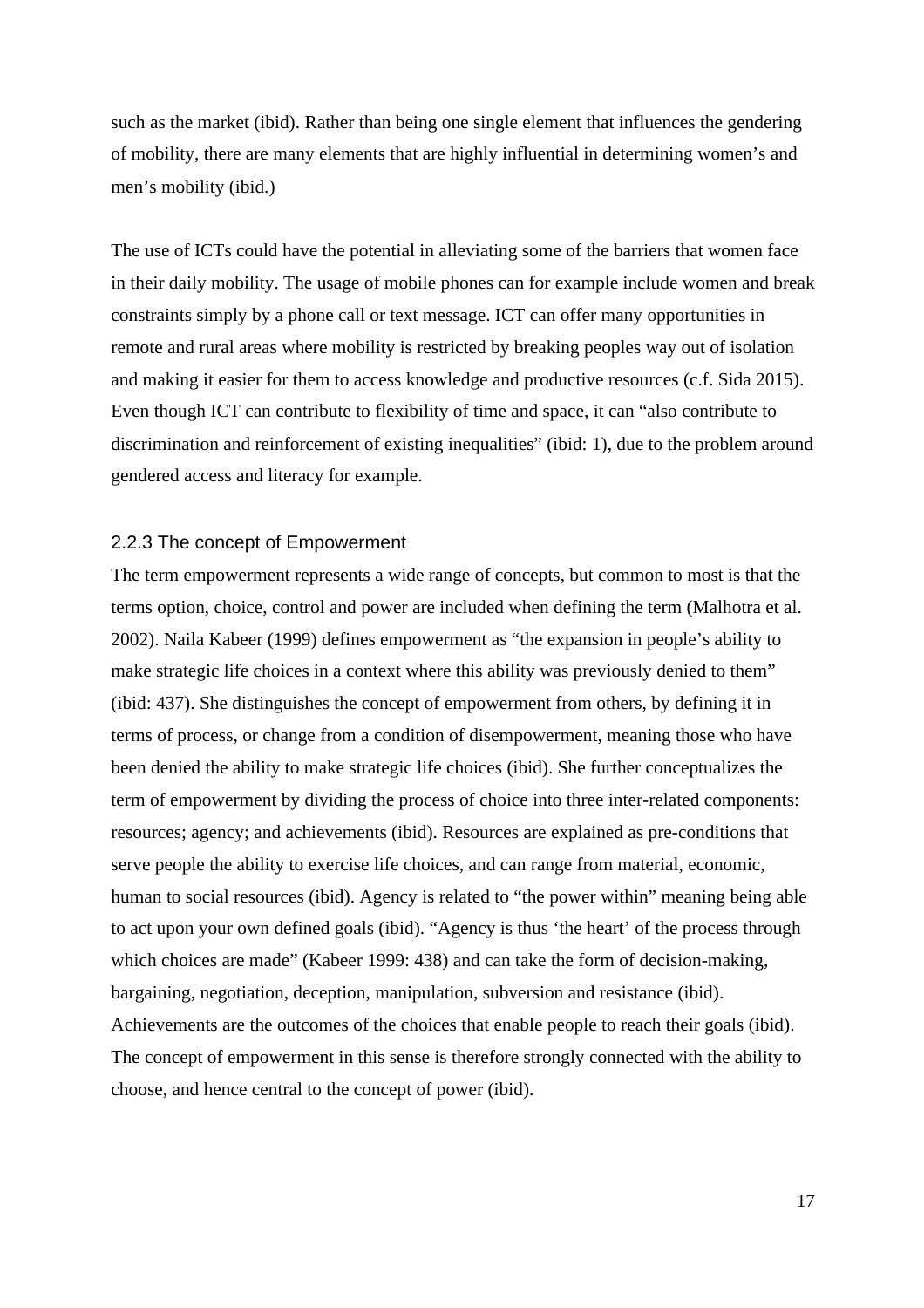such as the market (ibid). Rather than being one single element that influences the gendering of mobility, there are many elements that are highly influential in determining women's and men's mobility (ibid.)

The use of ICTs could have the potential in alleviating some of the barriers that women face in their daily mobility. The usage of mobile phones can for example include women and break constraints simply by a phone call or text message. ICT can offer many opportunities in remote and rural areas where mobility is restricted by breaking peoples way out of isolation and making it easier for them to access knowledge and productive resources (c.f. Sida 2015). Even though ICT can contribute to flexibility of time and space, it can "also contribute to discrimination and reinforcement of existing inequalities" (ibid: 1), due to the problem around gendered access and literacy for example.

### 2.2.3 The concept of Empowerment

The term empowerment represents a wide range of concepts, but common to most is that the terms option, choice, control and power are included when defining the term (Malhotra et al. 2002). Naila Kabeer (1999) defines empowerment as "the expansion in people's ability to make strategic life choices in a context where this ability was previously denied to them" (ibid: 437). She distinguishes the concept of empowerment from others, by defining it in terms of process, or change from a condition of disempowerment, meaning those who have been denied the ability to make strategic life choices (ibid). She further conceptualizes the term of empowerment by dividing the process of choice into three inter-related components: resources; agency; and achievements (ibid). Resources are explained as pre-conditions that serve people the ability to exercise life choices, and can range from material, economic, human to social resources (ibid). Agency is related to "the power within" meaning being able to act upon your own defined goals (ibid). "Agency is thus 'the heart' of the process through which choices are made" (Kabeer 1999: 438) and can take the form of decision-making, bargaining, negotiation, deception, manipulation, subversion and resistance (ibid). Achievements are the outcomes of the choices that enable people to reach their goals (ibid). The concept of empowerment in this sense is therefore strongly connected with the ability to choose, and hence central to the concept of power (ibid).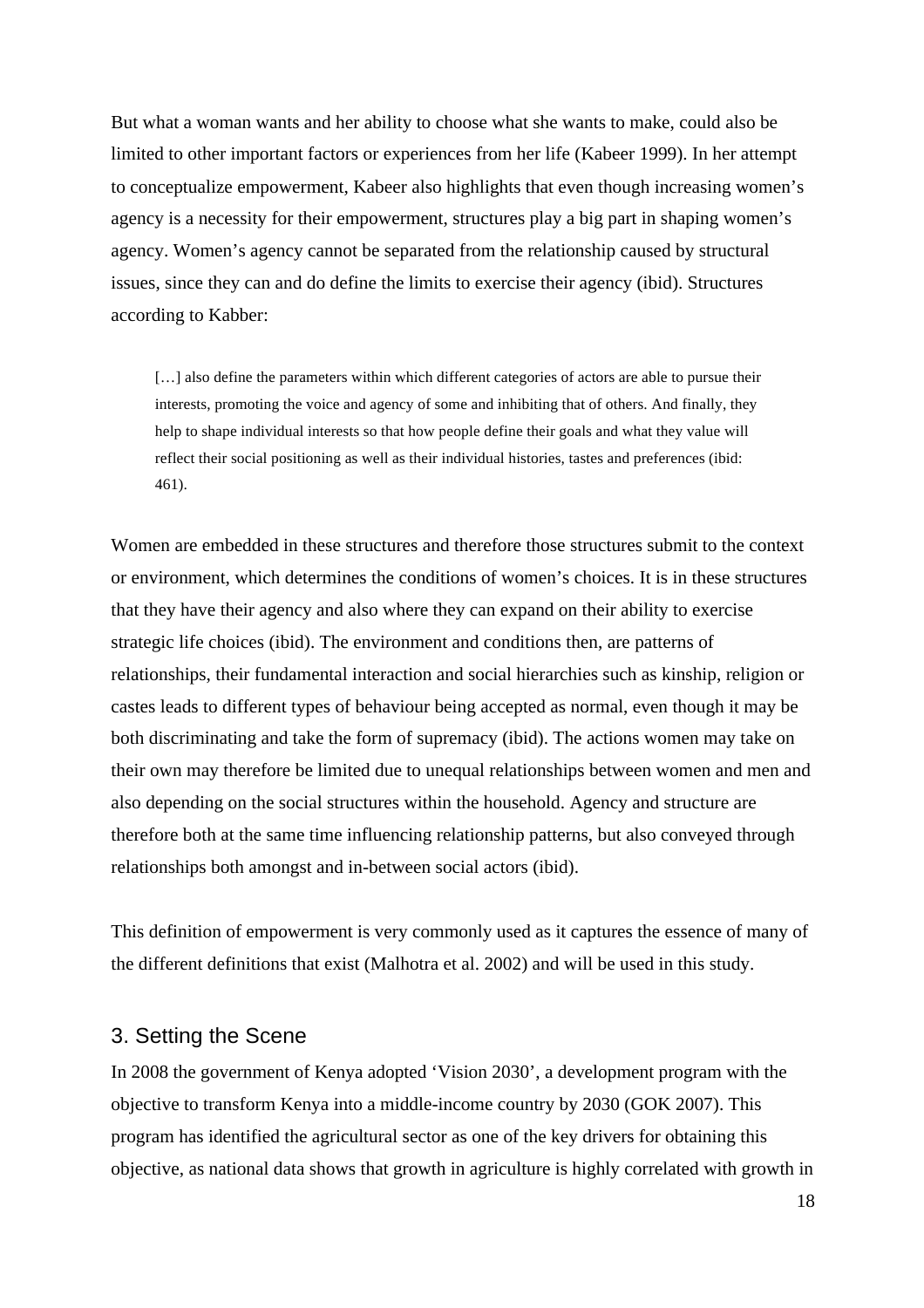But what a woman wants and her ability to choose what she wants to make, could also be limited to other important factors or experiences from her life (Kabeer 1999). In her attempt to conceptualize empowerment, Kabeer also highlights that even though increasing women's agency is a necessity for their empowerment, structures play a big part in shaping women's agency. Women's agency cannot be separated from the relationship caused by structural issues, since they can and do define the limits to exercise their agency (ibid). Structures according to Kabber:

> […] also define the parameters within which different categories of actors are able to pursue their interests, promoting the voice and agency of some and inhibiting that of others. And finally, they help to shape individual interests so that how people define their goals and what they value will reflect their social positioning as well as their individual histories, tastes and preferences (ibid: 461).

Women are embedded in these structures and therefore those structures submit to the context or environment, which determines the conditions of women's choices. It is in these structures that they have their agency and also where they can expand on their ability to exercise strategic life choices (ibid). The environment and conditions then, are patterns of relationships, their fundamental interaction and social hierarchies such as kinship, religion or castes leads to different types of behaviour being accepted as normal, even though it may be both discriminating and take the form of supremacy (ibid). The actions women may take on their own may therefore be limited due to unequal relationships between women and men and also depending on the social structures within the household. Agency and structure are therefore both at the same time influencing relationship patterns, but also conveyed through relationships both amongst and in-between social actors (ibid).

This definition of empowerment is very commonly used as it captures the essence of many of the different definitions that exist (Malhotra et al. 2002) and will be used in this study.

## 3. Setting the Scene

In 2008 the government of Kenya adopted 'Vision 2030', a development program with the objective to transform Kenya into a middle-income country by 2030 (GOK 2007). This program has identified the agricultural sector as one of the key drivers for obtaining this objective, as national data shows that growth in agriculture is highly correlated with growth in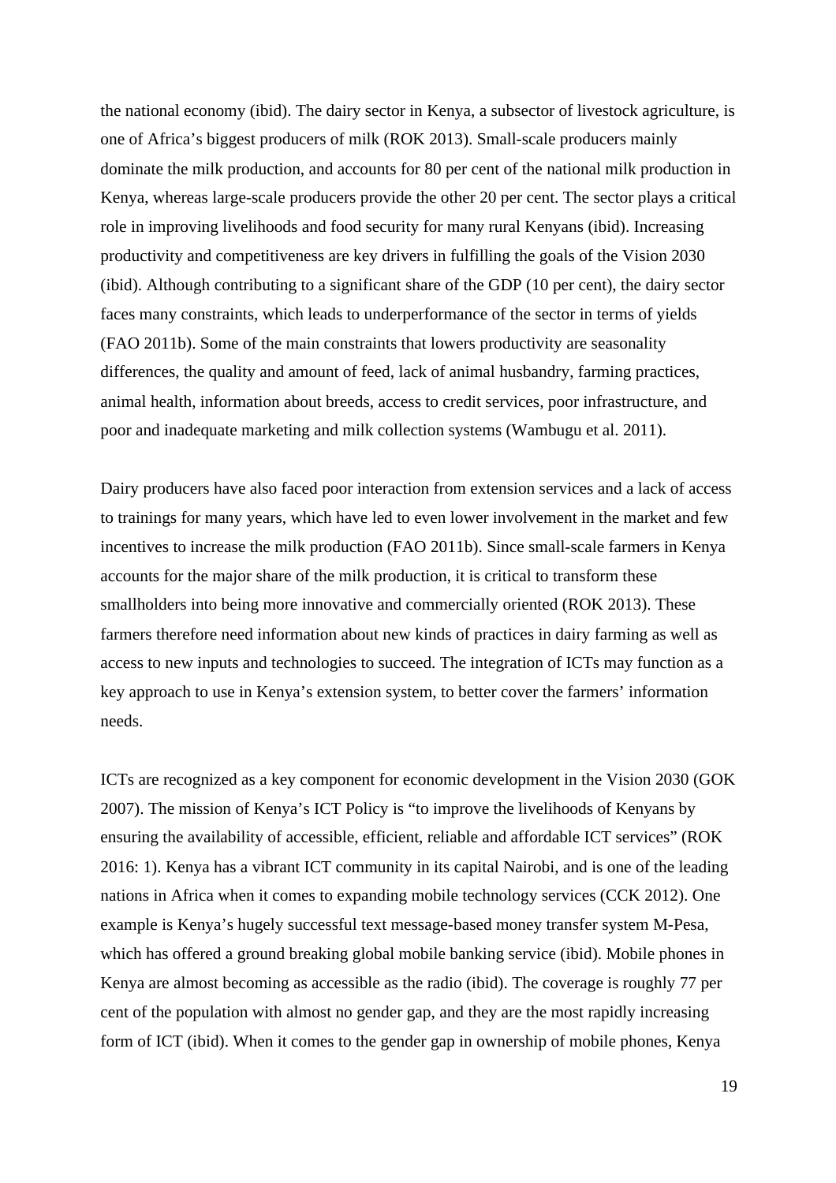the national economy (ibid). The dairy sector in Kenya, a subsector of livestock agriculture, is one of Africa's biggest producers of milk (ROK 2013). Small-scale producers mainly dominate the milk production, and accounts for 80 per cent of the national milk production in Kenya, whereas large-scale producers provide the other 20 per cent. The sector plays a critical role in improving livelihoods and food security for many rural Kenyans (ibid). Increasing productivity and competitiveness are key drivers in fulfilling the goals of the Vision 2030 (ibid). Although contributing to a significant share of the GDP (10 per cent), the dairy sector faces many constraints, which leads to underperformance of the sector in terms of yields (FAO 2011b). Some of the main constraints that lowers productivity are seasonality differences, the quality and amount of feed, lack of animal husbandry, farming practices, animal health, information about breeds, access to credit services, poor infrastructure, and poor and inadequate marketing and milk collection systems (Wambugu et al. 2011).

Dairy producers have also faced poor interaction from extension services and a lack of access to trainings for many years, which have led to even lower involvement in the market and few incentives to increase the milk production (FAO 2011b). Since small-scale farmers in Kenya accounts for the major share of the milk production, it is critical to transform these smallholders into being more innovative and commercially oriented (ROK 2013). These farmers therefore need information about new kinds of practices in dairy farming as well as access to new inputs and technologies to succeed. The integration of ICTs may function as a key approach to use in Kenya's extension system, to better cover the farmers' information needs.

ICTs are recognized as a key component for economic development in the Vision 2030 (GOK 2007). The mission of Kenya's ICT Policy is "to improve the livelihoods of Kenyans by ensuring the availability of accessible, efficient, reliable and affordable ICT services" (ROK 2016: 1). Kenya has a vibrant ICT community in its capital Nairobi, and is one of the leading nations in Africa when it comes to expanding mobile technology services (CCK 2012). One example is Kenya's hugely successful text message-based money transfer system M-Pesa, which has offered a ground breaking global mobile banking service (ibid). Mobile phones in Kenya are almost becoming as accessible as the radio (ibid). The coverage is roughly 77 per cent of the population with almost no gender gap, and they are the most rapidly increasing form of ICT (ibid). When it comes to the gender gap in ownership of mobile phones, Kenya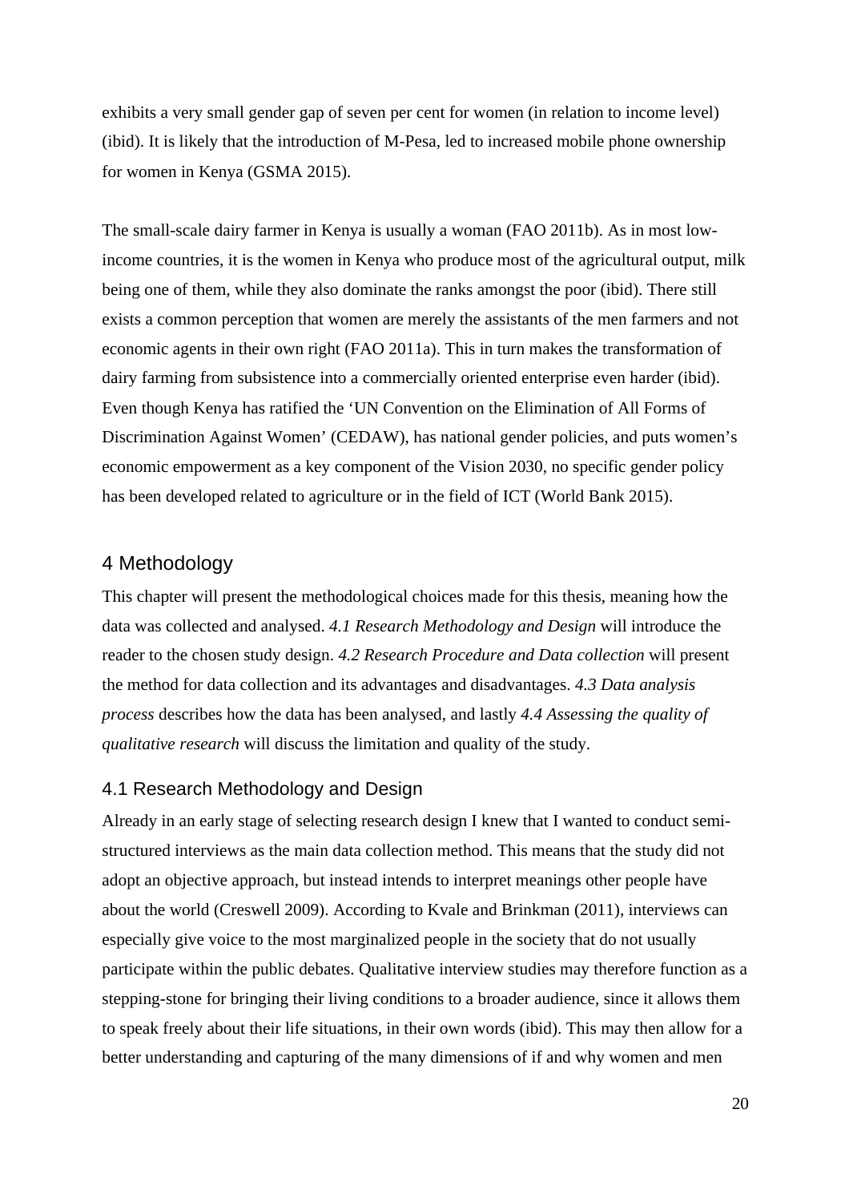exhibits a very small gender gap of seven per cent for women (in relation to income level) (ibid). It is likely that the introduction of M-Pesa, led to increased mobile phone ownership for women in Kenya (GSMA 2015).

The small-scale dairy farmer in Kenya is usually a woman (FAO 2011b). As in most low-income countries, it is the women in Kenya who produce most of the agricultural output, milk being one of them, while they also dominate the ranks amongst the poor (ibid). There still exists a common perception that women are merely the assistants of the men farmers and not economic agents in their own right (FAO 2011a). This in turn makes the transformation of dairy farming from subsistence into a commercially oriented enterprise even harder (ibid). Even though Kenya has ratified the 'UN Convention on the Elimination of All Forms of Discrimination Against Women' (CEDAW), has national gender policies, and puts women's economic empowerment as a key component of the Vision 2030, no specific gender policy has been developed related to agriculture or in the field of ICT (World Bank 2015).

# 4 Methodology

This chapter will present the methodological choices made for this thesis, meaning how the data was collected and analysed. *4.1 Research Methodology and Design* will introduce the reader to the chosen study design. *4.2 Research Procedure and Data collection* will present the method for data collection and its advantages and disadvantages. *4.3 Data analysis process* describes how the data has been analysed, and lastly *4.4 Assessing the quality of qualitative research* will discuss the limitation and quality of the study.

## 4.1 Research Methodology and Design

Already in an early stage of selecting research design I knew that I wanted to conduct semi-structured interviews as the main data collection method. This means that the study did not adopt an objective approach, but instead intends to interpret meanings other people have about the world (Creswell 2009). According to Kvale and Brinkman (2011), interviews can especially give voice to the most marginalized people in the society that do not usually participate within the public debates. Qualitative interview studies may therefore function as a stepping-stone for bringing their living conditions to a broader audience, since it allows them to speak freely about their life situations, in their own words (ibid). This may then allow for a better understanding and capturing of the many dimensions of if and why women and men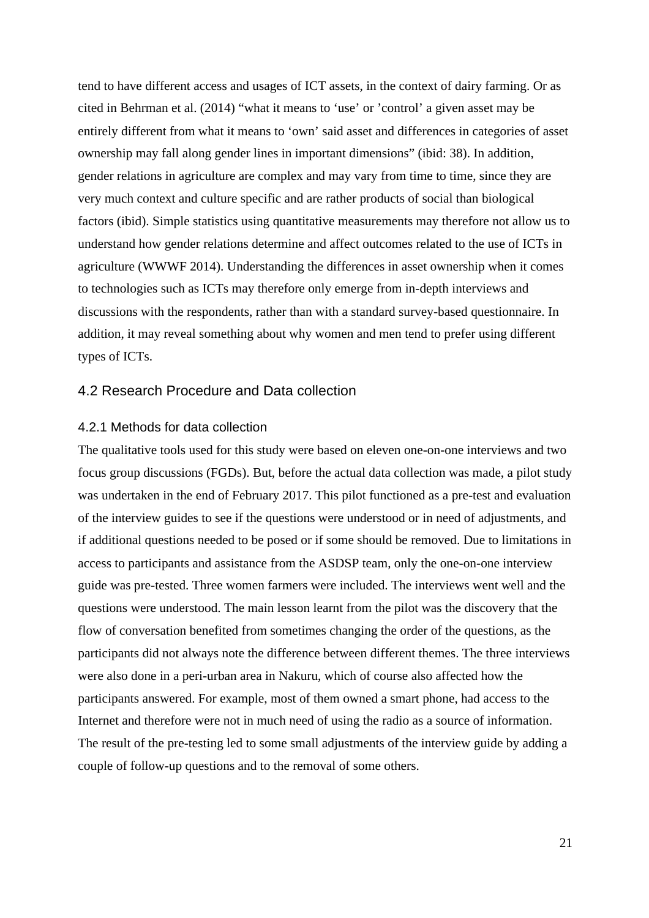tend to have different access and usages of ICT assets, in the context of dairy farming. Or as cited in Behrman et al. (2014) “what it means to ‘use’ or ’control’ a given asset may be entirely different from what it means to ‘own’ said asset and differences in categories of asset ownership may fall along gender lines in important dimensions” (ibid: 38). In addition, gender relations in agriculture are complex and may vary from time to time, since they are very much context and culture specific and are rather products of social than biological factors (ibid). Simple statistics using quantitative measurements may therefore not allow us to understand how gender relations determine and affect outcomes related to the use of ICTs in agriculture (WWWF 2014). Understanding the differences in asset ownership when it comes to technologies such as ICTs may therefore only emerge from in-depth interviews and discussions with the respondents, rather than with a standard survey-based questionnaire. In addition, it may reveal something about why women and men tend to prefer using different types of ICTs.

## 4.2 Research Procedure and Data collection

### 4.2.1 Methods for data collection

The qualitative tools used for this study were based on eleven one-on-one interviews and two focus group discussions (FGDs). But, before the actual data collection was made, a pilot study was undertaken in the end of February 2017. This pilot functioned as a pre-test and evaluation of the interview guides to see if the questions were understood or in need of adjustments, and if additional questions needed to be posed or if some should be removed. Due to limitations in access to participants and assistance from the ASDSP team, only the one-on-one interview guide was pre-tested. Three women farmers were included. The interviews went well and the questions were understood. The main lesson learnt from the pilot was the discovery that the flow of conversation benefited from sometimes changing the order of the questions, as the participants did not always note the difference between different themes. The three interviews were also done in a peri-urban area in Nakuru, which of course also affected how the participants answered. For example, most of them owned a smart phone, had access to the Internet and therefore were not in much need of using the radio as a source of information. The result of the pre-testing led to some small adjustments of the interview guide by adding a couple of follow-up questions and to the removal of some others.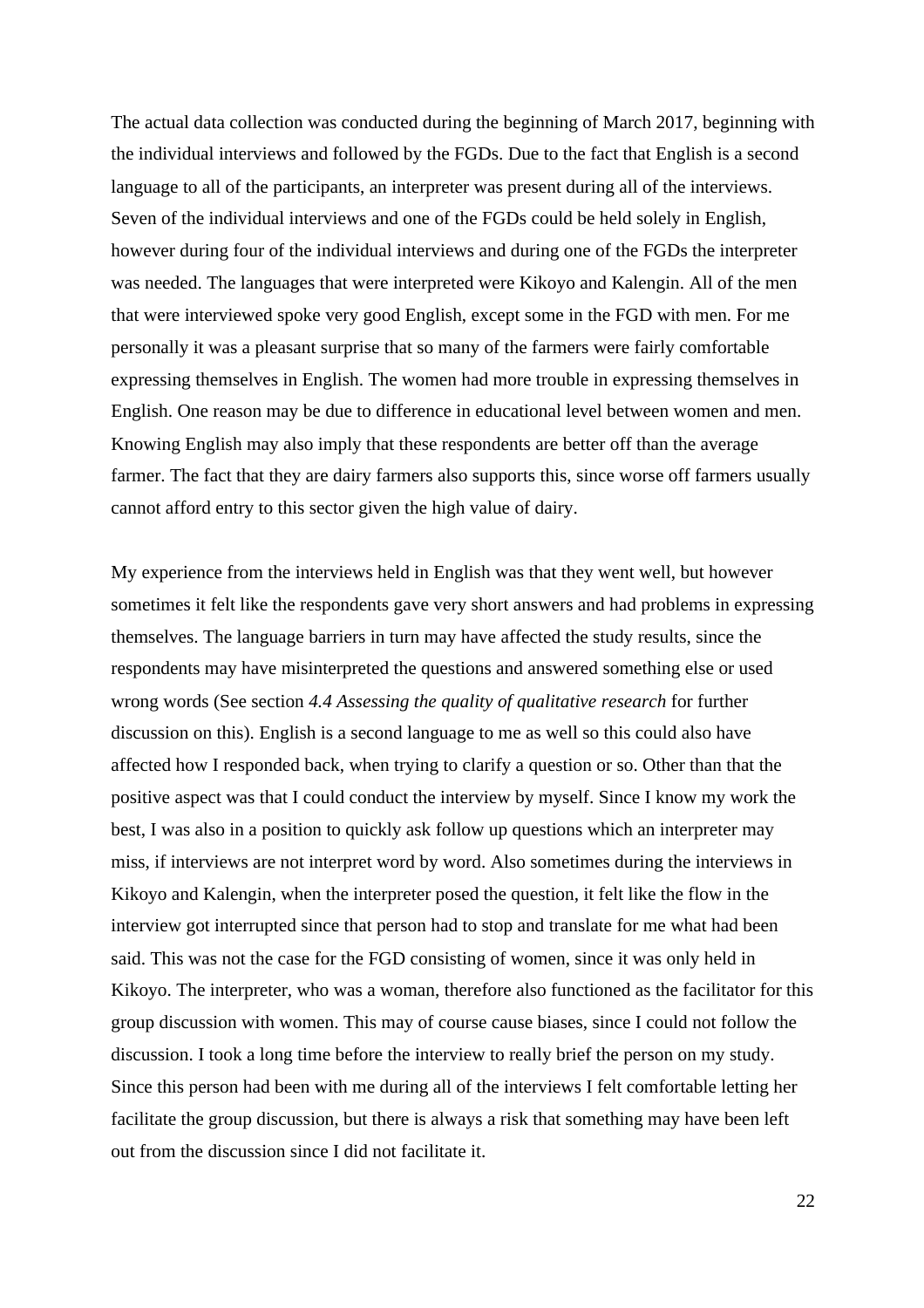The actual data collection was conducted during the beginning of March 2017, beginning with the individual interviews and followed by the FGDs. Due to the fact that English is a second language to all of the participants, an interpreter was present during all of the interviews. Seven of the individual interviews and one of the FGDs could be held solely in English, however during four of the individual interviews and during one of the FGDs the interpreter was needed. The languages that were interpreted were Kikoyo and Kalengin. All of the men that were interviewed spoke very good English, except some in the FGD with men. For me personally it was a pleasant surprise that so many of the farmers were fairly comfortable expressing themselves in English. The women had more trouble in expressing themselves in English. One reason may be due to difference in educational level between women and men. Knowing English may also imply that these respondents are better off than the average farmer. The fact that they are dairy farmers also supports this, since worse off farmers usually cannot afford entry to this sector given the high value of dairy.

My experience from the interviews held in English was that they went well, but however sometimes it felt like the respondents gave very short answers and had problems in expressing themselves. The language barriers in turn may have affected the study results, since the respondents may have misinterpreted the questions and answered something else or used wrong words (See section *4.4 Assessing the quality of qualitative research* for further discussion on this). English is a second language to me as well so this could also have affected how I responded back, when trying to clarify a question or so. Other than that the positive aspect was that I could conduct the interview by myself. Since I know my work the best, I was also in a position to quickly ask follow up questions which an interpreter may miss, if interviews are not interpret word by word. Also sometimes during the interviews in Kikoyo and Kalengin, when the interpreter posed the question, it felt like the flow in the interview got interrupted since that person had to stop and translate for me what had been said. This was not the case for the FGD consisting of women, since it was only held in Kikoyo. The interpreter, who was a woman, therefore also functioned as the facilitator for this group discussion with women. This may of course cause biases, since I could not follow the discussion. I took a long time before the interview to really brief the person on my study. Since this person had been with me during all of the interviews I felt comfortable letting her facilitate the group discussion, but there is always a risk that something may have been left out from the discussion since I did not facilitate it.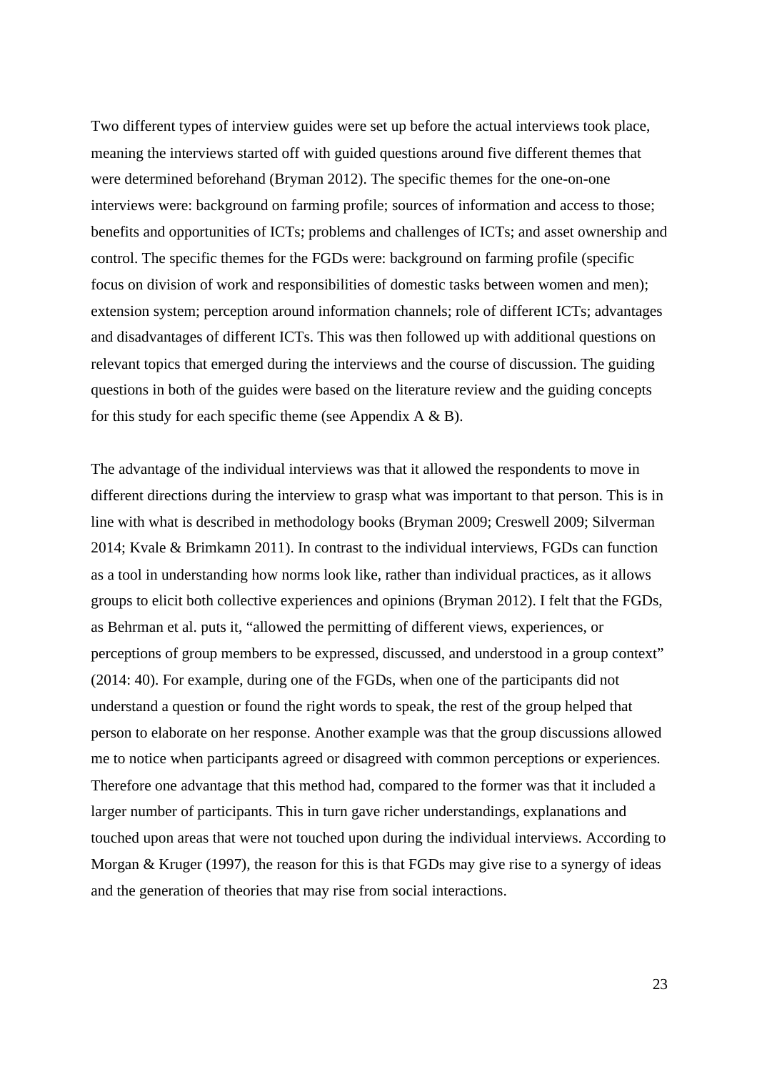Two different types of interview guides were set up before the actual interviews took place, meaning the interviews started off with guided questions around five different themes that were determined beforehand (Bryman 2012). The specific themes for the one-on-one interviews were: background on farming profile; sources of information and access to those; benefits and opportunities of ICTs; problems and challenges of ICTs; and asset ownership and control. The specific themes for the FGDs were: background on farming profile (specific focus on division of work and responsibilities of domestic tasks between women and men); extension system; perception around information channels; role of different ICTs; advantages and disadvantages of different ICTs. This was then followed up with additional questions on relevant topics that emerged during the interviews and the course of discussion. The guiding questions in both of the guides were based on the literature review and the guiding concepts for this study for each specific theme (see Appendix A & B).

The advantage of the individual interviews was that it allowed the respondents to move in different directions during the interview to grasp what was important to that person. This is in line with what is described in methodology books (Bryman 2009; Creswell 2009; Silverman 2014; Kvale & Brimkamn 2011). In contrast to the individual interviews, FGDs can function as a tool in understanding how norms look like, rather than individual practices, as it allows groups to elicit both collective experiences and opinions (Bryman 2012). I felt that the FGDs, as Behrman et al. puts it, "allowed the permitting of different views, experiences, or perceptions of group members to be expressed, discussed, and understood in a group context" (2014: 40). For example, during one of the FGDs, when one of the participants did not understand a question or found the right words to speak, the rest of the group helped that person to elaborate on her response. Another example was that the group discussions allowed me to notice when participants agreed or disagreed with common perceptions or experiences. Therefore one advantage that this method had, compared to the former was that it included a larger number of participants. This in turn gave richer understandings, explanations and touched upon areas that were not touched upon during the individual interviews. According to Morgan & Kruger (1997), the reason for this is that FGDs may give rise to a synergy of ideas and the generation of theories that may rise from social interactions.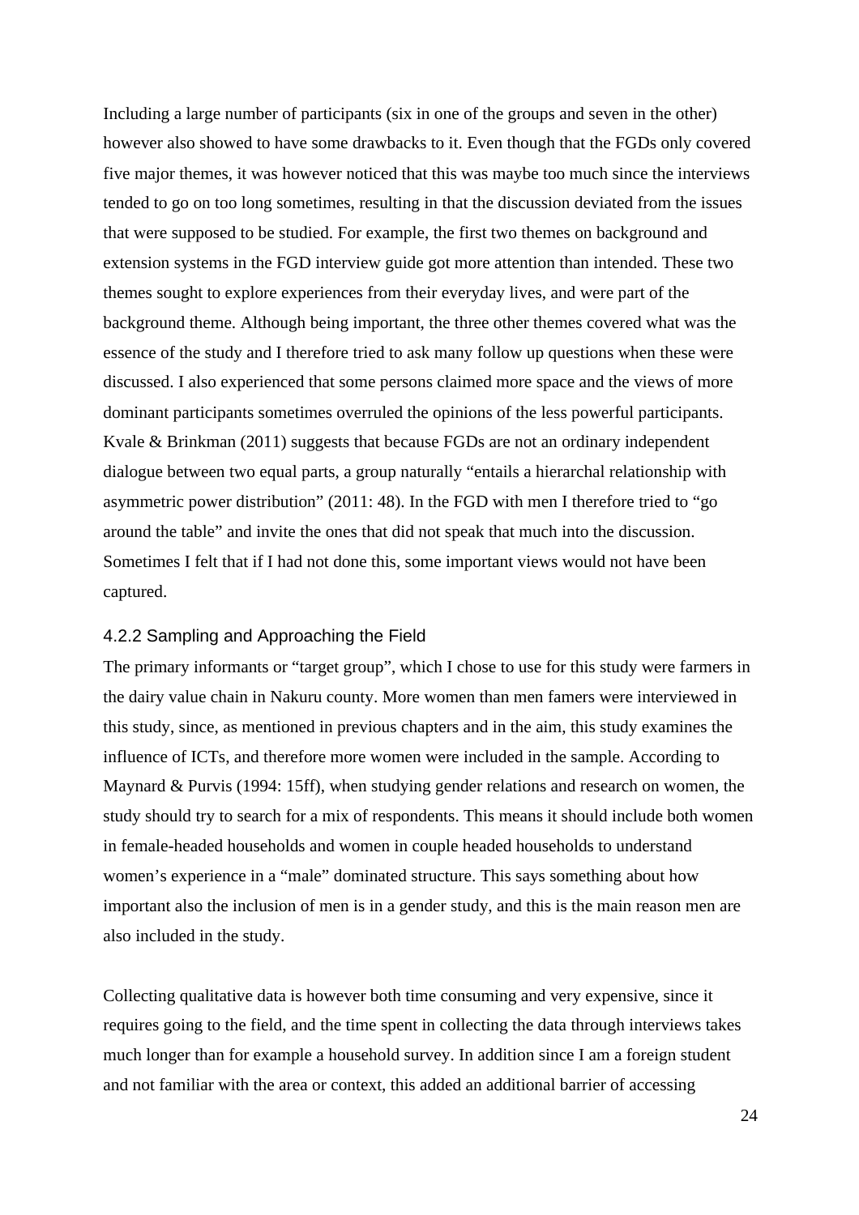Including a large number of participants (six in one of the groups and seven in the other) however also showed to have some drawbacks to it. Even though that the FGDs only covered five major themes, it was however noticed that this was maybe too much since the interviews tended to go on too long sometimes, resulting in that the discussion deviated from the issues that were supposed to be studied. For example, the first two themes on background and extension systems in the FGD interview guide got more attention than intended. These two themes sought to explore experiences from their everyday lives, and were part of the background theme. Although being important, the three other themes covered what was the essence of the study and I therefore tried to ask many follow up questions when these were discussed. I also experienced that some persons claimed more space and the views of more dominant participants sometimes overruled the opinions of the less powerful participants. Kvale & Brinkman (2011) suggests that because FGDs are not an ordinary independent dialogue between two equal parts, a group naturally "entails a hierarchal relationship with asymmetric power distribution" (2011: 48). In the FGD with men I therefore tried to "go around the table" and invite the ones that did not speak that much into the discussion. Sometimes I felt that if I had not done this, some important views would not have been captured.

### 4.2.2 Sampling and Approaching the Field

The primary informants or "target group", which I chose to use for this study were farmers in the dairy value chain in Nakuru county. More women than men famers were interviewed in this study, since, as mentioned in previous chapters and in the aim, this study examines the influence of ICTs, and therefore more women were included in the sample. According to Maynard & Purvis (1994: 15ff), when studying gender relations and research on women, the study should try to search for a mix of respondents. This means it should include both women in female-headed households and women in couple headed households to understand women's experience in a "male" dominated structure. This says something about how important also the inclusion of men is in a gender study, and this is the main reason men are also included in the study.

Collecting qualitative data is however both time consuming and very expensive, since it requires going to the field, and the time spent in collecting the data through interviews takes much longer than for example a household survey. In addition since I am a foreign student and not familiar with the area or context, this added an additional barrier of accessing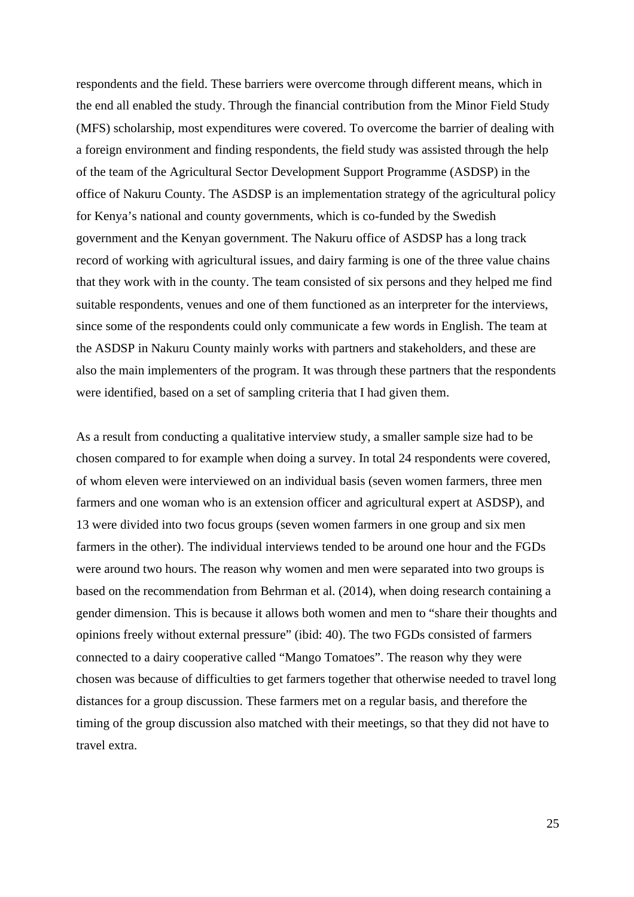respondents and the field. These barriers were overcome through different means, which in the end all enabled the study. Through the financial contribution from the Minor Field Study (MFS) scholarship, most expenditures were covered. To overcome the barrier of dealing with a foreign environment and finding respondents, the field study was assisted through the help of the team of the Agricultural Sector Development Support Programme (ASDSP) in the office of Nakuru County. The ASDSP is an implementation strategy of the agricultural policy for Kenya's national and county governments, which is co-funded by the Swedish government and the Kenyan government. The Nakuru office of ASDSP has a long track record of working with agricultural issues, and dairy farming is one of the three value chains that they work with in the county. The team consisted of six persons and they helped me find suitable respondents, venues and one of them functioned as an interpreter for the interviews, since some of the respondents could only communicate a few words in English. The team at the ASDSP in Nakuru County mainly works with partners and stakeholders, and these are also the main implementers of the program. It was through these partners that the respondents were identified, based on a set of sampling criteria that I had given them.

As a result from conducting a qualitative interview study, a smaller sample size had to be chosen compared to for example when doing a survey. In total 24 respondents were covered, of whom eleven were interviewed on an individual basis (seven women farmers, three men farmers and one woman who is an extension officer and agricultural expert at ASDSP), and 13 were divided into two focus groups (seven women farmers in one group and six men farmers in the other). The individual interviews tended to be around one hour and the FGDs were around two hours. The reason why women and men were separated into two groups is based on the recommendation from Behrman et al. (2014), when doing research containing a gender dimension. This is because it allows both women and men to "share their thoughts and opinions freely without external pressure" (ibid: 40). The two FGDs consisted of farmers connected to a dairy cooperative called "Mango Tomatoes". The reason why they were chosen was because of difficulties to get farmers together that otherwise needed to travel long distances for a group discussion. These farmers met on a regular basis, and therefore the timing of the group discussion also matched with their meetings, so that they did not have to travel extra.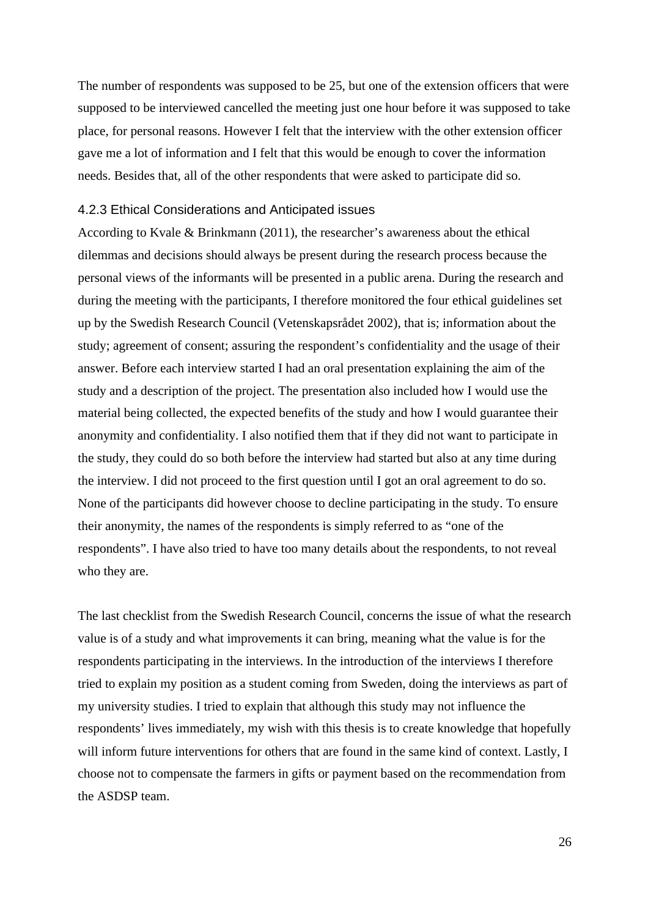The number of respondents was supposed to be 25, but one of the extension officers that were supposed to be interviewed cancelled the meeting just one hour before it was supposed to take place, for personal reasons. However I felt that the interview with the other extension officer gave me a lot of information and I felt that this would be enough to cover the information needs. Besides that, all of the other respondents that were asked to participate did so.

### 4.2.3 Ethical Considerations and Anticipated issues

According to Kvale & Brinkmann (2011), the researcher's awareness about the ethical dilemmas and decisions should always be present during the research process because the personal views of the informants will be presented in a public arena. During the research and during the meeting with the participants, I therefore monitored the four ethical guidelines set up by the Swedish Research Council (Vetenskapsrådet 2002), that is; information about the study; agreement of consent; assuring the respondent's confidentiality and the usage of their answer. Before each interview started I had an oral presentation explaining the aim of the study and a description of the project. The presentation also included how I would use the material being collected, the expected benefits of the study and how I would guarantee their anonymity and confidentiality. I also notified them that if they did not want to participate in the study, they could do so both before the interview had started but also at any time during the interview. I did not proceed to the first question until I got an oral agreement to do so. None of the participants did however choose to decline participating in the study. To ensure their anonymity, the names of the respondents is simply referred to as "one of the respondents". I have also tried to have too many details about the respondents, to not reveal who they are.

The last checklist from the Swedish Research Council, concerns the issue of what the research value is of a study and what improvements it can bring, meaning what the value is for the respondents participating in the interviews. In the introduction of the interviews I therefore tried to explain my position as a student coming from Sweden, doing the interviews as part of my university studies. I tried to explain that although this study may not influence the respondents' lives immediately, my wish with this thesis is to create knowledge that hopefully will inform future interventions for others that are found in the same kind of context. Lastly, I choose not to compensate the farmers in gifts or payment based on the recommendation from the ASDSP team.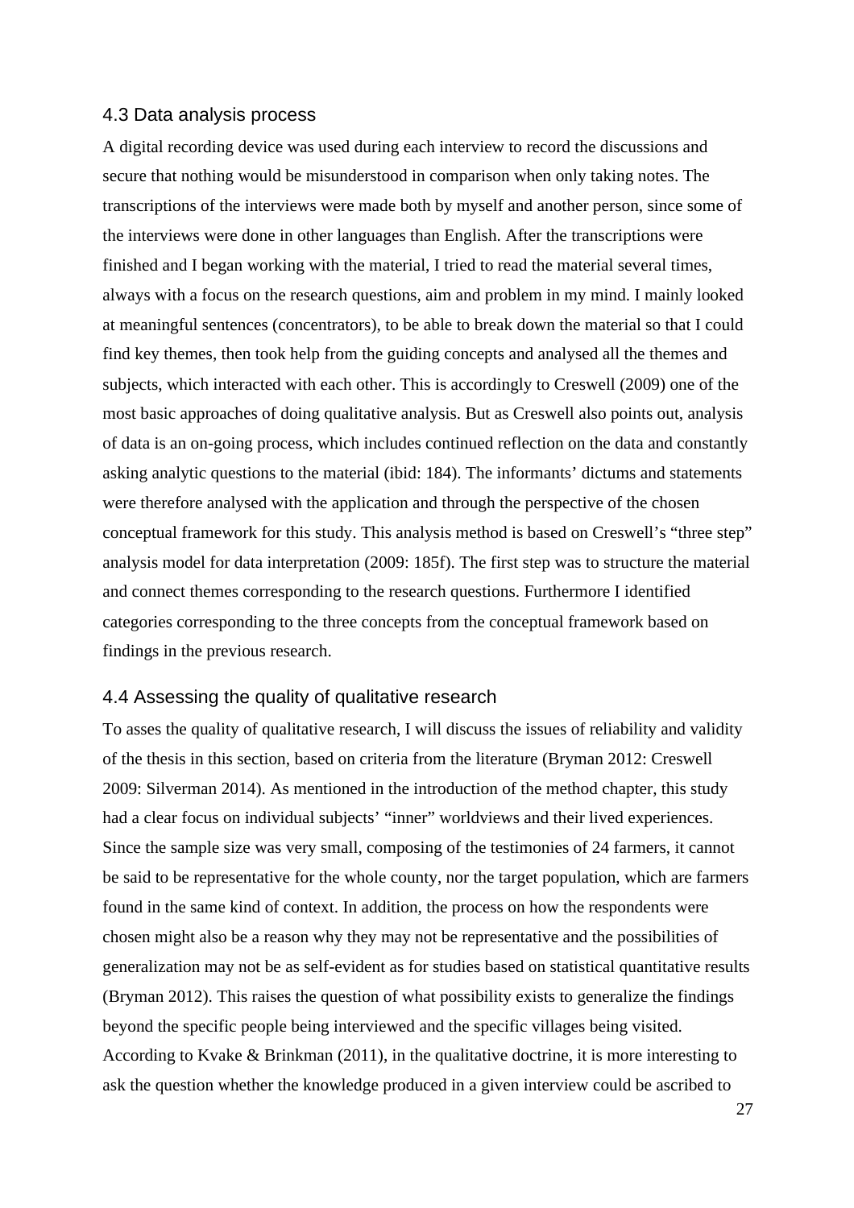## 4.3 Data analysis process

A digital recording device was used during each interview to record the discussions and secure that nothing would be misunderstood in comparison when only taking notes. The transcriptions of the interviews were made both by myself and another person, since some of the interviews were done in other languages than English. After the transcriptions were finished and I began working with the material, I tried to read the material several times, always with a focus on the research questions, aim and problem in my mind. I mainly looked at meaningful sentences (concentrators), to be able to break down the material so that I could find key themes, then took help from the guiding concepts and analysed all the themes and subjects, which interacted with each other. This is accordingly to Creswell (2009) one of the most basic approaches of doing qualitative analysis. But as Creswell also points out, analysis of data is an on-going process, which includes continued reflection on the data and constantly asking analytic questions to the material (ibid: 184). The informants' dictums and statements were therefore analysed with the application and through the perspective of the chosen conceptual framework for this study. This analysis method is based on Creswell's "three step" analysis model for data interpretation (2009: 185f). The first step was to structure the material and connect themes corresponding to the research questions. Furthermore I identified categories corresponding to the three concepts from the conceptual framework based on findings in the previous research.

## 4.4 Assessing the quality of qualitative research

To asses the quality of qualitative research, I will discuss the issues of reliability and validity of the thesis in this section, based on criteria from the literature (Bryman 2012: Creswell 2009: Silverman 2014). As mentioned in the introduction of the method chapter, this study had a clear focus on individual subjects' "inner" worldviews and their lived experiences. Since the sample size was very small, composing of the testimonies of 24 farmers, it cannot be said to be representative for the whole county, nor the target population, which are farmers found in the same kind of context. In addition, the process on how the respondents were chosen might also be a reason why they may not be representative and the possibilities of generalization may not be as self-evident as for studies based on statistical quantitative results (Bryman 2012). This raises the question of what possibility exists to generalize the findings beyond the specific people being interviewed and the specific villages being visited. According to Kvake & Brinkman (2011), in the qualitative doctrine, it is more interesting to ask the question whether the knowledge produced in a given interview could be ascribed to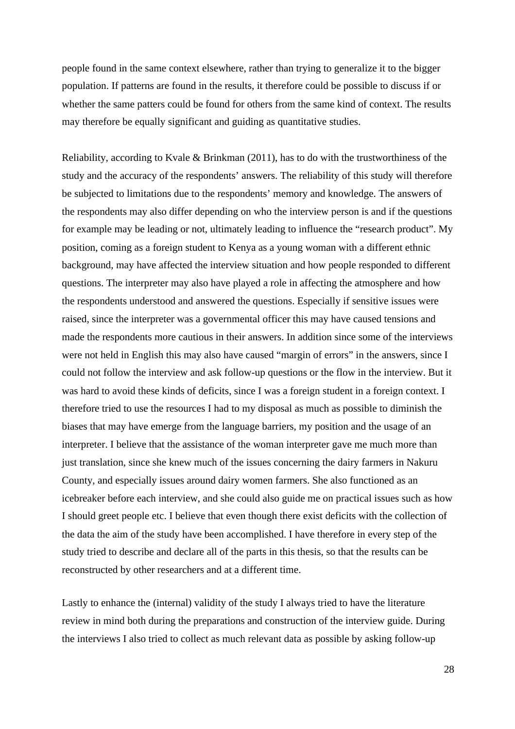people found in the same context elsewhere, rather than trying to generalize it to the bigger population. If patterns are found in the results, it therefore could be possible to discuss if or whether the same patters could be found for others from the same kind of context. The results may therefore be equally significant and guiding as quantitative studies.

Reliability, according to Kvale & Brinkman (2011), has to do with the trustworthiness of the study and the accuracy of the respondents' answers. The reliability of this study will therefore be subjected to limitations due to the respondents' memory and knowledge. The answers of the respondents may also differ depending on who the interview person is and if the questions for example may be leading or not, ultimately leading to influence the "research product". My position, coming as a foreign student to Kenya as a young woman with a different ethnic background, may have affected the interview situation and how people responded to different questions. The interpreter may also have played a role in affecting the atmosphere and how the respondents understood and answered the questions. Especially if sensitive issues were raised, since the interpreter was a governmental officer this may have caused tensions and made the respondents more cautious in their answers. In addition since some of the interviews were not held in English this may also have caused "margin of errors" in the answers, since I could not follow the interview and ask follow-up questions or the flow in the interview. But it was hard to avoid these kinds of deficits, since I was a foreign student in a foreign context. I therefore tried to use the resources I had to my disposal as much as possible to diminish the biases that may have emerge from the language barriers, my position and the usage of an interpreter. I believe that the assistance of the woman interpreter gave me much more than just translation, since she knew much of the issues concerning the dairy farmers in Nakuru County, and especially issues around dairy women farmers. She also functioned as an icebreaker before each interview, and she could also guide me on practical issues such as how I should greet people etc. I believe that even though there exist deficits with the collection of the data the aim of the study have been accomplished. I have therefore in every step of the study tried to describe and declare all of the parts in this thesis, so that the results can be reconstructed by other researchers and at a different time.

Lastly to enhance the (internal) validity of the study I always tried to have the literature review in mind both during the preparations and construction of the interview guide. During the interviews I also tried to collect as much relevant data as possible by asking follow-up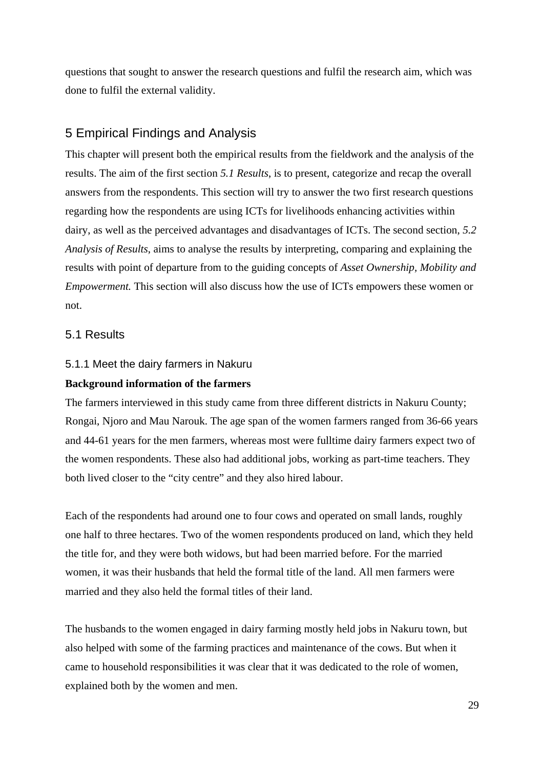questions that sought to answer the research questions and fulfil the research aim, which was done to fulfil the external validity.

# 5 Empirical Findings and Analysis

This chapter will present both the empirical results from the fieldwork and the analysis of the results. The aim of the first section *5.1 Results*, is to present, categorize and recap the overall answers from the respondents. This section will try to answer the two first research questions regarding how the respondents are using ICTs for livelihoods enhancing activities within dairy, as well as the perceived advantages and disadvantages of ICTs. The second section, *5.2 Analysis of Results*, aims to analyse the results by interpreting, comparing and explaining the results with point of departure from to the guiding concepts of *Asset Ownership, Mobility and Empowerment.* This section will also discuss how the use of ICTs empowers these women or not.

## 5.1 Results

### 5.1.1 Meet the dairy farmers in Nakuru

**Background information of the farmers**

The farmers interviewed in this study came from three different districts in Nakuru County; Rongai, Njoro and Mau Narouk. The age span of the women farmers ranged from 36-66 years and 44-61 years for the men farmers, whereas most were fulltime dairy farmers expect two of the women respondents. These also had additional jobs, working as part-time teachers. They both lived closer to the "city centre" and they also hired labour.

Each of the respondents had around one to four cows and operated on small lands, roughly one half to three hectares. Two of the women respondents produced on land, which they held the title for, and they were both widows, but had been married before. For the married women, it was their husbands that held the formal title of the land. All men farmers were married and they also held the formal titles of their land.

The husbands to the women engaged in dairy farming mostly held jobs in Nakuru town, but also helped with some of the farming practices and maintenance of the cows. But when it came to household responsibilities it was clear that it was dedicated to the role of women, explained both by the women and men.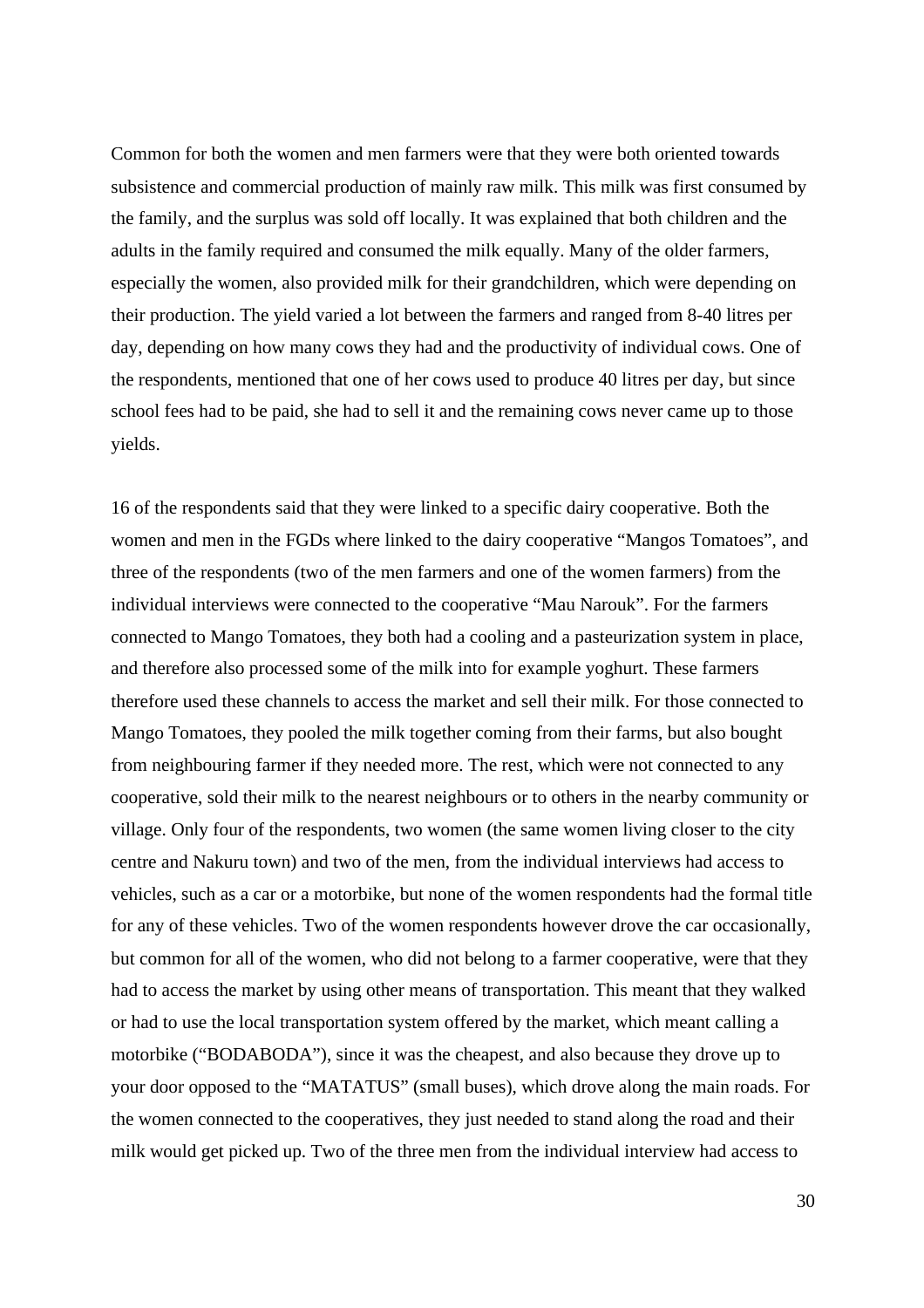Common for both the women and men farmers were that they were both oriented towards subsistence and commercial production of mainly raw milk. This milk was first consumed by the family, and the surplus was sold off locally. It was explained that both children and the adults in the family required and consumed the milk equally. Many of the older farmers, especially the women, also provided milk for their grandchildren, which were depending on their production. The yield varied a lot between the farmers and ranged from 8-40 litres per day, depending on how many cows they had and the productivity of individual cows. One of the respondents, mentioned that one of her cows used to produce 40 litres per day, but since school fees had to be paid, she had to sell it and the remaining cows never came up to those yields.

16 of the respondents said that they were linked to a specific dairy cooperative. Both the women and men in the FGDs where linked to the dairy cooperative "Mangos Tomatoes", and three of the respondents (two of the men farmers and one of the women farmers) from the individual interviews were connected to the cooperative "Mau Narouk". For the farmers connected to Mango Tomatoes, they both had a cooling and a pasteurization system in place, and therefore also processed some of the milk into for example yoghurt. These farmers therefore used these channels to access the market and sell their milk. For those connected to Mango Tomatoes, they pooled the milk together coming from their farms, but also bought from neighbouring farmer if they needed more. The rest, which were not connected to any cooperative, sold their milk to the nearest neighbours or to others in the nearby community or village. Only four of the respondents, two women (the same women living closer to the city centre and Nakuru town) and two of the men, from the individual interviews had access to vehicles, such as a car or a motorbike, but none of the women respondents had the formal title for any of these vehicles. Two of the women respondents however drove the car occasionally, but common for all of the women, who did not belong to a farmer cooperative, were that they had to access the market by using other means of transportation. This meant that they walked or had to use the local transportation system offered by the market, which meant calling a motorbike ("BODABODA"), since it was the cheapest, and also because they drove up to your door opposed to the "MATATUS" (small buses), which drove along the main roads. For the women connected to the cooperatives, they just needed to stand along the road and their milk would get picked up. Two of the three men from the individual interview had access to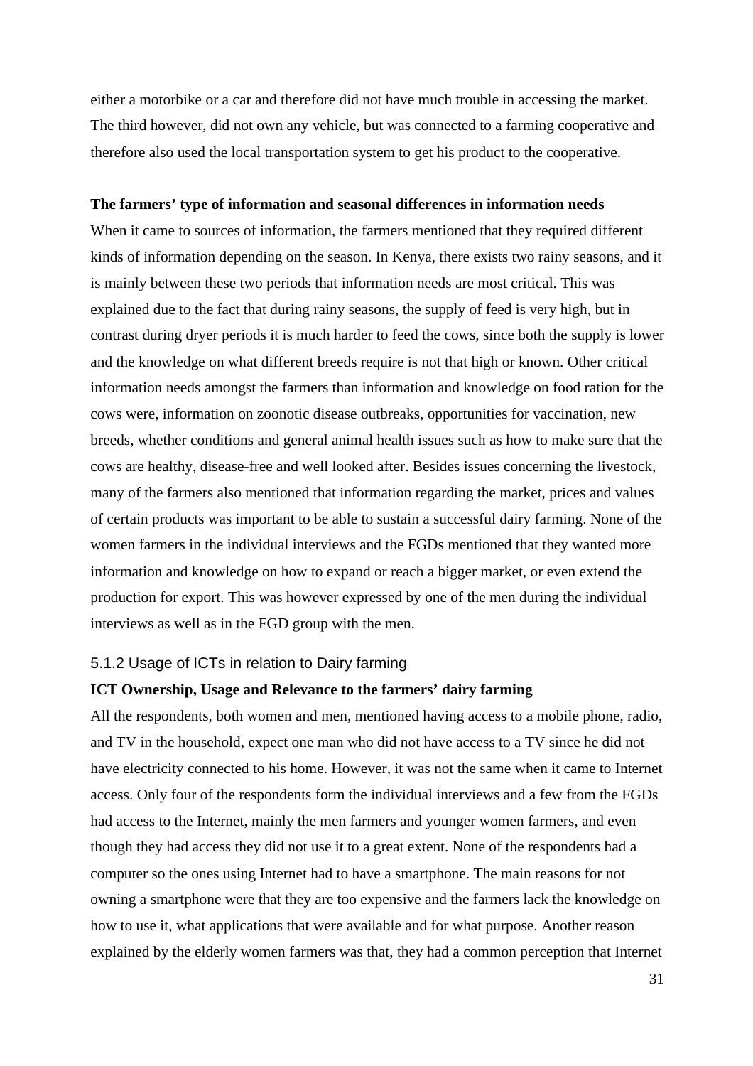either a motorbike or a car and therefore did not have much trouble in accessing the market. The third however, did not own any vehicle, but was connected to a farming cooperative and therefore also used the local transportation system to get his product to the cooperative.

**The farmers' type of information and seasonal differences in information needs**

When it came to sources of information, the farmers mentioned that they required different kinds of information depending on the season. In Kenya, there exists two rainy seasons, and it is mainly between these two periods that information needs are most critical. This was explained due to the fact that during rainy seasons, the supply of feed is very high, but in contrast during dryer periods it is much harder to feed the cows, since both the supply is lower and the knowledge on what different breeds require is not that high or known. Other critical information needs amongst the farmers than information and knowledge on food ration for the cows were, information on zoonotic disease outbreaks, opportunities for vaccination, new breeds, whether conditions and general animal health issues such as how to make sure that the cows are healthy, disease-free and well looked after. Besides issues concerning the livestock, many of the farmers also mentioned that information regarding the market, prices and values of certain products was important to be able to sustain a successful dairy farming. None of the women farmers in the individual interviews and the FGDs mentioned that they wanted more information and knowledge on how to expand or reach a bigger market, or even extend the production for export. This was however expressed by one of the men during the individual interviews as well as in the FGD group with the men.

### 5.1.2 Usage of ICTs in relation to Dairy farming

**ICT Ownership, Usage and Relevance to the farmers' dairy farming**

All the respondents, both women and men, mentioned having access to a mobile phone, radio, and TV in the household, expect one man who did not have access to a TV since he did not have electricity connected to his home. However, it was not the same when it came to Internet access. Only four of the respondents form the individual interviews and a few from the FGDs had access to the Internet, mainly the men farmers and younger women farmers, and even though they had access they did not use it to a great extent. None of the respondents had a computer so the ones using Internet had to have a smartphone. The main reasons for not owning a smartphone were that they are too expensive and the farmers lack the knowledge on how to use it, what applications that were available and for what purpose. Another reason explained by the elderly women farmers was that, they had a common perception that Internet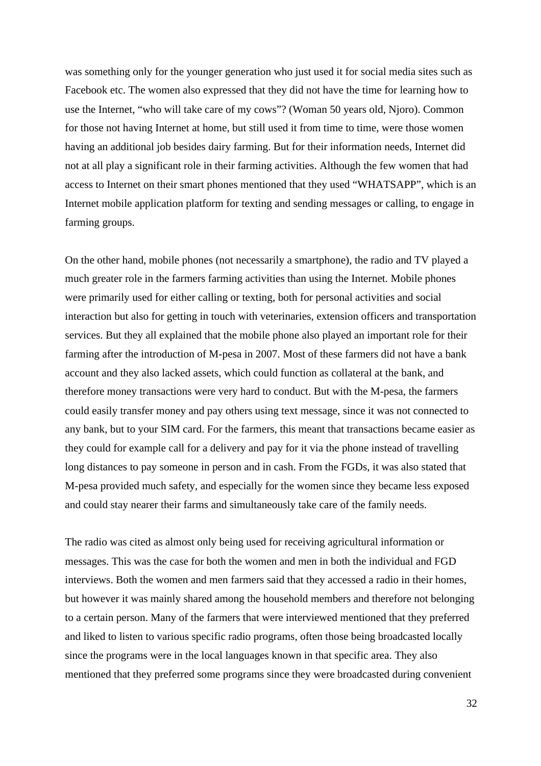was something only for the younger generation who just used it for social media sites such as Facebook etc. The women also expressed that they did not have the time for learning how to use the Internet, “who will take care of my cows”? (Woman 50 years old, Njoro). Common for those not having Internet at home, but still used it from time to time, were those women having an additional job besides dairy farming. But for their information needs, Internet did not at all play a significant role in their farming activities. Although the few women that had access to Internet on their smart phones mentioned that they used “WHATSAPP”, which is an Internet mobile application platform for texting and sending messages or calling, to engage in farming groups.

On the other hand, mobile phones (not necessarily a smartphone), the radio and TV played a much greater role in the farmers farming activities than using the Internet. Mobile phones were primarily used for either calling or texting, both for personal activities and social interaction but also for getting in touch with veterinaries, extension officers and transportation services. But they all explained that the mobile phone also played an important role for their farming after the introduction of M-pesa in 2007. Most of these farmers did not have a bank account and they also lacked assets, which could function as collateral at the bank, and therefore money transactions were very hard to conduct. But with the M-pesa, the farmers could easily transfer money and pay others using text message, since it was not connected to any bank, but to your SIM card. For the farmers, this meant that transactions became easier as they could for example call for a delivery and pay for it via the phone instead of travelling long distances to pay someone in person and in cash. From the FGDs, it was also stated that M-pesa provided much safety, and especially for the women since they became less exposed and could stay nearer their farms and simultaneously take care of the family needs.

The radio was cited as almost only being used for receiving agricultural information or messages. This was the case for both the women and men in both the individual and FGD interviews. Both the women and men farmers said that they accessed a radio in their homes, but however it was mainly shared among the household members and therefore not belonging to a certain person. Many of the farmers that were interviewed mentioned that they preferred and liked to listen to various specific radio programs, often those being broadcasted locally since the programs were in the local languages known in that specific area. They also mentioned that they preferred some programs since they were broadcasted during convenient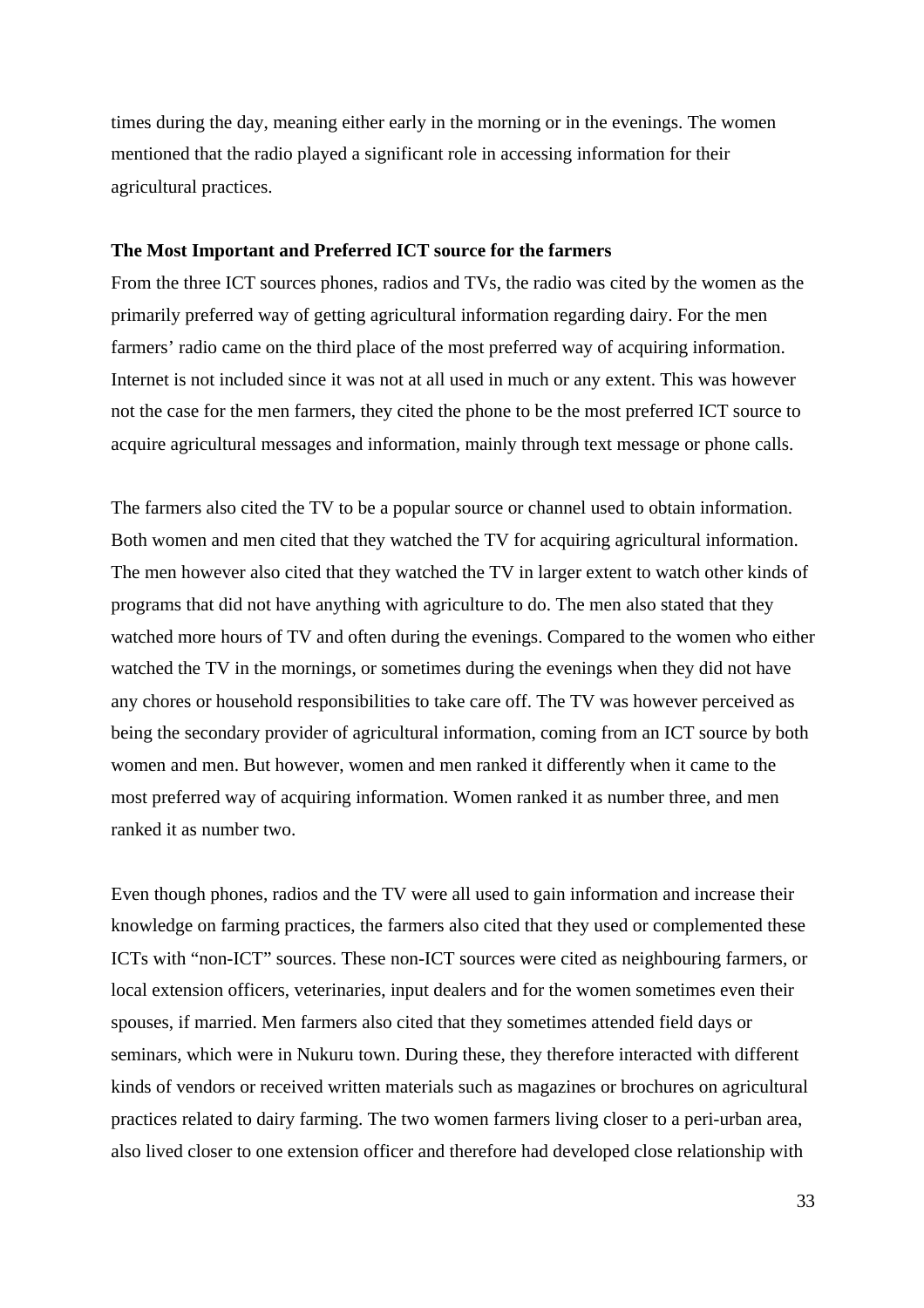times during the day, meaning either early in the morning or in the evenings. The women mentioned that the radio played a significant role in accessing information for their agricultural practices.

**The Most Important and Preferred ICT source for the farmers**

From the three ICT sources phones, radios and TVs, the radio was cited by the women as the primarily preferred way of getting agricultural information regarding dairy. For the men farmers' radio came on the third place of the most preferred way of acquiring information. Internet is not included since it was not at all used in much or any extent. This was however not the case for the men farmers, they cited the phone to be the most preferred ICT source to acquire agricultural messages and information, mainly through text message or phone calls.

The farmers also cited the TV to be a popular source or channel used to obtain information. Both women and men cited that they watched the TV for acquiring agricultural information. The men however also cited that they watched the TV in larger extent to watch other kinds of programs that did not have anything with agriculture to do. The men also stated that they watched more hours of TV and often during the evenings. Compared to the women who either watched the TV in the mornings, or sometimes during the evenings when they did not have any chores or household responsibilities to take care off. The TV was however perceived as being the secondary provider of agricultural information, coming from an ICT source by both women and men. But however, women and men ranked it differently when it came to the most preferred way of acquiring information. Women ranked it as number three, and men ranked it as number two.

Even though phones, radios and the TV were all used to gain information and increase their knowledge on farming practices, the farmers also cited that they used or complemented these ICTs with "non-ICT" sources. These non-ICT sources were cited as neighbouring farmers, or local extension officers, veterinaries, input dealers and for the women sometimes even their spouses, if married. Men farmers also cited that they sometimes attended field days or seminars, which were in Nukuru town. During these, they therefore interacted with different kinds of vendors or received written materials such as magazines or brochures on agricultural practices related to dairy farming. The two women farmers living closer to a peri-urban area, also lived closer to one extension officer and therefore had developed close relationship with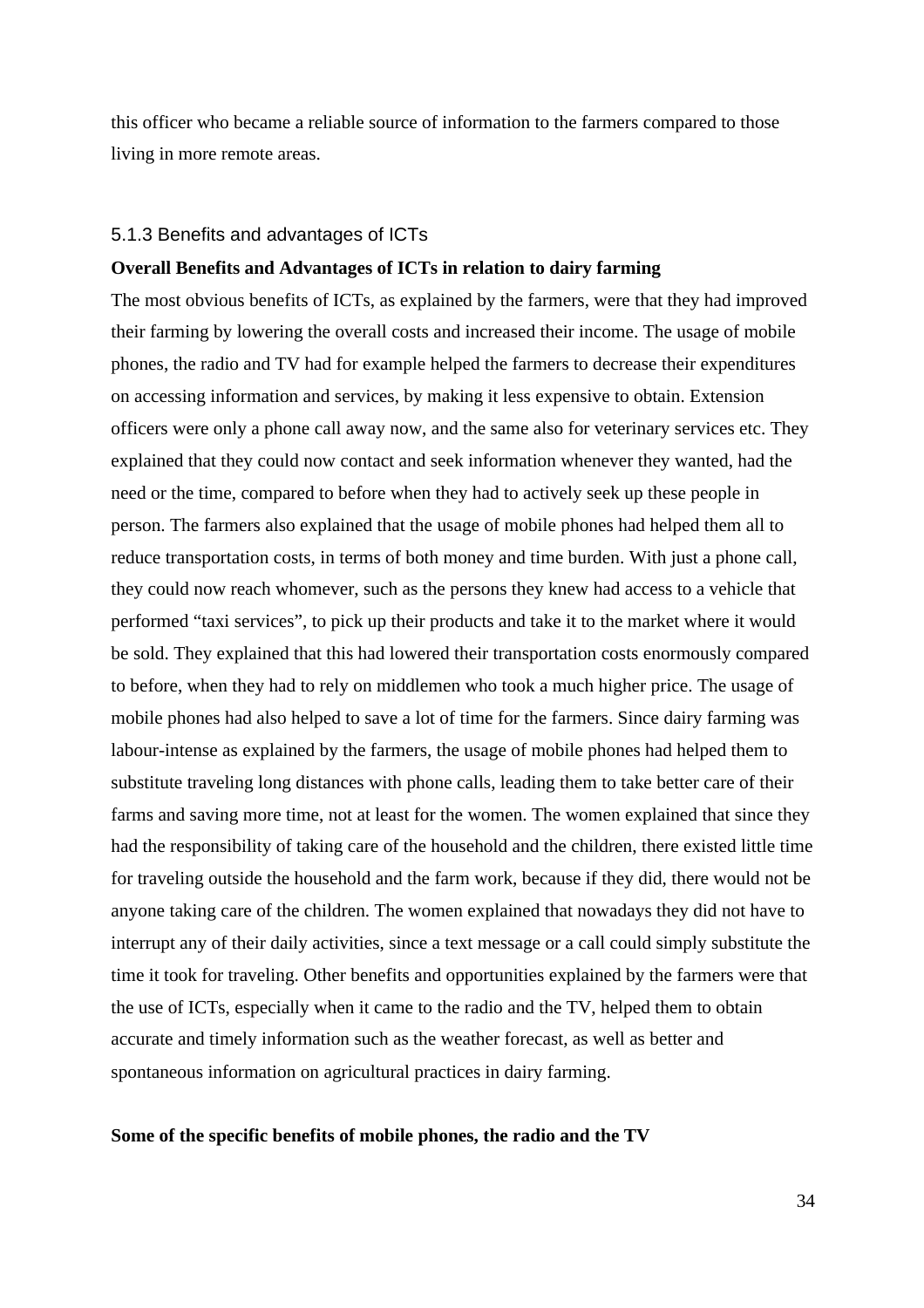this officer who became a reliable source of information to the farmers compared to those living in more remote areas.

### 5.1.3 Benefits and advantages of ICTs

**Overall Benefits and Advantages of ICTs in relation to dairy farming**

The most obvious benefits of ICTs, as explained by the farmers, were that they had improved their farming by lowering the overall costs and increased their income. The usage of mobile phones, the radio and TV had for example helped the farmers to decrease their expenditures on accessing information and services, by making it less expensive to obtain. Extension officers were only a phone call away now, and the same also for veterinary services etc. They explained that they could now contact and seek information whenever they wanted, had the need or the time, compared to before when they had to actively seek up these people in person. The farmers also explained that the usage of mobile phones had helped them all to reduce transportation costs, in terms of both money and time burden. With just a phone call, they could now reach whomever, such as the persons they knew had access to a vehicle that performed "taxi services", to pick up their products and take it to the market where it would be sold. They explained that this had lowered their transportation costs enormously compared to before, when they had to rely on middlemen who took a much higher price. The usage of mobile phones had also helped to save a lot of time for the farmers. Since dairy farming was labour-intense as explained by the farmers, the usage of mobile phones had helped them to substitute traveling long distances with phone calls, leading them to take better care of their farms and saving more time, not at least for the women. The women explained that since they had the responsibility of taking care of the household and the children, there existed little time for traveling outside the household and the farm work, because if they did, there would not be anyone taking care of the children. The women explained that nowadays they did not have to interrupt any of their daily activities, since a text message or a call could simply substitute the time it took for traveling. Other benefits and opportunities explained by the farmers were that the use of ICTs, especially when it came to the radio and the TV, helped them to obtain accurate and timely information such as the weather forecast, as well as better and spontaneous information on agricultural practices in dairy farming.

**Some of the specific benefits of mobile phones, the radio and the TV**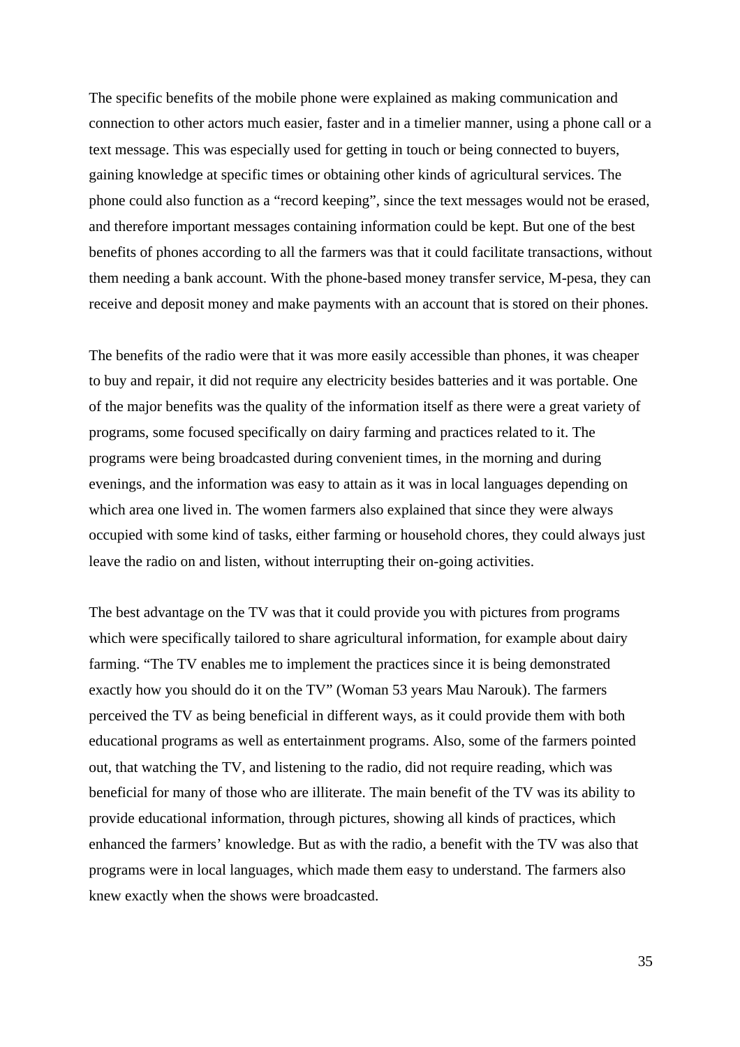The specific benefits of the mobile phone were explained as making communication and connection to other actors much easier, faster and in a timelier manner, using a phone call or a text message. This was especially used for getting in touch or being connected to buyers, gaining knowledge at specific times or obtaining other kinds of agricultural services. The phone could also function as a "record keeping", since the text messages would not be erased, and therefore important messages containing information could be kept. But one of the best benefits of phones according to all the farmers was that it could facilitate transactions, without them needing a bank account. With the phone-based money transfer service, M-pesa, they can receive and deposit money and make payments with an account that is stored on their phones.

The benefits of the radio were that it was more easily accessible than phones, it was cheaper to buy and repair, it did not require any electricity besides batteries and it was portable. One of the major benefits was the quality of the information itself as there were a great variety of programs, some focused specifically on dairy farming and practices related to it. The programs were being broadcasted during convenient times, in the morning and during evenings, and the information was easy to attain as it was in local languages depending on which area one lived in. The women farmers also explained that since they were always occupied with some kind of tasks, either farming or household chores, they could always just leave the radio on and listen, without interrupting their on-going activities.

The best advantage on the TV was that it could provide you with pictures from programs which were specifically tailored to share agricultural information, for example about dairy farming. "The TV enables me to implement the practices since it is being demonstrated exactly how you should do it on the TV" (Woman 53 years Mau Narouk). The farmers perceived the TV as being beneficial in different ways, as it could provide them with both educational programs as well as entertainment programs. Also, some of the farmers pointed out, that watching the TV, and listening to the radio, did not require reading, which was beneficial for many of those who are illiterate. The main benefit of the TV was its ability to provide educational information, through pictures, showing all kinds of practices, which enhanced the farmers' knowledge. But as with the radio, a benefit with the TV was also that programs were in local languages, which made them easy to understand. The farmers also knew exactly when the shows were broadcasted.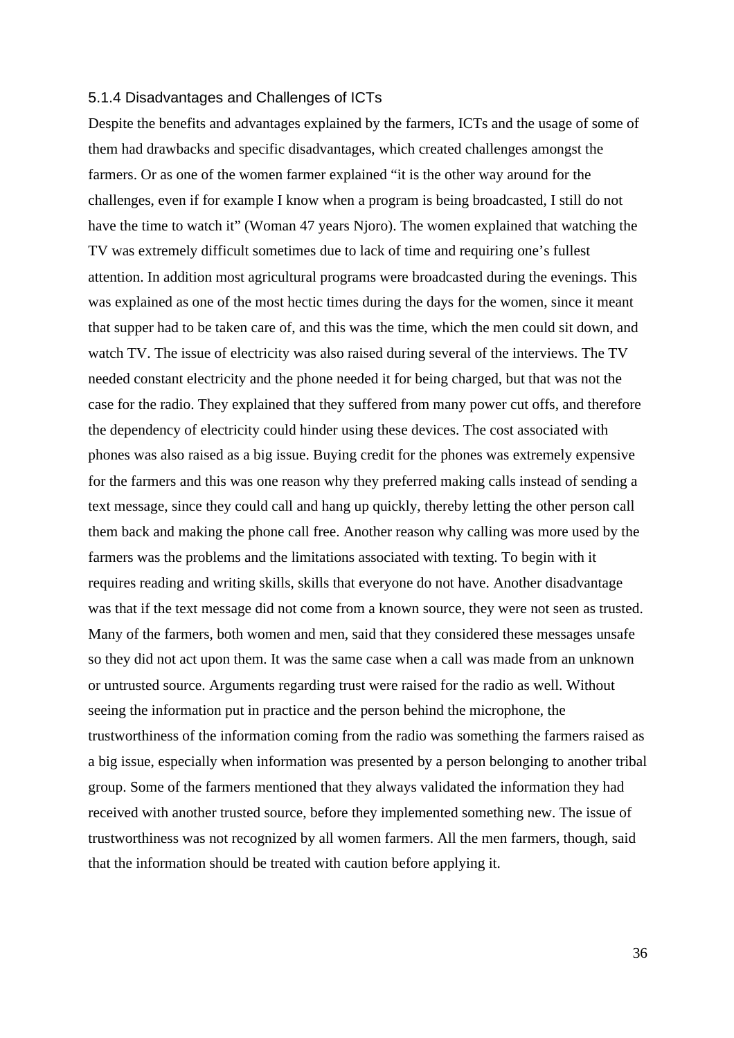### 5.1.4 Disadvantages and Challenges of ICTs

Despite the benefits and advantages explained by the farmers, ICTs and the usage of some of them had drawbacks and specific disadvantages, which created challenges amongst the farmers. Or as one of the women farmer explained "it is the other way around for the challenges, even if for example I know when a program is being broadcasted, I still do not have the time to watch it" (Woman 47 years Njoro). The women explained that watching the TV was extremely difficult sometimes due to lack of time and requiring one's fullest attention. In addition most agricultural programs were broadcasted during the evenings. This was explained as one of the most hectic times during the days for the women, since it meant that supper had to be taken care of, and this was the time, which the men could sit down, and watch TV. The issue of electricity was also raised during several of the interviews. The TV needed constant electricity and the phone needed it for being charged, but that was not the case for the radio. They explained that they suffered from many power cut offs, and therefore the dependency of electricity could hinder using these devices. The cost associated with phones was also raised as a big issue. Buying credit for the phones was extremely expensive for the farmers and this was one reason why they preferred making calls instead of sending a text message, since they could call and hang up quickly, thereby letting the other person call them back and making the phone call free. Another reason why calling was more used by the farmers was the problems and the limitations associated with texting. To begin with it requires reading and writing skills, skills that everyone do not have. Another disadvantage was that if the text message did not come from a known source, they were not seen as trusted. Many of the farmers, both women and men, said that they considered these messages unsafe so they did not act upon them. It was the same case when a call was made from an unknown or untrusted source. Arguments regarding trust were raised for the radio as well. Without seeing the information put in practice and the person behind the microphone, the trustworthiness of the information coming from the radio was something the farmers raised as a big issue, especially when information was presented by a person belonging to another tribal group. Some of the farmers mentioned that they always validated the information they had received with another trusted source, before they implemented something new. The issue of trustworthiness was not recognized by all women farmers. All the men farmers, though, said that the information should be treated with caution before applying it.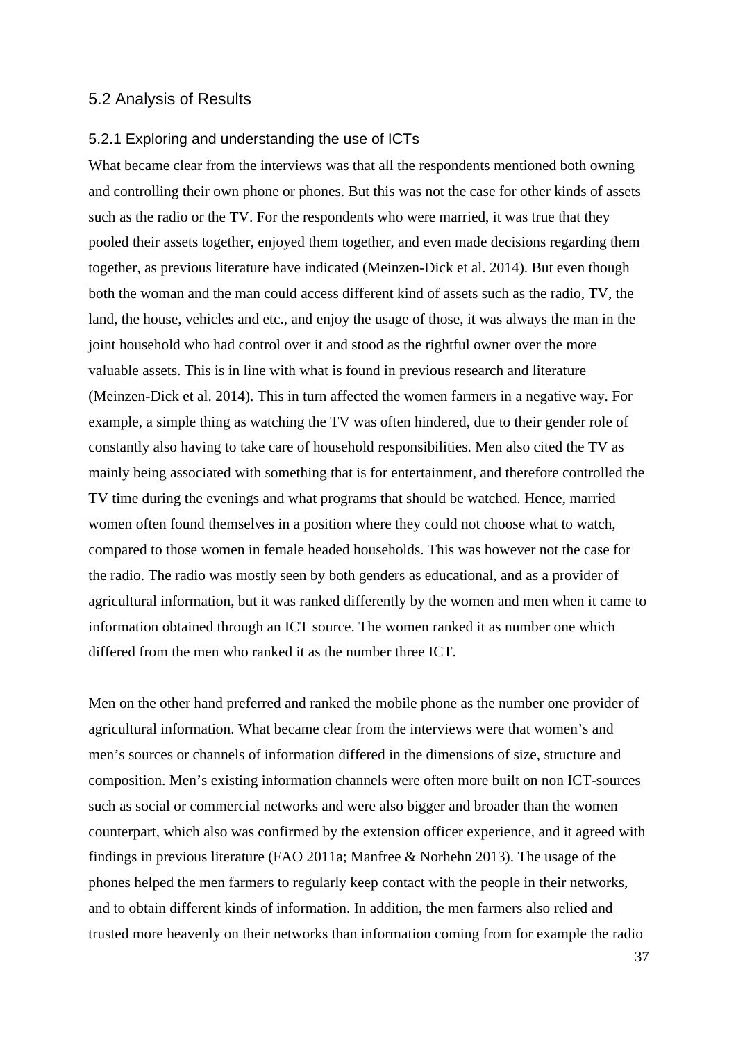## 5.2 Analysis of Results

### 5.2.1 Exploring and understanding the use of ICTs

What became clear from the interviews was that all the respondents mentioned both owning and controlling their own phone or phones. But this was not the case for other kinds of assets such as the radio or the TV. For the respondents who were married, it was true that they pooled their assets together, enjoyed them together, and even made decisions regarding them together, as previous literature have indicated (Meinzen-Dick et al. 2014). But even though both the woman and the man could access different kind of assets such as the radio, TV, the land, the house, vehicles and etc., and enjoy the usage of those, it was always the man in the joint household who had control over it and stood as the rightful owner over the more valuable assets. This is in line with what is found in previous research and literature (Meinzen-Dick et al. 2014). This in turn affected the women farmers in a negative way. For example, a simple thing as watching the TV was often hindered, due to their gender role of constantly also having to take care of household responsibilities. Men also cited the TV as mainly being associated with something that is for entertainment, and therefore controlled the TV time during the evenings and what programs that should be watched. Hence, married women often found themselves in a position where they could not choose what to watch, compared to those women in female headed households. This was however not the case for the radio. The radio was mostly seen by both genders as educational, and as a provider of agricultural information, but it was ranked differently by the women and men when it came to information obtained through an ICT source. The women ranked it as number one which differed from the men who ranked it as the number three ICT.

Men on the other hand preferred and ranked the mobile phone as the number one provider of agricultural information. What became clear from the interviews were that women's and men's sources or channels of information differed in the dimensions of size, structure and composition. Men's existing information channels were often more built on non ICT-sources such as social or commercial networks and were also bigger and broader than the women counterpart, which also was confirmed by the extension officer experience, and it agreed with findings in previous literature (FAO 2011a; Manfree & Norhehn 2013). The usage of the phones helped the men farmers to regularly keep contact with the people in their networks, and to obtain different kinds of information. In addition, the men farmers also relied and trusted more heavenly on their networks than information coming from for example the radio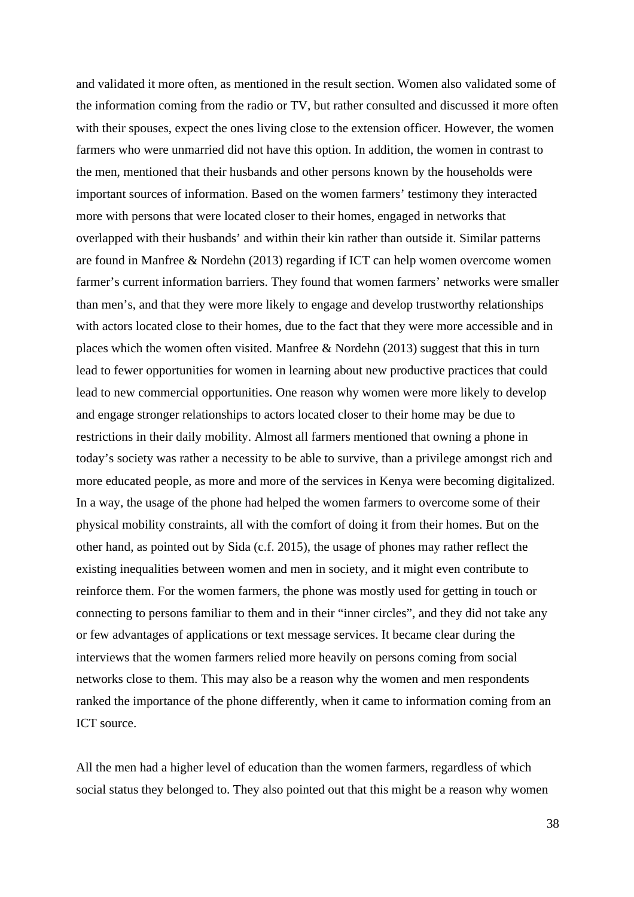and validated it more often, as mentioned in the result section. Women also validated some of the information coming from the radio or TV, but rather consulted and discussed it more often with their spouses, expect the ones living close to the extension officer. However, the women farmers who were unmarried did not have this option. In addition, the women in contrast to the men, mentioned that their husbands and other persons known by the households were important sources of information. Based on the women farmers' testimony they interacted more with persons that were located closer to their homes, engaged in networks that overlapped with their husbands' and within their kin rather than outside it. Similar patterns are found in Manfree & Nordehn (2013) regarding if ICT can help women overcome women farmer's current information barriers. They found that women farmers' networks were smaller than men's, and that they were more likely to engage and develop trustworthy relationships with actors located close to their homes, due to the fact that they were more accessible and in places which the women often visited. Manfree & Nordehn (2013) suggest that this in turn lead to fewer opportunities for women in learning about new productive practices that could lead to new commercial opportunities. One reason why women were more likely to develop and engage stronger relationships to actors located closer to their home may be due to restrictions in their daily mobility. Almost all farmers mentioned that owning a phone in today's society was rather a necessity to be able to survive, than a privilege amongst rich and more educated people, as more and more of the services in Kenya were becoming digitalized. In a way, the usage of the phone had helped the women farmers to overcome some of their physical mobility constraints, all with the comfort of doing it from their homes. But on the other hand, as pointed out by Sida (c.f. 2015), the usage of phones may rather reflect the existing inequalities between women and men in society, and it might even contribute to reinforce them. For the women farmers, the phone was mostly used for getting in touch or connecting to persons familiar to them and in their "inner circles", and they did not take any or few advantages of applications or text message services. It became clear during the interviews that the women farmers relied more heavily on persons coming from social networks close to them. This may also be a reason why the women and men respondents ranked the importance of the phone differently, when it came to information coming from an ICT source.

All the men had a higher level of education than the women farmers, regardless of which social status they belonged to. They also pointed out that this might be a reason why women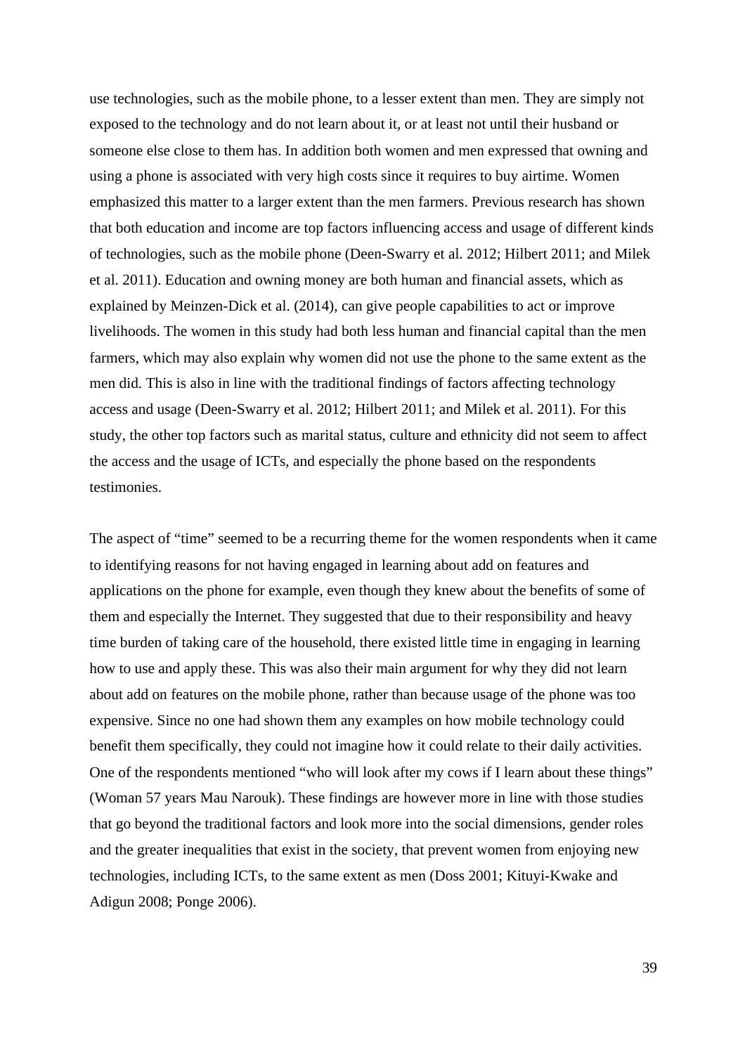use technologies, such as the mobile phone, to a lesser extent than men. They are simply not exposed to the technology and do not learn about it, or at least not until their husband or someone else close to them has. In addition both women and men expressed that owning and using a phone is associated with very high costs since it requires to buy airtime. Women emphasized this matter to a larger extent than the men farmers. Previous research has shown that both education and income are top factors influencing access and usage of different kinds of technologies, such as the mobile phone (Deen-Swarry et al. 2012; Hilbert 2011; and Milek et al. 2011). Education and owning money are both human and financial assets, which as explained by Meinzen-Dick et al. (2014), can give people capabilities to act or improve livelihoods. The women in this study had both less human and financial capital than the men farmers, which may also explain why women did not use the phone to the same extent as the men did. This is also in line with the traditional findings of factors affecting technology access and usage (Deen-Swarry et al. 2012; Hilbert 2011; and Milek et al. 2011). For this study, the other top factors such as marital status, culture and ethnicity did not seem to affect the access and the usage of ICTs, and especially the phone based on the respondents testimonies.

The aspect of "time" seemed to be a recurring theme for the women respondents when it came to identifying reasons for not having engaged in learning about add on features and applications on the phone for example, even though they knew about the benefits of some of them and especially the Internet. They suggested that due to their responsibility and heavy time burden of taking care of the household, there existed little time in engaging in learning how to use and apply these. This was also their main argument for why they did not learn about add on features on the mobile phone, rather than because usage of the phone was too expensive. Since no one had shown them any examples on how mobile technology could benefit them specifically, they could not imagine how it could relate to their daily activities. One of the respondents mentioned "who will look after my cows if I learn about these things" (Woman 57 years Mau Narouk). These findings are however more in line with those studies that go beyond the traditional factors and look more into the social dimensions, gender roles and the greater inequalities that exist in the society, that prevent women from enjoying new technologies, including ICTs, to the same extent as men (Doss 2001; Kituyi-Kwake and Adigun 2008; Ponge 2006).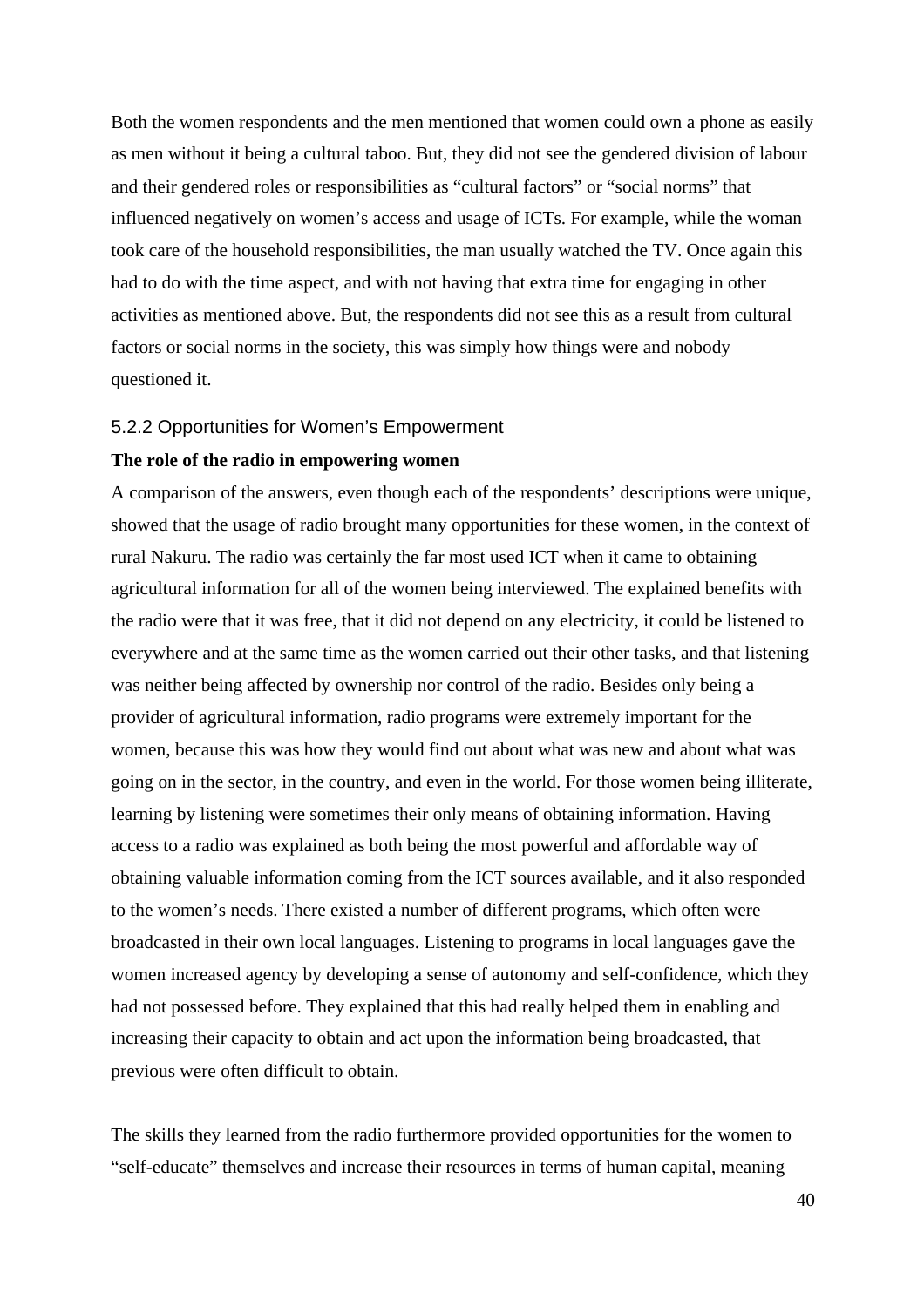Both the women respondents and the men mentioned that women could own a phone as easily as men without it being a cultural taboo. But, they did not see the gendered division of labour and their gendered roles or responsibilities as “cultural factors” or “social norms” that influenced negatively on women’s access and usage of ICTs. For example, while the woman took care of the household responsibilities, the man usually watched the TV. Once again this had to do with the time aspect, and with not having that extra time for engaging in other activities as mentioned above. But, the respondents did not see this as a result from cultural factors or social norms in the society, this was simply how things were and nobody questioned it.

### 5.2.2 Opportunities for Women’s Empowerment

**The role of the radio in empowering women**

A comparison of the answers, even though each of the respondents’ descriptions were unique, showed that the usage of radio brought many opportunities for these women, in the context of rural Nakuru. The radio was certainly the far most used ICT when it came to obtaining agricultural information for all of the women being interviewed. The explained benefits with the radio were that it was free, that it did not depend on any electricity, it could be listened to everywhere and at the same time as the women carried out their other tasks, and that listening was neither being affected by ownership nor control of the radio. Besides only being a provider of agricultural information, radio programs were extremely important for the women, because this was how they would find out about what was new and about what was going on in the sector, in the country, and even in the world. For those women being illiterate, learning by listening were sometimes their only means of obtaining information. Having access to a radio was explained as both being the most powerful and affordable way of obtaining valuable information coming from the ICT sources available, and it also responded to the women’s needs. There existed a number of different programs, which often were broadcasted in their own local languages. Listening to programs in local languages gave the women increased agency by developing a sense of autonomy and self-confidence, which they had not possessed before. They explained that this had really helped them in enabling and increasing their capacity to obtain and act upon the information being broadcasted, that previous were often difficult to obtain.

The skills they learned from the radio furthermore provided opportunities for the women to “self-educate” themselves and increase their resources in terms of human capital, meaning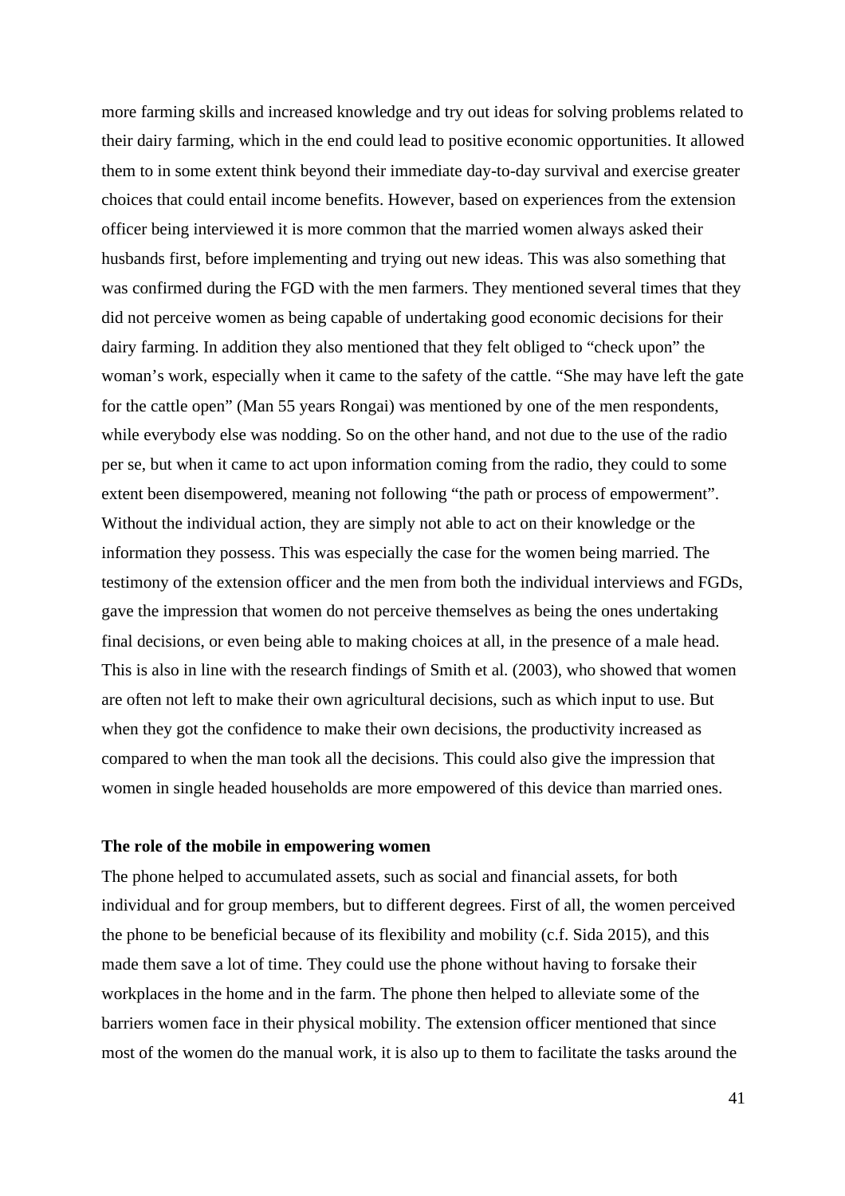more farming skills and increased knowledge and try out ideas for solving problems related to their dairy farming, which in the end could lead to positive economic opportunities. It allowed them to in some extent think beyond their immediate day-to-day survival and exercise greater choices that could entail income benefits. However, based on experiences from the extension officer being interviewed it is more common that the married women always asked their husbands first, before implementing and trying out new ideas. This was also something that was confirmed during the FGD with the men farmers. They mentioned several times that they did not perceive women as being capable of undertaking good economic decisions for their dairy farming. In addition they also mentioned that they felt obliged to "check upon" the woman's work, especially when it came to the safety of the cattle. "She may have left the gate for the cattle open" (Man 55 years Rongai) was mentioned by one of the men respondents, while everybody else was nodding. So on the other hand, and not due to the use of the radio per se, but when it came to act upon information coming from the radio, they could to some extent been disempowered, meaning not following "the path or process of empowerment". Without the individual action, they are simply not able to act on their knowledge or the information they possess. This was especially the case for the women being married. The testimony of the extension officer and the men from both the individual interviews and FGDs, gave the impression that women do not perceive themselves as being the ones undertaking final decisions, or even being able to making choices at all, in the presence of a male head. This is also in line with the research findings of Smith et al. (2003), who showed that women are often not left to make their own agricultural decisions, such as which input to use. But when they got the confidence to make their own decisions, the productivity increased as compared to when the man took all the decisions. This could also give the impression that women in single headed households are more empowered of this device than married ones.

**The role of the mobile in empowering women**

The phone helped to accumulated assets, such as social and financial assets, for both individual and for group members, but to different degrees. First of all, the women perceived the phone to be beneficial because of its flexibility and mobility (c.f. Sida 2015), and this made them save a lot of time. They could use the phone without having to forsake their workplaces in the home and in the farm. The phone then helped to alleviate some of the barriers women face in their physical mobility. The extension officer mentioned that since most of the women do the manual work, it is also up to them to facilitate the tasks around the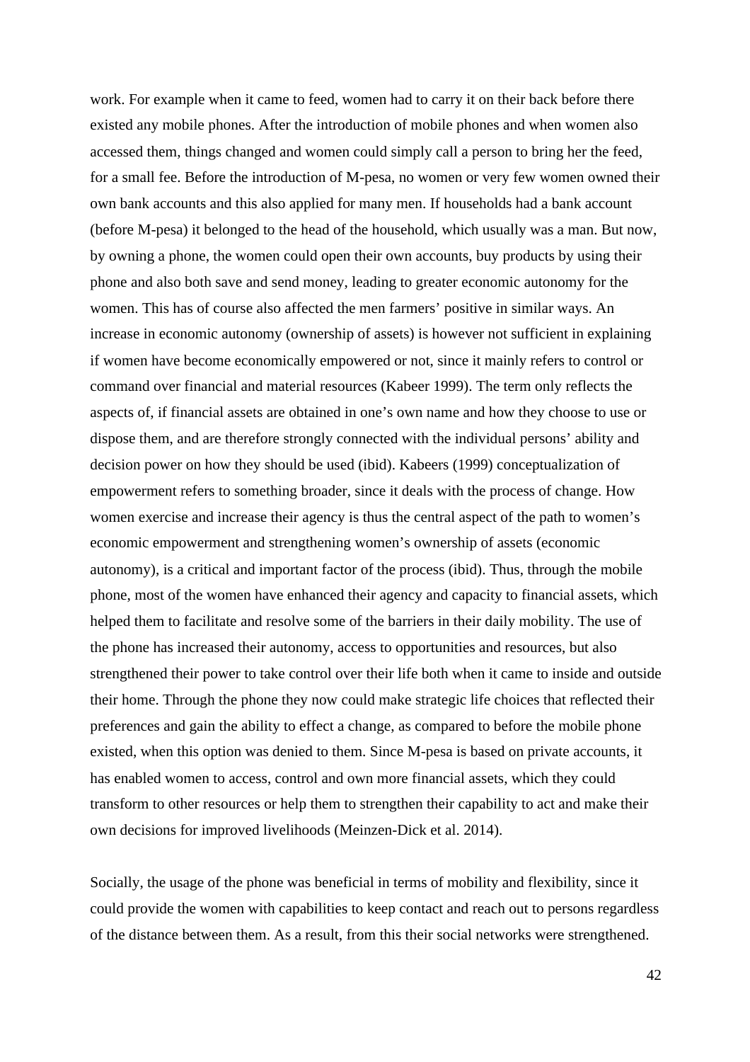work. For example when it came to feed, women had to carry it on their back before there existed any mobile phones. After the introduction of mobile phones and when women also accessed them, things changed and women could simply call a person to bring her the feed, for a small fee. Before the introduction of M-pesa, no women or very few women owned their own bank accounts and this also applied for many men. If households had a bank account (before M-pesa) it belonged to the head of the household, which usually was a man. But now, by owning a phone, the women could open their own accounts, buy products by using their phone and also both save and send money, leading to greater economic autonomy for the women. This has of course also affected the men farmers' positive in similar ways. An increase in economic autonomy (ownership of assets) is however not sufficient in explaining if women have become economically empowered or not, since it mainly refers to control or command over financial and material resources (Kabeer 1999). The term only reflects the aspects of, if financial assets are obtained in one's own name and how they choose to use or dispose them, and are therefore strongly connected with the individual persons' ability and decision power on how they should be used (ibid). Kabeers (1999) conceptualization of empowerment refers to something broader, since it deals with the process of change. How women exercise and increase their agency is thus the central aspect of the path to women's economic empowerment and strengthening women's ownership of assets (economic autonomy), is a critical and important factor of the process (ibid). Thus, through the mobile phone, most of the women have enhanced their agency and capacity to financial assets, which helped them to facilitate and resolve some of the barriers in their daily mobility. The use of the phone has increased their autonomy, access to opportunities and resources, but also strengthened their power to take control over their life both when it came to inside and outside their home. Through the phone they now could make strategic life choices that reflected their preferences and gain the ability to effect a change, as compared to before the mobile phone existed, when this option was denied to them. Since M-pesa is based on private accounts, it has enabled women to access, control and own more financial assets, which they could transform to other resources or help them to strengthen their capability to act and make their own decisions for improved livelihoods (Meinzen-Dick et al. 2014).

Socially, the usage of the phone was beneficial in terms of mobility and flexibility, since it could provide the women with capabilities to keep contact and reach out to persons regardless of the distance between them. As a result, from this their social networks were strengthened.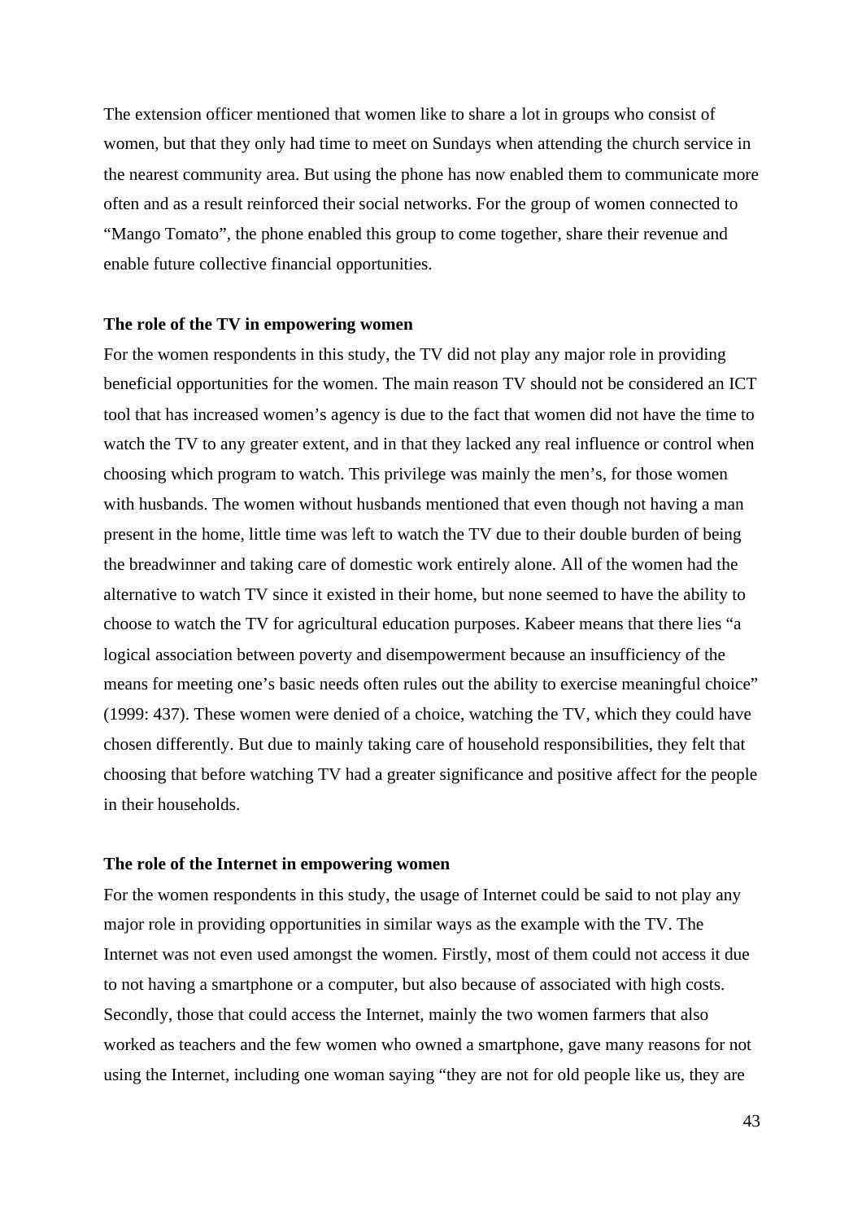The extension officer mentioned that women like to share a lot in groups who consist of women, but that they only had time to meet on Sundays when attending the church service in the nearest community area. But using the phone has now enabled them to communicate more often and as a result reinforced their social networks. For the group of women connected to "Mango Tomato", the phone enabled this group to come together, share their revenue and enable future collective financial opportunities.

**The role of the TV in empowering women**

For the women respondents in this study, the TV did not play any major role in providing beneficial opportunities for the women. The main reason TV should not be considered an ICT tool that has increased women's agency is due to the fact that women did not have the time to watch the TV to any greater extent, and in that they lacked any real influence or control when choosing which program to watch. This privilege was mainly the men's, for those women with husbands. The women without husbands mentioned that even though not having a man present in the home, little time was left to watch the TV due to their double burden of being the breadwinner and taking care of domestic work entirely alone. All of the women had the alternative to watch TV since it existed in their home, but none seemed to have the ability to choose to watch the TV for agricultural education purposes. Kabeer means that there lies "a logical association between poverty and disempowerment because an insufficiency of the means for meeting one's basic needs often rules out the ability to exercise meaningful choice" (1999: 437). These women were denied of a choice, watching the TV, which they could have chosen differently. But due to mainly taking care of household responsibilities, they felt that choosing that before watching TV had a greater significance and positive affect for the people in their households.

**The role of the Internet in empowering women**

For the women respondents in this study, the usage of Internet could be said to not play any major role in providing opportunities in similar ways as the example with the TV. The Internet was not even used amongst the women. Firstly, most of them could not access it due to not having a smartphone or a computer, but also because of associated with high costs. Secondly, those that could access the Internet, mainly the two women farmers that also worked as teachers and the few women who owned a smartphone, gave many reasons for not using the Internet, including one woman saying "they are not for old people like us, they are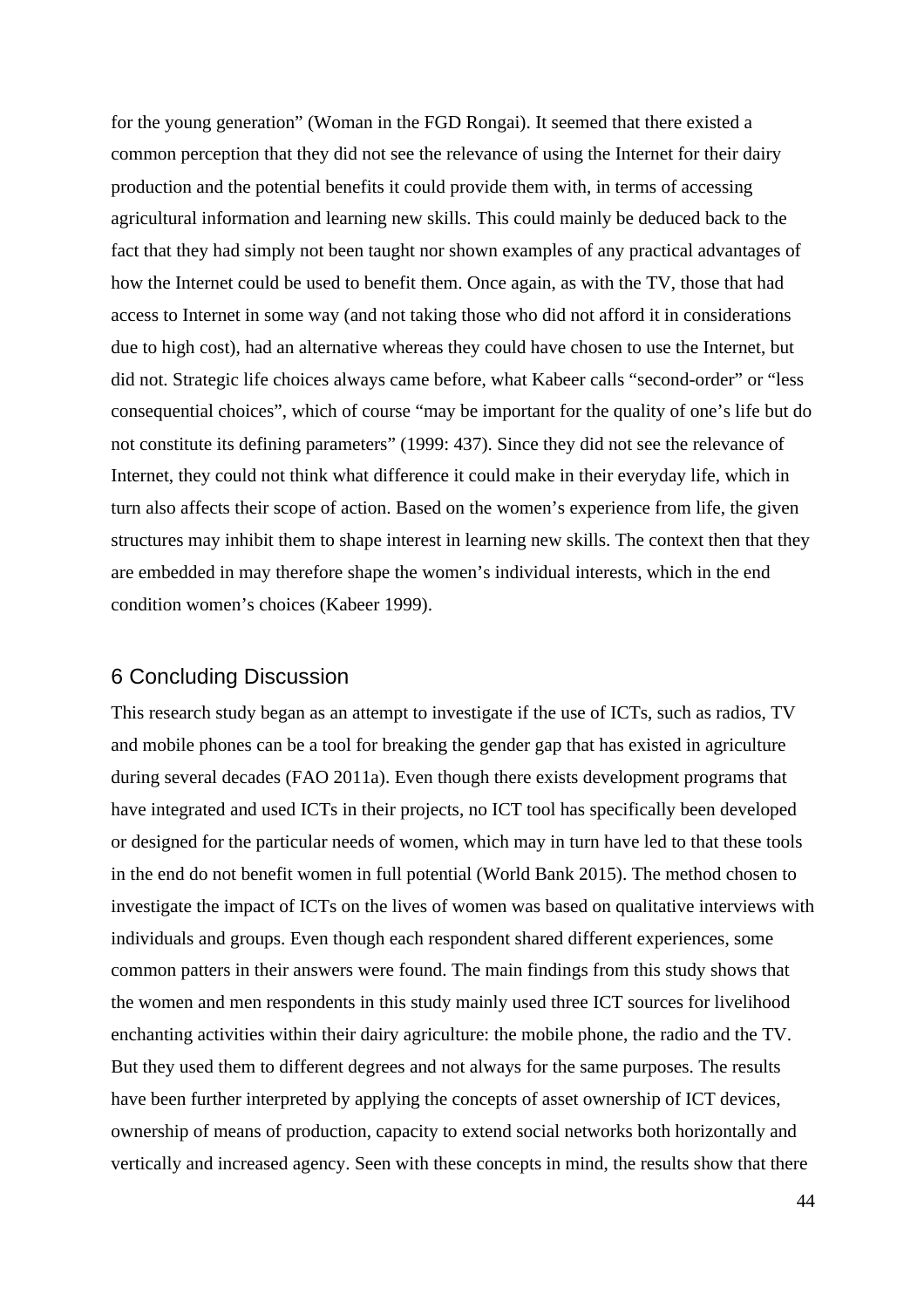for the young generation" (Woman in the FGD Rongai). It seemed that there existed a common perception that they did not see the relevance of using the Internet for their dairy production and the potential benefits it could provide them with, in terms of accessing agricultural information and learning new skills. This could mainly be deduced back to the fact that they had simply not been taught nor shown examples of any practical advantages of how the Internet could be used to benefit them. Once again, as with the TV, those that had access to Internet in some way (and not taking those who did not afford it in considerations due to high cost), had an alternative whereas they could have chosen to use the Internet, but did not. Strategic life choices always came before, what Kabeer calls "second-order" or "less consequential choices", which of course "may be important for the quality of one's life but do not constitute its defining parameters" (1999: 437). Since they did not see the relevance of Internet, they could not think what difference it could make in their everyday life, which in turn also affects their scope of action. Based on the women's experience from life, the given structures may inhibit them to shape interest in learning new skills. The context then that they are embedded in may therefore shape the women's individual interests, which in the end condition women's choices (Kabeer 1999).

## 6 Concluding Discussion

This research study began as an attempt to investigate if the use of ICTs, such as radios, TV and mobile phones can be a tool for breaking the gender gap that has existed in agriculture during several decades (FAO 2011a). Even though there exists development programs that have integrated and used ICTs in their projects, no ICT tool has specifically been developed or designed for the particular needs of women, which may in turn have led to that these tools in the end do not benefit women in full potential (World Bank 2015). The method chosen to investigate the impact of ICTs on the lives of women was based on qualitative interviews with individuals and groups. Even though each respondent shared different experiences, some common patters in their answers were found. The main findings from this study shows that the women and men respondents in this study mainly used three ICT sources for livelihood enchanting activities within their dairy agriculture: the mobile phone, the radio and the TV. But they used them to different degrees and not always for the same purposes. The results have been further interpreted by applying the concepts of asset ownership of ICT devices, ownership of means of production, capacity to extend social networks both horizontally and vertically and increased agency. Seen with these concepts in mind, the results show that there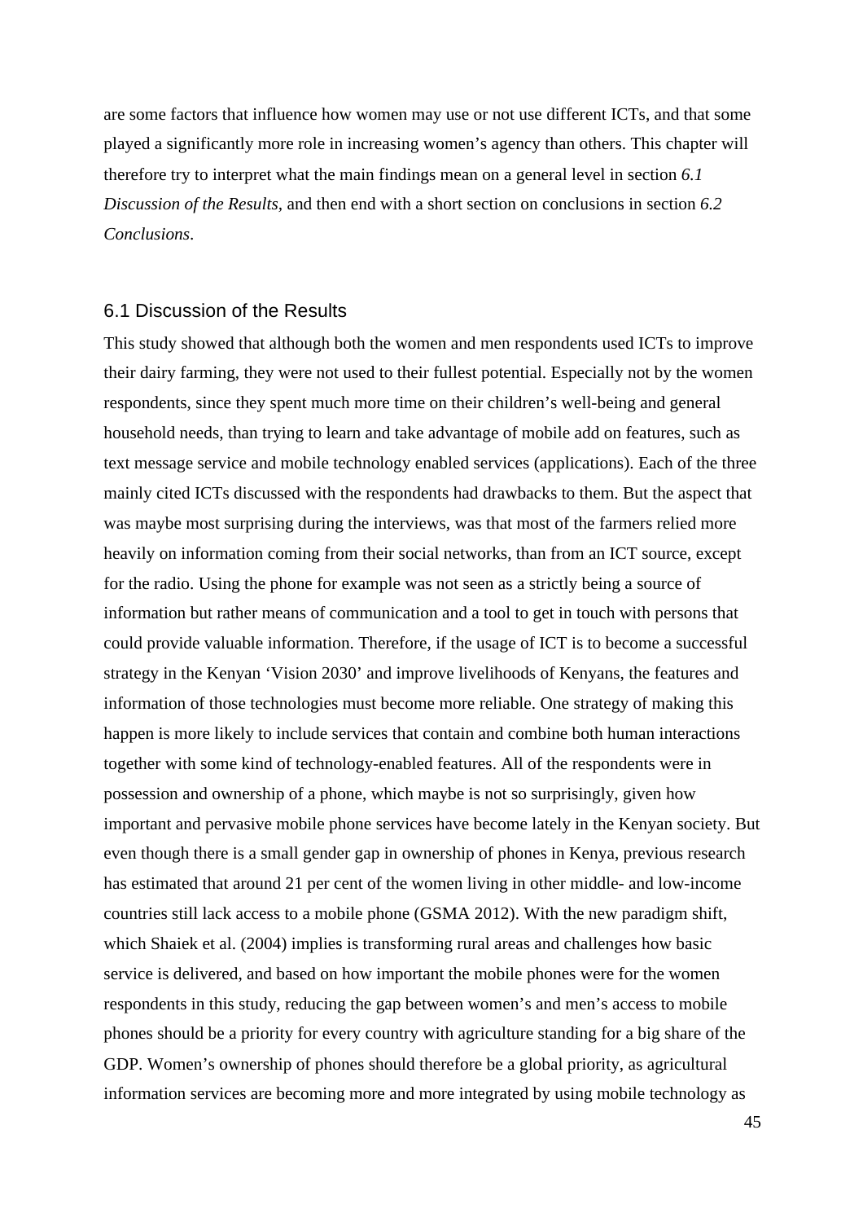are some factors that influence how women may use or not use different ICTs, and that some played a significantly more role in increasing women's agency than others. This chapter will therefore try to interpret what the main findings mean on a general level in section *6.1 Discussion of the Results,* and then end with a short section on conclusions in section *6.2 Conclusions*.

## 6.1 Discussion of the Results

This study showed that although both the women and men respondents used ICTs to improve their dairy farming, they were not used to their fullest potential. Especially not by the women respondents, since they spent much more time on their children's well-being and general household needs, than trying to learn and take advantage of mobile add on features, such as text message service and mobile technology enabled services (applications). Each of the three mainly cited ICTs discussed with the respondents had drawbacks to them. But the aspect that was maybe most surprising during the interviews, was that most of the farmers relied more heavily on information coming from their social networks, than from an ICT source, except for the radio. Using the phone for example was not seen as a strictly being a source of information but rather means of communication and a tool to get in touch with persons that could provide valuable information. Therefore, if the usage of ICT is to become a successful strategy in the Kenyan 'Vision 2030' and improve livelihoods of Kenyans, the features and information of those technologies must become more reliable. One strategy of making this happen is more likely to include services that contain and combine both human interactions together with some kind of technology-enabled features. All of the respondents were in possession and ownership of a phone, which maybe is not so surprisingly, given how important and pervasive mobile phone services have become lately in the Kenyan society. But even though there is a small gender gap in ownership of phones in Kenya, previous research has estimated that around 21 per cent of the women living in other middle- and low-income countries still lack access to a mobile phone (GSMA 2012). With the new paradigm shift, which Shaiek et al. (2004) implies is transforming rural areas and challenges how basic service is delivered, and based on how important the mobile phones were for the women respondents in this study, reducing the gap between women's and men's access to mobile phones should be a priority for every country with agriculture standing for a big share of the GDP. Women's ownership of phones should therefore be a global priority, as agricultural information services are becoming more and more integrated by using mobile technology as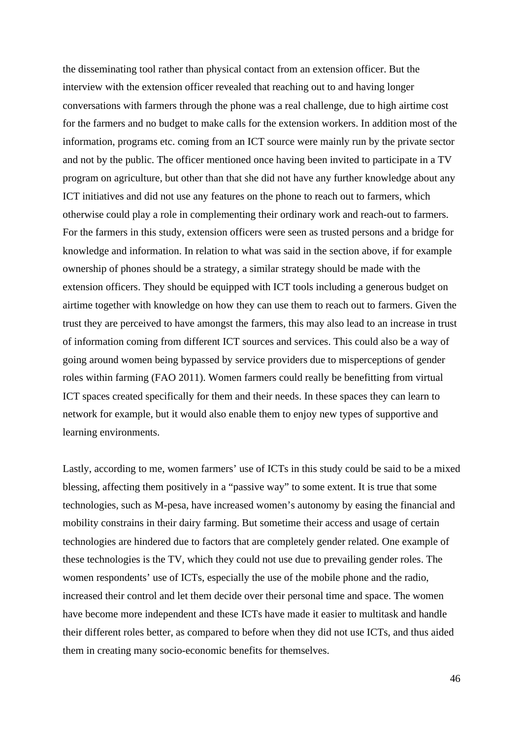the disseminating tool rather than physical contact from an extension officer. But the interview with the extension officer revealed that reaching out to and having longer conversations with farmers through the phone was a real challenge, due to high airtime cost for the farmers and no budget to make calls for the extension workers. In addition most of the information, programs etc. coming from an ICT source were mainly run by the private sector and not by the public. The officer mentioned once having been invited to participate in a TV program on agriculture, but other than that she did not have any further knowledge about any ICT initiatives and did not use any features on the phone to reach out to farmers, which otherwise could play a role in complementing their ordinary work and reach-out to farmers. For the farmers in this study, extension officers were seen as trusted persons and a bridge for knowledge and information. In relation to what was said in the section above, if for example ownership of phones should be a strategy, a similar strategy should be made with the extension officers. They should be equipped with ICT tools including a generous budget on airtime together with knowledge on how they can use them to reach out to farmers. Given the trust they are perceived to have amongst the farmers, this may also lead to an increase in trust of information coming from different ICT sources and services. This could also be a way of going around women being bypassed by service providers due to misperceptions of gender roles within farming (FAO 2011). Women farmers could really be benefitting from virtual ICT spaces created specifically for them and their needs. In these spaces they can learn to network for example, but it would also enable them to enjoy new types of supportive and learning environments.

Lastly, according to me, women farmers' use of ICTs in this study could be said to be a mixed blessing, affecting them positively in a "passive way" to some extent. It is true that some technologies, such as M-pesa, have increased women's autonomy by easing the financial and mobility constrains in their dairy farming. But sometime their access and usage of certain technologies are hindered due to factors that are completely gender related. One example of these technologies is the TV, which they could not use due to prevailing gender roles. The women respondents' use of ICTs, especially the use of the mobile phone and the radio, increased their control and let them decide over their personal time and space. The women have become more independent and these ICTs have made it easier to multitask and handle their different roles better, as compared to before when they did not use ICTs, and thus aided them in creating many socio-economic benefits for themselves.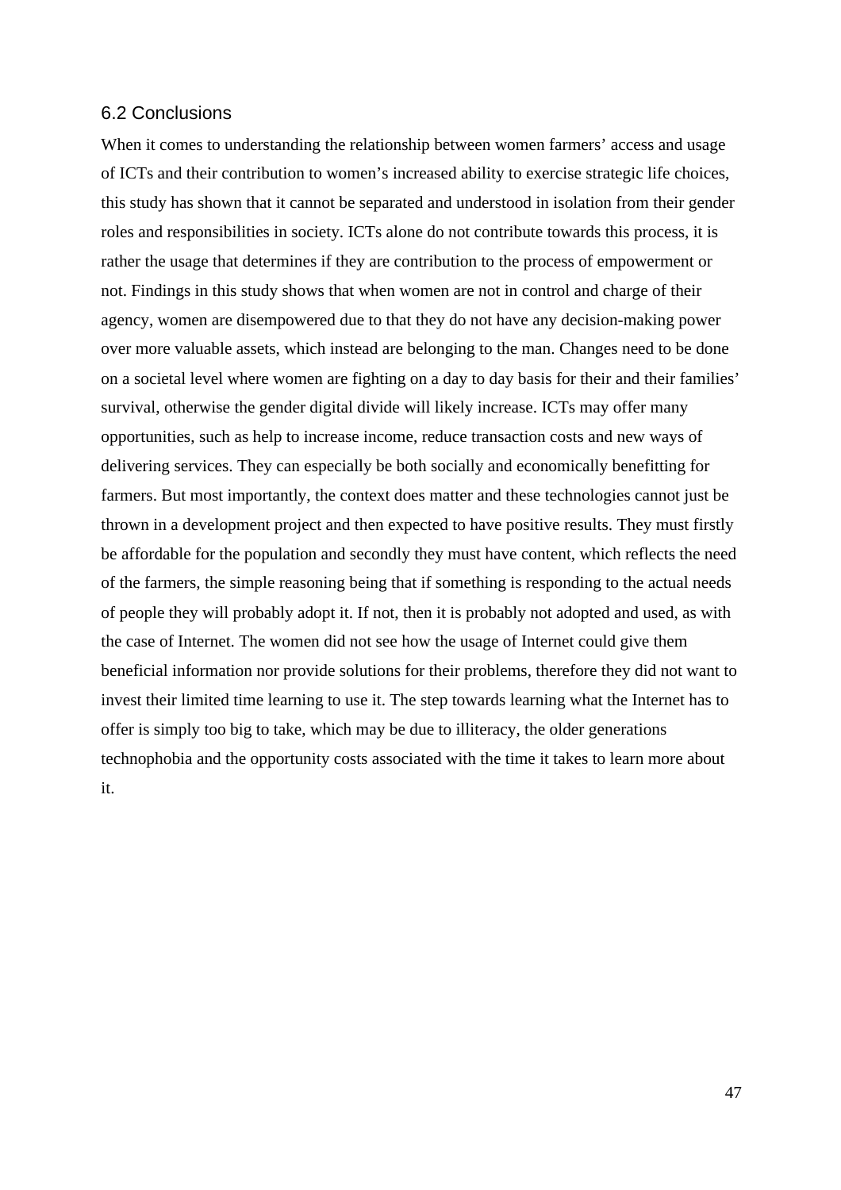## 6.2 Conclusions

When it comes to understanding the relationship between women farmers' access and usage of ICTs and their contribution to women's increased ability to exercise strategic life choices, this study has shown that it cannot be separated and understood in isolation from their gender roles and responsibilities in society. ICTs alone do not contribute towards this process, it is rather the usage that determines if they are contribution to the process of empowerment or not. Findings in this study shows that when women are not in control and charge of their agency, women are disempowered due to that they do not have any decision-making power over more valuable assets, which instead are belonging to the man. Changes need to be done on a societal level where women are fighting on a day to day basis for their and their families' survival, otherwise the gender digital divide will likely increase. ICTs may offer many opportunities, such as help to increase income, reduce transaction costs and new ways of delivering services. They can especially be both socially and economically benefitting for farmers. But most importantly, the context does matter and these technologies cannot just be thrown in a development project and then expected to have positive results. They must firstly be affordable for the population and secondly they must have content, which reflects the need of the farmers, the simple reasoning being that if something is responding to the actual needs of people they will probably adopt it. If not, then it is probably not adopted and used, as with the case of Internet. The women did not see how the usage of Internet could give them beneficial information nor provide solutions for their problems, therefore they did not want to invest their limited time learning to use it. The step towards learning what the Internet has to offer is simply too big to take, which may be due to illiteracy, the older generations technophobia and the opportunity costs associated with the time it takes to learn more about it.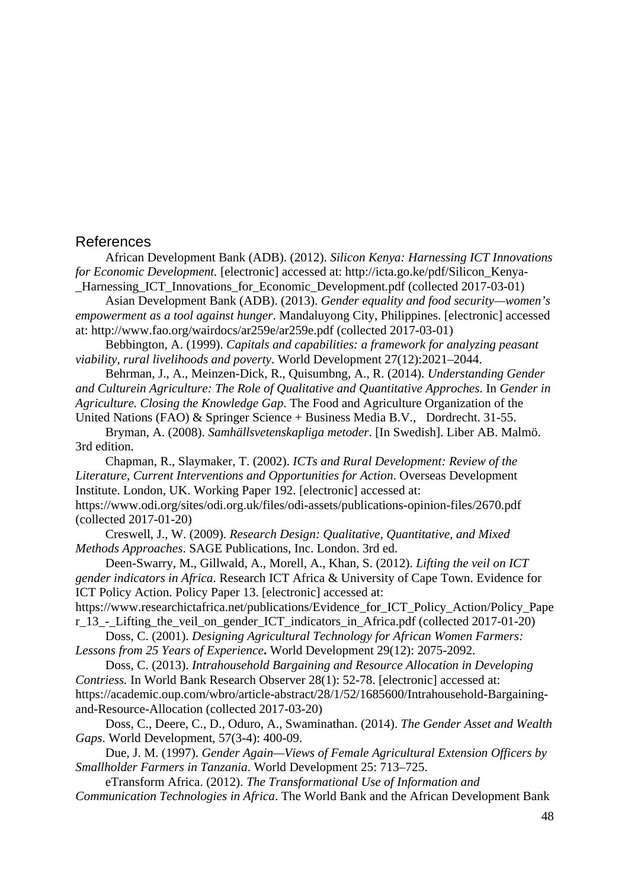## References

African Development Bank (ADB). (2012). *Silicon Kenya: Harnessing ICT Innovations for Economic Development.* [electronic] accessed at: http://icta.go.ke/pdf/Silicon_Kenya-_Harnessing_ICT_Innovations_for_Economic_Development.pdf (collected 2017-03-01)

Asian Development Bank (ADB). (2013). *Gender equality and food security—women's empowerment as a tool against hunger*. Mandaluyong City, Philippines. [electronic] accessed at: http://www.fao.org/wairdocs/ar259e/ar259e.pdf (collected 2017-03-01)

Bebbington, A. (1999). *Capitals and capabilities: a framework for analyzing peasant viability, rural livelihoods and poverty*. World Development 27(12):2021–2044.

Behrman, J., A., Meinzen-Dick, R., Quisumbng, A., R. (2014). *Understanding Gender and Culturein Agriculture: The Role of Qualitative and Quantitative Approches*. In *Gender in Agriculture. Closing the Knowledge Gap*. The Food and Agriculture Organization of the United Nations (FAO) & Springer Science + Business Media B.V., Dordrecht. 31-55.

Bryman, A. (2008). *Samhällsvetenskapliga metoder*. [In Swedish]. Liber AB. Malmö. 3rd edition.

Chapman, R., Slaymaker, T. (2002). *ICTs and Rural Development: Review of the Literature, Current Interventions and Opportunities for Action*. Overseas Development Institute. London, UK. Working Paper 192. [electronic] accessed at: https://www.odi.org/sites/odi.org.uk/files/odi-assets/publications-opinion-files/2670.pdf (collected 2017-01-20)

Creswell, J., W. (2009). *Research Design: Qualitative, Quantitative, and Mixed Methods Approaches*. SAGE Publications, Inc. London. 3rd ed.

Deen-Swarry, M., Gillwald, A., Morell, A., Khan, S. (2012). *Lifting the veil on ICT gender indicators in Africa*. Research ICT Africa & University of Cape Town. Evidence for ICT Policy Action. Policy Paper 13. [electronic] accessed at: https://www.researchictafrica.net/publications/Evidence_for_ICT_Policy_Action/Policy_Paper_13_-_Lifting_the_veil_on_gender_ICT_indicators_in_Africa.pdf (collected 2017-01-20)

Doss, C. (2001). *Designing Agricultural Technology for African Women Farmers: Lessons from 25 Years of Experience***.** World Development 29(12): 2075-2092.

Doss, C. (2013). *Intrahousehold Bargaining and Resource Allocation in Developing Contriess.* In World Bank Research Observer 28(1): 52-78. [electronic] accessed at: https://academic.oup.com/wbro/article-abstract/28/1/52/1685600/Intrahousehold-Bargaining-and-Resource-Allocation (collected 2017-03-20)

Doss, C., Deere, C., D., Oduro, A., Swaminathan. (2014). *The Gender Asset and Wealth Gaps*. World Development, 57(3-4): 400-09.

Due, J. M. (1997). *Gender Again—Views of Female Agricultural Extension Officers by Smallholder Farmers in Tanzania*. World Development 25: 713–725.

eTransform Africa. (2012). *The Transformational Use of Information and Communication Technologies in Africa*. The World Bank and the African Development Bank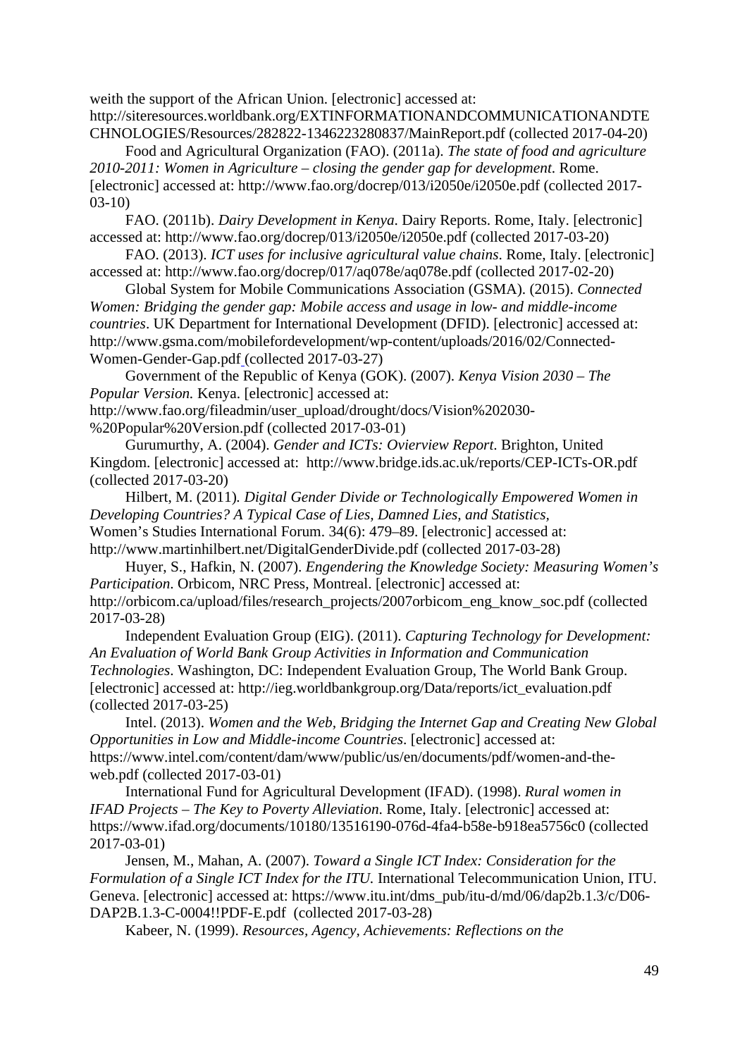weith the support of the African Union. [electronic] accessed at: http://siteresources.worldbank.org/EXTINFORMATIONANDCOMMUNICATIONANDTECHNOLOGIES/Resources/282822-1346223280837/MainReport.pdf (collected 2017-04-20)

Food and Agricultural Organization (FAO). (2011a). *The state of food and agriculture 2010-2011: Women in Agriculture – closing the gender gap for development*. Rome. [electronic] accessed at: http://www.fao.org/docrep/013/i2050e/i2050e.pdf (collected 2017-03-10)

FAO. (2011b). *Dairy Development in Kenya*. Dairy Reports. Rome, Italy. [electronic] accessed at: http://www.fao.org/docrep/013/i2050e/i2050e.pdf (collected 2017-03-20)

FAO. (2013). *ICT uses for inclusive agricultural value chains*. Rome, Italy. [electronic] accessed at: http://www.fao.org/docrep/017/aq078e/aq078e.pdf (collected 2017-02-20)

Global System for Mobile Communications Association (GSMA). (2015). *Connected Women: Bridging the gender gap: Mobile access and usage in low- and middle-income countries*. UK Department for International Development (DFID). [electronic] accessed at: http://www.gsma.com/mobilefordevelopment/wp-content/uploads/2016/02/Connected-Women-Gender-Gap.pdf (collected 2017-03-27)

Government of the Republic of Kenya (GOK). (2007). *Kenya Vision 2030 – The Popular Version.* Kenya. [electronic] accessed at: http://www.fao.org/fileadmin/user_upload/drought/docs/Vision%202030-%20Popular%20Version.pdf (collected 2017-03-01)

Gurumurthy, A. (2004). *Gender and ICTs: Ovierview Report*. Brighton, United Kingdom. [electronic] accessed at: http://www.bridge.ids.ac.uk/reports/CEP-ICTs-OR.pdf (collected 2017-03-20)

Hilbert, M. (2011)*. Digital Gender Divide or Technologically Empowered Women in Developing Countries? A Typical Case of Lies, Damned Lies, and Statistics*, Women's Studies International Forum. 34(6): 479–89. [electronic] accessed at: http://www.martinhilbert.net/DigitalGenderDivide.pdf (collected 2017-03-28)

Huyer, S., Hafkin, N. (2007). *Engendering the Knowledge Society: Measuring Women's Participation*. Orbicom, NRC Press, Montreal. [electronic] accessed at: http://orbicom.ca/upload/files/research_projects/2007orbicom_eng_know_soc.pdf (collected 2017-03-28)

Independent Evaluation Group (EIG). (2011). *Capturing Technology for Development: An Evaluation of World Bank Group Activities in Information and Communication Technologies*. Washington, DC: Independent Evaluation Group, The World Bank Group. [electronic] accessed at: http://ieg.worldbankgroup.org/Data/reports/ict_evaluation.pdf (collected 2017-03-25)

Intel. (2013). *Women and the Web, Bridging the Internet Gap and Creating New Global Opportunities in Low and Middle-income Countries*. [electronic] accessed at: https://www.intel.com/content/dam/www/public/us/en/documents/pdf/women-and-the-web.pdf (collected 2017-03-01)

International Fund for Agricultural Development (IFAD). (1998). *Rural women in IFAD Projects – The Key to Poverty Alleviation*. Rome, Italy. [electronic] accessed at: https://www.ifad.org/documents/10180/13516190-076d-4fa4-b58e-b918ea5756c0 (collected 2017-03-01)

Jensen, M., Mahan, A. (2007). *Toward a Single ICT Index: Consideration for the Formulation of a Single ICT Index for the ITU.* International Telecommunication Union, ITU. Geneva. [electronic] accessed at: https://www.itu.int/dms_pub/itu-d/md/06/dap2b.1.3/c/D06-DAP2B.1.3-C-0004!!PDF-E.pdf (collected 2017-03-28)

Kabeer, N. (1999). *Resources, Agency, Achievements: Reflections on the*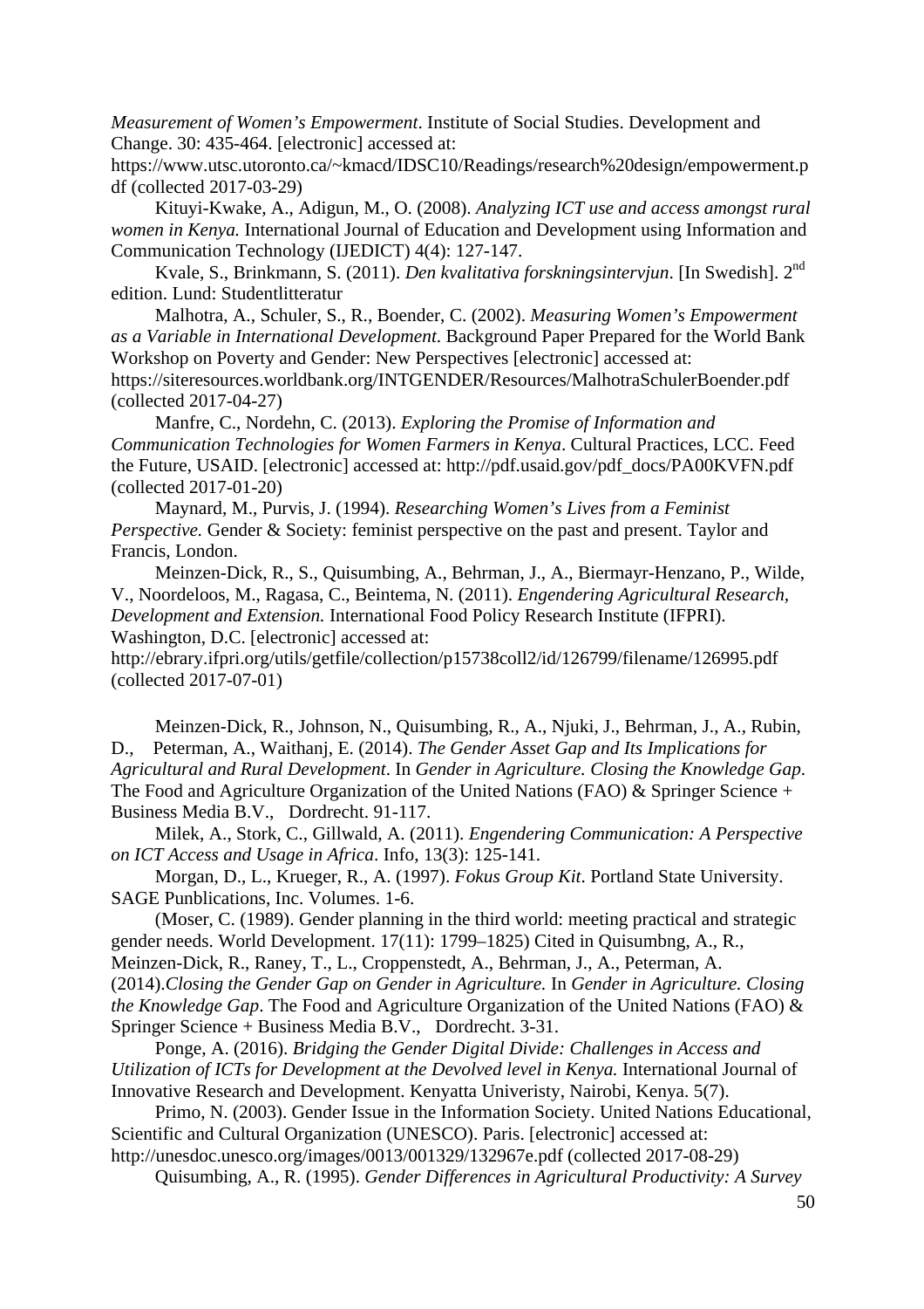*Measurement of Women's Empowerment*. Institute of Social Studies. Development and Change. 30: 435-464. [electronic] accessed at: https://www.utsc.utoronto.ca/~kmacd/IDSC10/Readings/research%20design/empowerment.pdf (collected 2017-03-29)

Kituyi-Kwake, A., Adigun, M., O. (2008). *Analyzing ICT use and access amongst rural women in Kenya.* International Journal of Education and Development using Information and Communication Technology (IJEDICT) 4(4): 127-147.

Kvale, S., Brinkmann, S. (2011). *Den kvalitativa forskningsintervjun*. [In Swedish]. 2nd edition. Lund: Studentlitteratur

Malhotra, A., Schuler, S., R., Boender, C. (2002). *Measuring Women's Empowerment as a Variable in International Development.* Background Paper Prepared for the World Bank Workshop on Poverty and Gender: New Perspectives [electronic] accessed at: https://siteresources.worldbank.org/INTGENDER/Resources/MalhotraSchulerBoender.pdf (collected 2017-04-27)

Manfre, C., Nordehn, C. (2013). *Exploring the Promise of Information and Communication Technologies for Women Farmers in Kenya*. Cultural Practices, LCC. Feed the Future, USAID. [electronic] accessed at: http://pdf.usaid.gov/pdf_docs/PA00KVFN.pdf (collected 2017-01-20)

Maynard, M., Purvis, J. (1994). *Researching Women's Lives from a Feminist Perspective.* Gender & Society: feminist perspective on the past and present. Taylor and Francis, London.

Meinzen-Dick, R., S., Quisumbing, A., Behrman, J., A., Biermayr-Henzano, P., Wilde, V., Noordeloos, M., Ragasa, C., Beintema, N. (2011). *Engendering Agricultural Research, Development and Extension.* International Food Policy Research Institute (IFPRI). Washington, D.C. [electronic] accessed at: http://ebrary.ifpri.org/utils/getfile/collection/p15738coll2/id/126799/filename/126995.pdf (collected 2017-07-01)

Meinzen-Dick, R., Johnson, N., Quisumbing, R., A., Njuki, J., Behrman, J., A., Rubin, D., Peterman, A., Waithanj, E. (2014). *The Gender Asset Gap and Its Implications for Agricultural and Rural Development*. In *Gender in Agriculture. Closing the Knowledge Gap*. The Food and Agriculture Organization of the United Nations (FAO) & Springer Science + Business Media B.V., Dordrecht. 91-117.

Milek, A., Stork, C., Gillwald, A. (2011). *Engendering Communication: A Perspective on ICT Access and Usage in Africa*. Info, 13(3): 125-141.

Morgan, D., L., Krueger, R., A. (1997). *Fokus Group Kit*. Portland State University. SAGE Punblications, Inc. Volumes. 1-6.

(Moser, C. (1989). Gender planning in the third world: meeting practical and strategic gender needs. World Development. 17(11): 1799–1825) Cited in Quisumbng, A., R., Meinzen-Dick, R., Raney, T., L., Croppenstedt, A., Behrman, J., A., Peterman, A. (2014).*Closing the Gender Gap on Gender in Agriculture.* In *Gender in Agriculture. Closing the Knowledge Gap*. The Food and Agriculture Organization of the United Nations (FAO) & Springer Science + Business Media B.V., Dordrecht. 3-31.

Ponge, A. (2016). *Bridging the Gender Digital Divide: Challenges in Access and Utilization of ICTs for Development at the Devolved level in Kenya.* International Journal of Innovative Research and Development. Kenyatta Univeristy, Nairobi, Kenya. 5(7).

Primo, N. (2003). Gender Issue in the Information Society. United Nations Educational, Scientific and Cultural Organization (UNESCO). Paris. [electronic] accessed at: http://unesdoc.unesco.org/images/0013/001329/132967e.pdf (collected 2017-08-29)

Quisumbing, A., R. (1995). *Gender Differences in Agricultural Productivity: A Survey*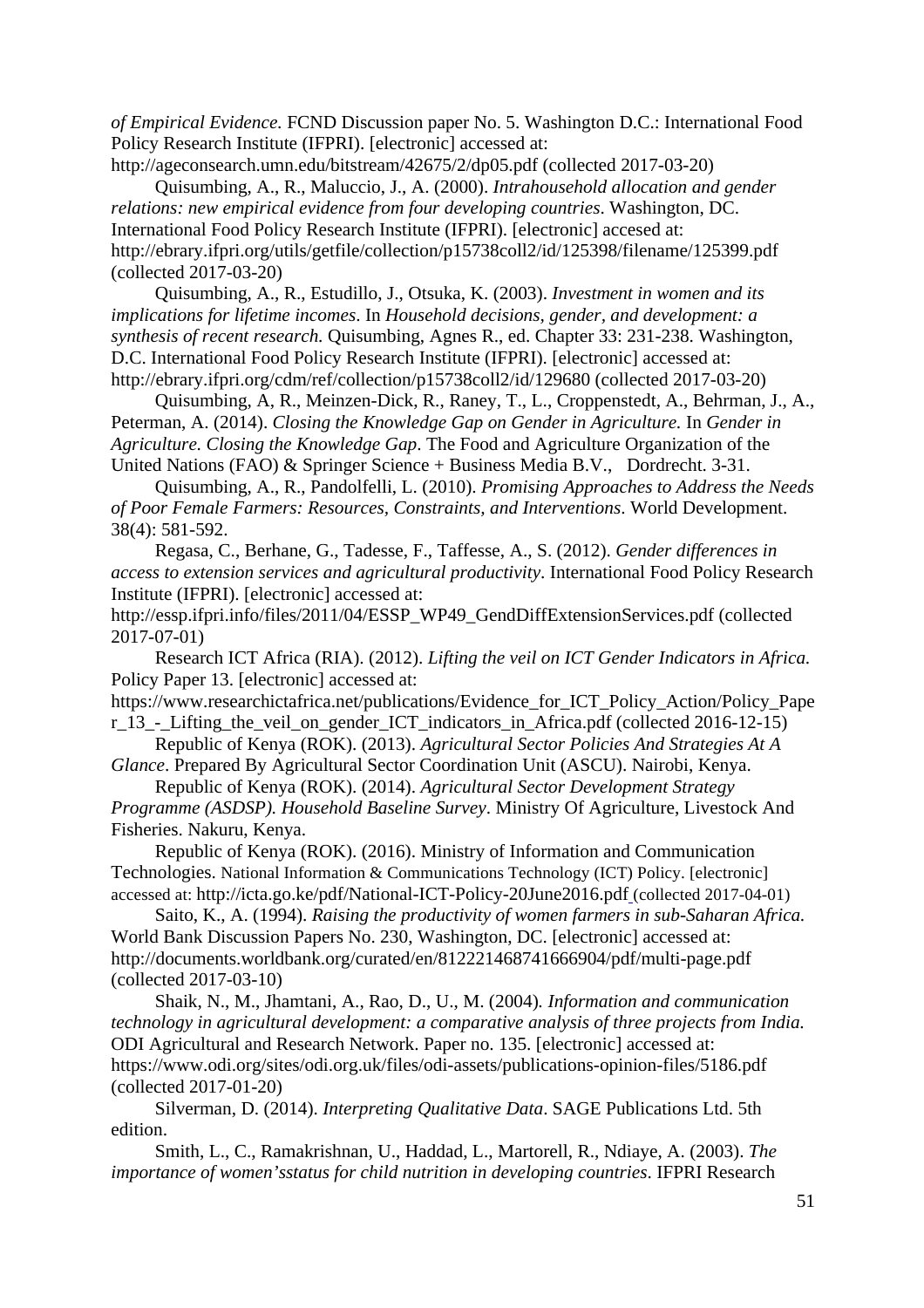*of Empirical Evidence.* FCND Discussion paper No. 5. Washington D.C.: International Food Policy Research Institute (IFPRI). [electronic] accessed at: http://ageconsearch.umn.edu/bitstream/42675/2/dp05.pdf (collected 2017-03-20)

Quisumbing, A., R., Maluccio, J., A. (2000). *Intrahousehold allocation and gender relations: new empirical evidence from four developing countries*. Washington, DC. International Food Policy Research Institute (IFPRI). [electronic] accesed at: http://ebrary.ifpri.org/utils/getfile/collection/p15738coll2/id/125398/filename/125399.pdf (collected 2017-03-20)

Quisumbing, A., R., Estudillo, J., Otsuka, K. (2003). *Investment in women and its implications for lifetime incomes*. In *Household decisions, gender, and development: a synthesis of recent research.* Quisumbing, Agnes R., ed. Chapter 33: 231-238. Washington, D.C. International Food Policy Research Institute (IFPRI). [electronic] accessed at: http://ebrary.ifpri.org/cdm/ref/collection/p15738coll2/id/129680 (collected 2017-03-20)

Quisumbing, A, R., Meinzen-Dick, R., Raney, T., L., Croppenstedt, A., Behrman, J., A., Peterman, A. (2014). *Closing the Knowledge Gap on Gender in Agriculture.* In *Gender in Agriculture. Closing the Knowledge Gap*. The Food and Agriculture Organization of the United Nations (FAO) & Springer Science + Business Media B.V., Dordrecht. 3-31.

Quisumbing, A., R., Pandolfelli, L. (2010). *Promising Approaches to Address the Needs of Poor Female Farmers: Resources, Constraints, and Interventions*. World Development. 38(4): 581-592.

Regasa, C., Berhane, G., Tadesse, F., Taffesse, A., S. (2012). *Gender differences in access to extension services and agricultural productivity*. International Food Policy Research Institute (IFPRI). [electronic] accessed at: http://essp.ifpri.info/files/2011/04/ESSP_WP49_GendDiffExtensionServices.pdf (collected 2017-07-01)

Research ICT Africa (RIA). (2012). *Lifting the veil on ICT Gender Indicators in Africa.* Policy Paper 13. [electronic] accessed at: https://www.researchictafrica.net/publications/Evidence_for_ICT_Policy_Action/Policy_Paper_13_-_Lifting_the_veil_on_gender_ICT_indicators_in_Africa.pdf (collected 2016-12-15)

Republic of Kenya (ROK). (2013). *Agricultural Sector Policies And Strategies At A Glance*. Prepared By Agricultural Sector Coordination Unit (ASCU). Nairobi, Kenya.

Republic of Kenya (ROK). (2014). *Agricultural Sector Development Strategy Programme (ASDSP). Household Baseline Survey*. Ministry Of Agriculture, Livestock And Fisheries. Nakuru, Kenya.

Republic of Kenya (ROK). (2016). Ministry of Information and Communication Technologies. National Information & Communications Technology (ICT) Policy. [electronic] accessed at: http://icta.go.ke/pdf/National-ICT-Policy-20June2016.pdf (collected 2017-04-01)

Saito, K., A. (1994). *Raising the productivity of women farmers in sub-Saharan Africa.* World Bank Discussion Papers No. 230, Washington, DC. [electronic] accessed at: http://documents.worldbank.org/curated/en/812221468741666904/pdf/multi-page.pdf (collected 2017-03-10)

Shaik, N., M., Jhamtani, A., Rao, D., U., M. (2004). *Information and communication technology in agricultural development: a comparative analysis of three projects from India.* ODI Agricultural and Research Network. Paper no. 135. [electronic] accessed at: https://www.odi.org/sites/odi.org.uk/files/odi-assets/publications-opinion-files/5186.pdf (collected 2017-01-20)

Silverman, D. (2014). *Interpreting Qualitative Data*. SAGE Publications Ltd. 5th edition.

Smith, L., C., Ramakrishnan, U., Haddad, L., Martorell, R., Ndiaye, A. (2003). *The importance of women'sstatus for child nutrition in developing countries*. IFPRI Research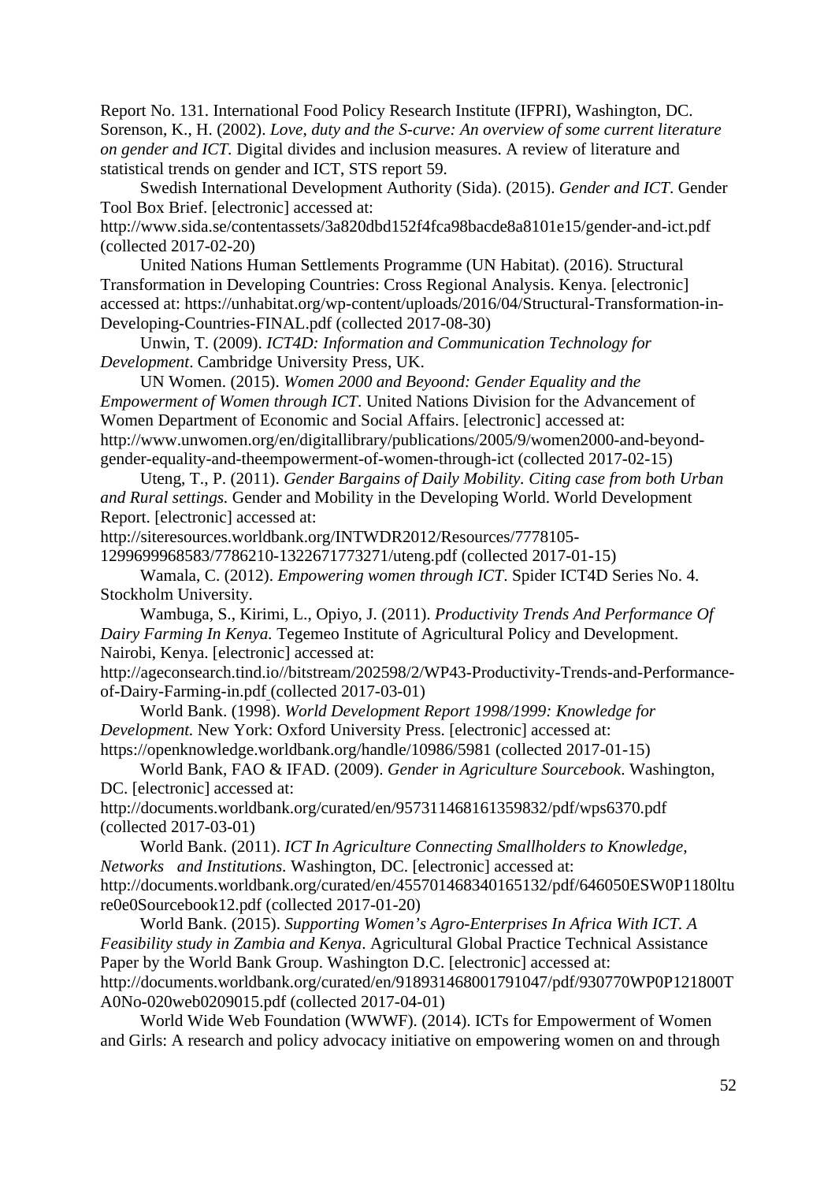Report No. 131. International Food Policy Research Institute (IFPRI), Washington, DC.

Sorenson, K., H. (2002). *Love, duty and the S-curve: An overview of some current literature on gender and ICT*. Digital divides and inclusion measures. A review of literature and statistical trends on gender and ICT, STS report 59.

Swedish International Development Authority (Sida). (2015). *Gender and ICT*. Gender Tool Box Brief. [electronic] accessed at: http://www.sida.se/contentassets/3a820dbd152f4fca98bacde8a8101e15/gender-and-ict.pdf (collected 2017-02-20)

United Nations Human Settlements Programme (UN Habitat). (2016). Structural Transformation in Developing Countries: Cross Regional Analysis. Kenya. [electronic] accessed at: https://unhabitat.org/wp-content/uploads/2016/04/Structural-Transformation-in-Developing-Countries-FINAL.pdf (collected 2017-08-30)

Unwin, T. (2009). *ICT4D: Information and Communication Technology for Development*. Cambridge University Press, UK.

UN Women. (2015). *Women 2000 and Beyoond: Gender Equality and the Empowerment of Women through ICT*. United Nations Division for the Advancement of Women Department of Economic and Social Affairs. [electronic] accessed at: http://www.unwomen.org/en/digitallibrary/publications/2005/9/women2000-and-beyond-gender-equality-and-theempowerment-of-women-through-ict (collected 2017-02-15)

Uteng, T., P. (2011). *Gender Bargains of Daily Mobility. Citing case from both Urban and Rural settings.* Gender and Mobility in the Developing World. World Development Report. [electronic] accessed at: http://siteresources.worldbank.org/INTWDR2012/Resources/7778105-1299699968583/7786210-1322671773271/uteng.pdf (collected 2017-01-15)

Wamala, C. (2012). *Empowering women through ICT*. Spider ICT4D Series No. 4. Stockholm University.

Wambuga, S., Kirimi, L., Opiyo, J. (2011). *Productivity Trends And Performance Of Dairy Farming In Kenya.* Tegemeo Institute of Agricultural Policy and Development. Nairobi, Kenya. [electronic] accessed at: http://ageconsearch.tind.io//bitstream/202598/2/WP43-Productivity-Trends-and-Performance-of-Dairy-Farming-in.pdf (collected 2017-03-01)

World Bank. (1998). *World Development Report 1998/1999: Knowledge for Development.* New York: Oxford University Press. [electronic] accessed at: https://openknowledge.worldbank.org/handle/10986/5981 (collected 2017-01-15)

World Bank, FAO & IFAD. (2009). *Gender in Agriculture Sourcebook*. Washington, DC. [electronic] accessed at: http://documents.worldbank.org/curated/en/957311468161359832/pdf/wps6370.pdf (collected 2017-03-01)

World Bank. (2011). *ICT In Agriculture Connecting Smallholders to Knowledge, Networks and Institutions*. Washington, DC. [electronic] accessed at: http://documents.worldbank.org/curated/en/455701468340165132/pdf/646050ESW0P1180ltu re0e0Sourcebook12.pdf (collected 2017-01-20)

World Bank. (2015). *Supporting Women's Agro-Enterprises In Africa With ICT. A Feasibility study in Zambia and Kenya*. Agricultural Global Practice Technical Assistance Paper by the World Bank Group. Washington D.C. [electronic] accessed at: http://documents.worldbank.org/curated/en/918931468001791047/pdf/930770WP0P121800T A0No-020web0209015.pdf (collected 2017-04-01)

World Wide Web Foundation (WWWF). (2014). ICTs for Empowerment of Women and Girls: A research and policy advocacy initiative on empowering women on and through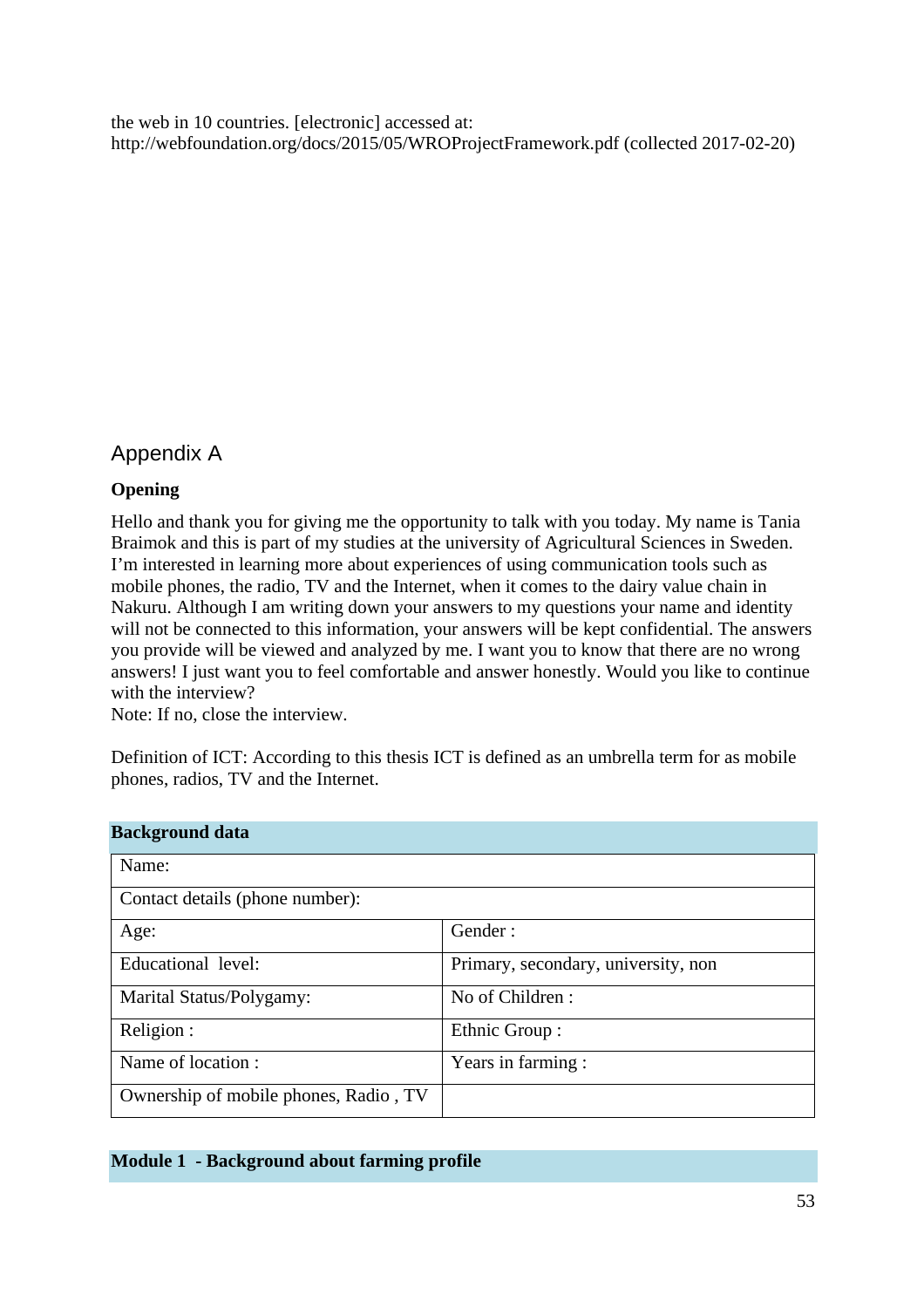the web in 10 countries. [electronic] accessed at: http://webfoundation.org/docs/2015/05/WROProjectFramework.pdf (collected 2017-02-20)

## Appendix A

**Opening**

Hello and thank you for giving me the opportunity to talk with you today. My name is Tania Braimok and this is part of my studies at the university of Agricultural Sciences in Sweden. I'm interested in learning more about experiences of using communication tools such as mobile phones, the radio, TV and the Internet, when it comes to the dairy value chain in Nakuru. Although I am writing down your answers to my questions your name and identity will not be connected to this information, your answers will be kept confidential. The answers you provide will be viewed and analyzed by me. I want you to know that there are no wrong answers! I just want you to feel comfortable and answer honestly. Would you like to continue with the interview?
Note: If no, close the interview.

Definition of ICT: According to this thesis ICT is defined as an umbrella term for as mobile phones, radios, TV and the Internet.

| **Background data** | |
|---|---|
| Name: | |
| Contact details (phone number): | |
| Age: | Gender : |
| Educational level: | Primary, secondary, university, non |
| Marital Status/Polygamy: | No of Children : |
| Religion : | Ethnic Group : |
| Name of location : | Years in farming : |
| Ownership of mobile phones, Radio , TV | |

**Module 1 - Background about farming profile**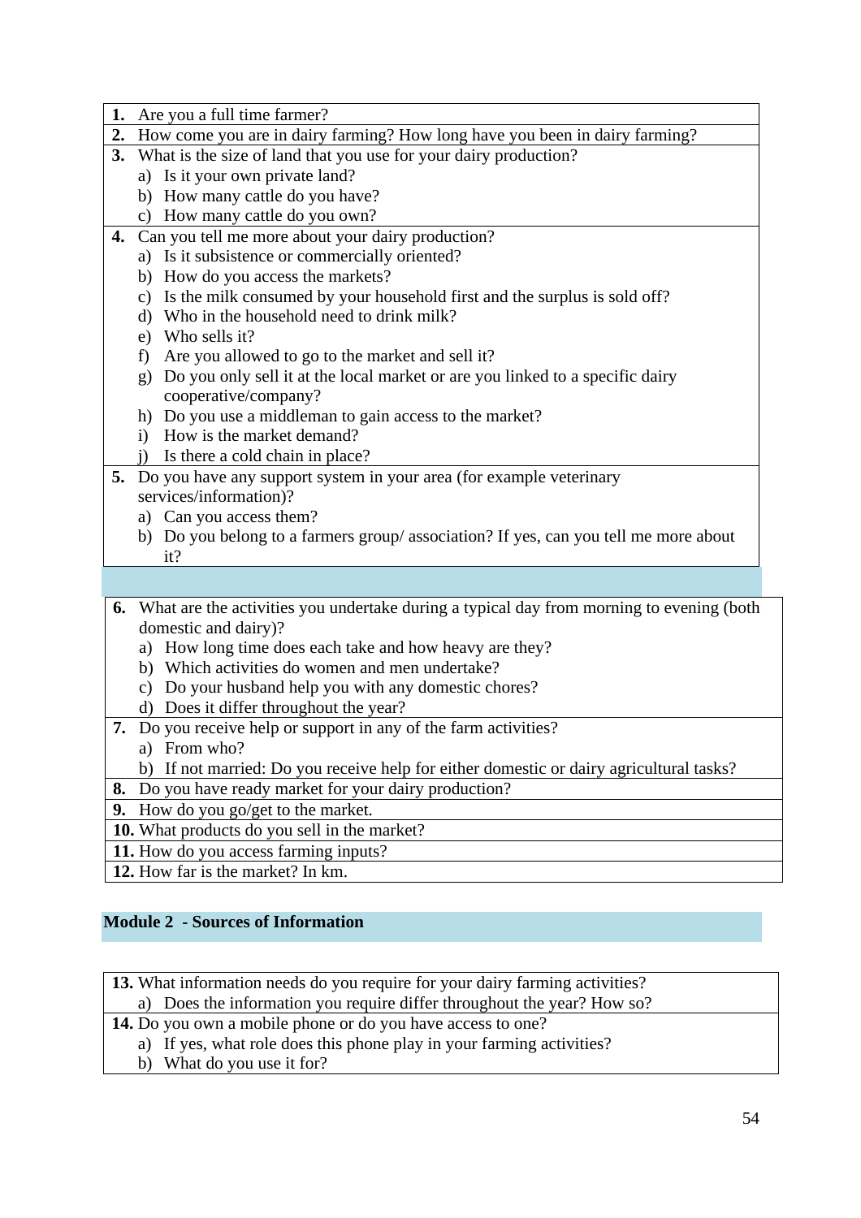| |
|---|
| **1.** Are you a full time farmer? |
| **2.** How come you are in dairy farming? How long have you been in dairy farming? |
| **3.** What is the size of land that you use for your dairy production?<br>a) Is it your own private land?<br>b) How many cattle do you have?<br>c) How many cattle do you own? |
| **4.** Can you tell me more about your dairy production?<br>a) Is it subsistence or commercially oriented?<br>b) How do you access the markets?<br>c) Is the milk consumed by your household first and the surplus is sold off?<br>d) Who in the household need to drink milk?<br>e) Who sells it?<br>f) Are you allowed to go to the market and sell it?<br>g) Do you only sell it at the local market or are you linked to a specific dairy cooperative/company?<br>h) Do you use a middleman to gain access to the market?<br>i) How is the market demand?<br>j) Is there a cold chain in place? |
| **5.** Do you have any support system in your area (for example veterinary services/information)?<br>a) Can you access them?<br>b) Do you belong to a farmers group/ association? If yes, can you tell me more about it? |

| |
|---|
| **6.** What are the activities you undertake during a typical day from morning to evening (both domestic and dairy)?<br>a) How long time does each take and how heavy are they?<br>b) Which activities do women and men undertake?<br>c) Do your husband help you with any domestic chores?<br>d) Does it differ throughout the year? |
| **7.** Do you receive help or support in any of the farm activities?<br>a) From who?<br>b) If not married: Do you receive help for either domestic or dairy agricultural tasks? |
| **8.** Do you have ready market for your dairy production? |
| **9.** How do you go/get to the market. |
| **10.** What products do you sell in the market? |
| **11.** How do you access farming inputs? |
| **12.** How far is the market? In km. |

**Module 2 - Sources of Information**

| |
|---|
| **13.** What information needs do you require for your dairy farming activities?<br>a) Does the information you require differ throughout the year? How so? |
| **14.** Do you own a mobile phone or do you have access to one?<br>a) If yes, what role does this phone play in your farming activities?<br>b) What do you use it for? |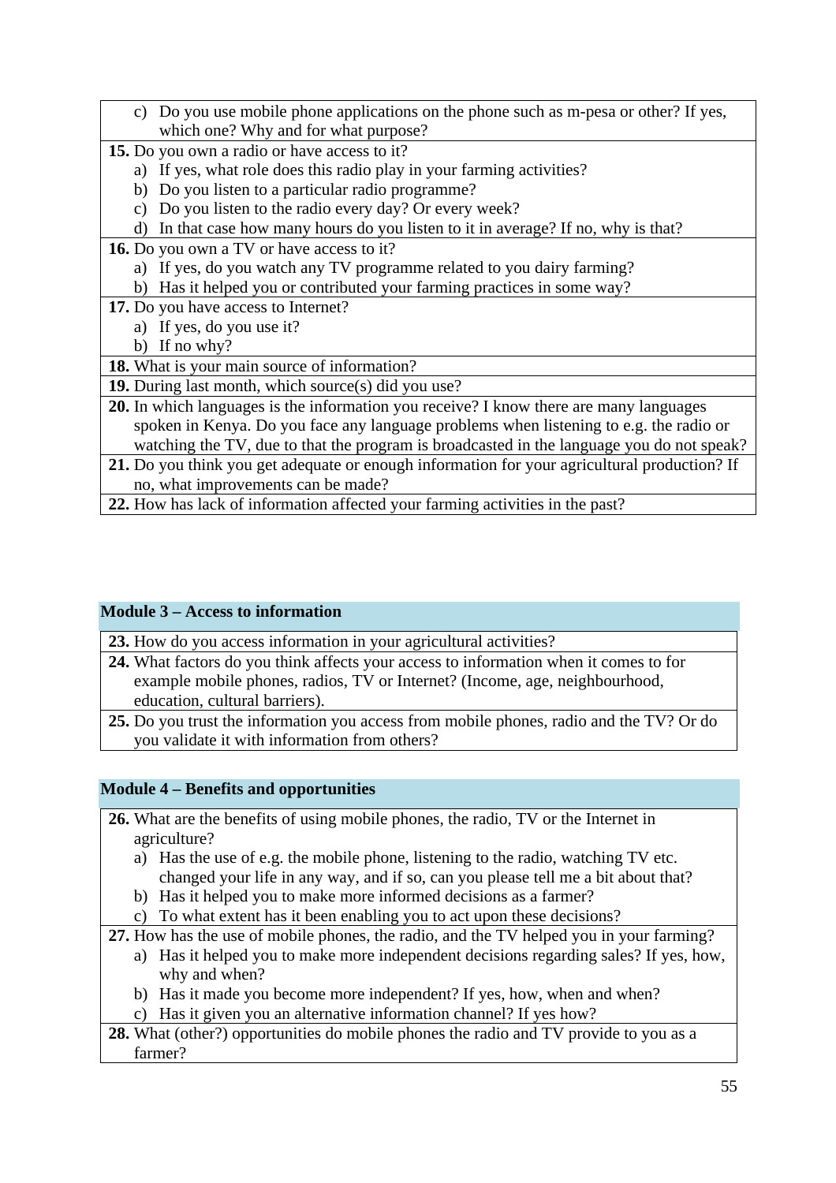c) Do you use mobile phone applications on the phone such as m-pesa or other? If yes, which one? Why and for what purpose?

**15.** Do you own a radio or have access to it?

a) If yes, what role does this radio play in your farming activities?
b) Do you listen to a particular radio programme?
c) Do you listen to the radio every day? Or every week?
d) In that case how many hours do you listen to it in average? If no, why is that?

**16.** Do you own a TV or have access to it?

a) If yes, do you watch any TV programme related to you dairy farming?
b) Has it helped you or contributed your farming practices in some way?

**17.** Do you have access to Internet?

a) If yes, do you use it?
b) If no why?

**18.** What is your main source of information?

**19.** During last month, which source(s) did you use?

**20.** In which languages is the information you receive? I know there are many languages spoken in Kenya. Do you face any language problems when listening to e.g. the radio or watching the TV, due to that the program is broadcasted in the language you do not speak?

**21.** Do you think you get adequate or enough information for your agricultural production? If no, what improvements can be made?

**22.** How has lack of information affected your farming activities in the past?

## Module 3 – Access to information

**23.** How do you access information in your agricultural activities?

**24.** What factors do you think affects your access to information when it comes to for example mobile phones, radios, TV or Internet? (Income, age, neighbourhood, education, cultural barriers).

**25.** Do you trust the information you access from mobile phones, radio and the TV? Or do you validate it with information from others?

## Module 4 – Benefits and opportunities

**26.** What are the benefits of using mobile phones, the radio, TV or the Internet in agriculture?

a) Has the use of e.g. the mobile phone, listening to the radio, watching TV etc. changed your life in any way, and if so, can you please tell me a bit about that?
b) Has it helped you to make more informed decisions as a farmer?
c) To what extent has it been enabling you to act upon these decisions?

**27.** How has the use of mobile phones, the radio, and the TV helped you in your farming?

a) Has it helped you to make more independent decisions regarding sales? If yes, how, why and when?
b) Has it made you become more independent? If yes, how, when and when?
c) Has it given you an alternative information channel? If yes how?

**28.** What (other?) opportunities do mobile phones the radio and TV provide to you as a farmer?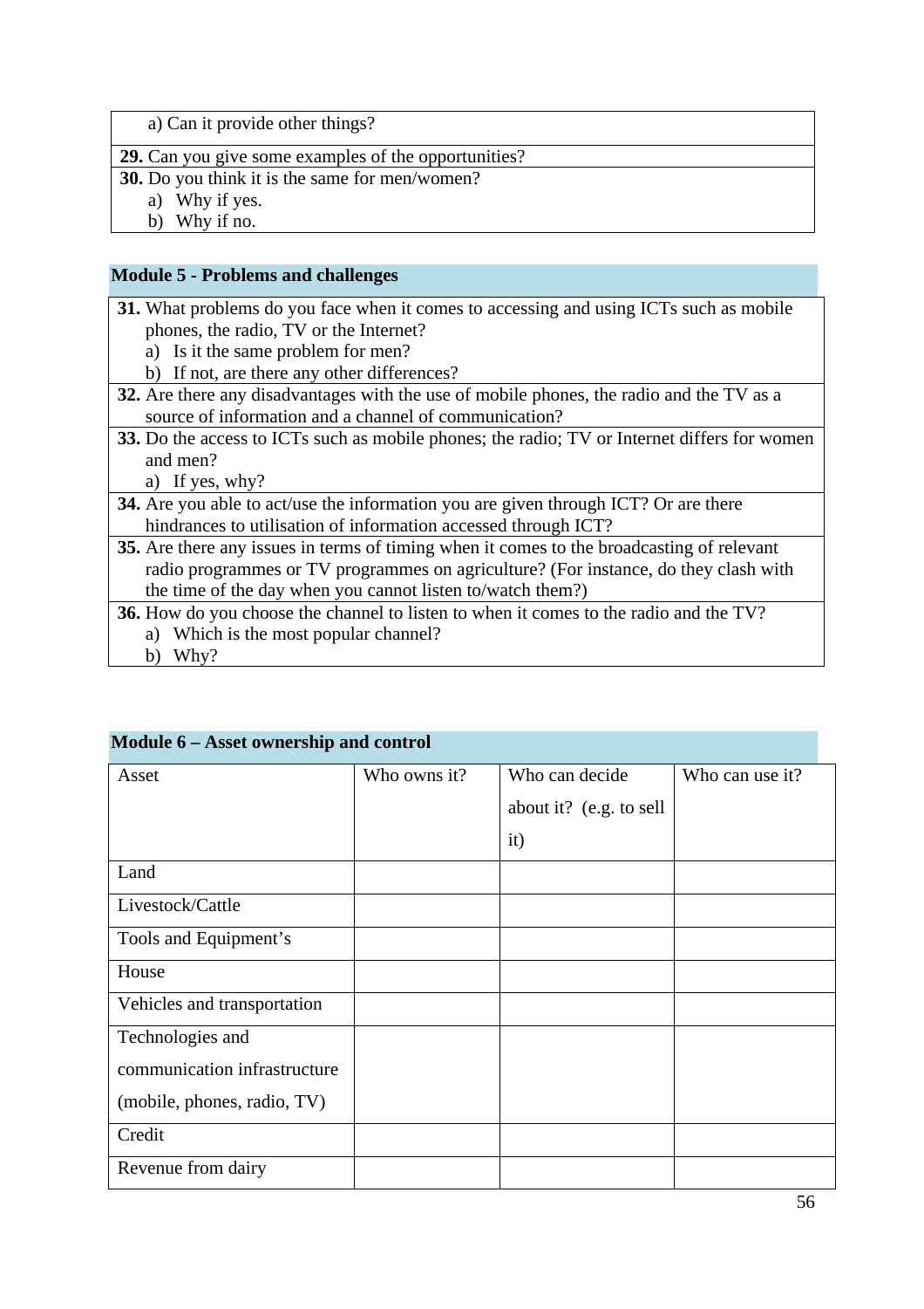a) Can it provide other things?

**29.** Can you give some examples of the opportunities?

**30.** Do you think it is the same for men/women?

a) Why if yes.
b) Why if no.

## Module 5 - Problems and challenges

**31.** What problems do you face when it comes to accessing and using ICTs such as mobile phones, the radio, TV or the Internet?

a) Is it the same problem for men?
b) If not, are there any other differences?

**32.** Are there any disadvantages with the use of mobile phones, the radio and the TV as a source of information and a channel of communication?

**33.** Do the access to ICTs such as mobile phones; the radio; TV or Internet differs for women and men?

a) If yes, why?

**34.** Are you able to act/use the information you are given through ICT? Or are there hindrances to utilisation of information accessed through ICT?

**35.** Are there any issues in terms of timing when it comes to the broadcasting of relevant radio programmes or TV programmes on agriculture? (For instance, do they clash with the time of the day when you cannot listen to/watch them?)

**36.** How do you choose the channel to listen to when it comes to the radio and the TV?

a) Which is the most popular channel?
b) Why?

## Module 6 – Asset ownership and control

| Asset | Who owns it? | Who can decide about it? (e.g. to sell it) | Who can use it? |
|---|---|---|---|
| Land | | | |
| Livestock/Cattle | | | |
| Tools and Equipment's | | | |
| House | | | |
| Vehicles and transportation | | | |
| Technologies and communication infrastructure (mobile, phones, radio, TV) | | | |
| Credit | | | |
| Revenue from dairy | | | |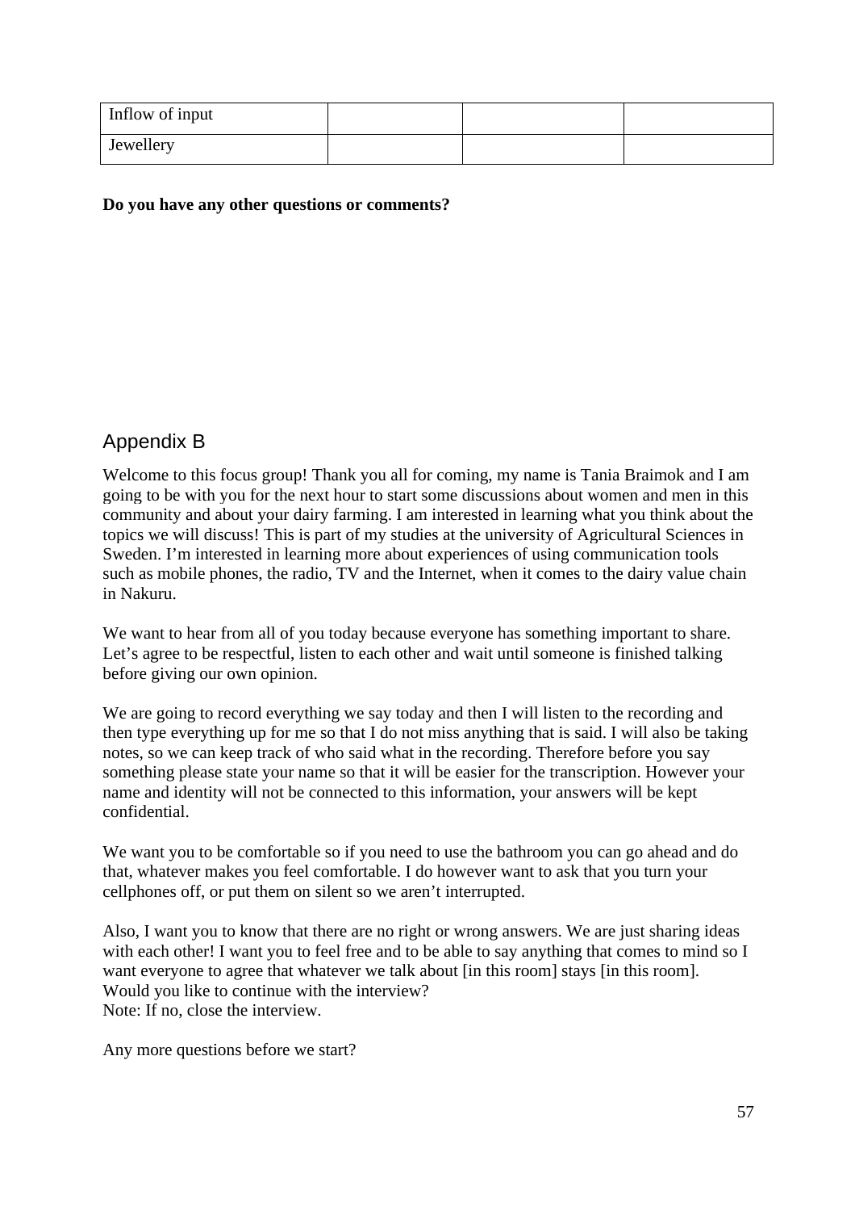| Inflow of input | | | |
|---|---|---|---|
| Jewellery | | | |

**Do you have any other questions or comments?**

## Appendix B

Welcome to this focus group! Thank you all for coming, my name is Tania Braimok and I am going to be with you for the next hour to start some discussions about women and men in this community and about your dairy farming. I am interested in learning what you think about the topics we will discuss! This is part of my studies at the university of Agricultural Sciences in Sweden. I'm interested in learning more about experiences of using communication tools such as mobile phones, the radio, TV and the Internet, when it comes to the dairy value chain in Nakuru.

We want to hear from all of you today because everyone has something important to share. Let's agree to be respectful, listen to each other and wait until someone is finished talking before giving our own opinion.

We are going to record everything we say today and then I will listen to the recording and then type everything up for me so that I do not miss anything that is said. I will also be taking notes, so we can keep track of who said what in the recording. Therefore before you say something please state your name so that it will be easier for the transcription. However your name and identity will not be connected to this information, your answers will be kept confidential.

We want you to be comfortable so if you need to use the bathroom you can go ahead and do that, whatever makes you feel comfortable. I do however want to ask that you turn your cellphones off, or put them on silent so we aren't interrupted.

Also, I want you to know that there are no right or wrong answers. We are just sharing ideas with each other! I want you to feel free and to be able to say anything that comes to mind so I want everyone to agree that whatever we talk about [in this room] stays [in this room].
Would you like to continue with the interview?
Note: If no, close the interview.

Any more questions before we start?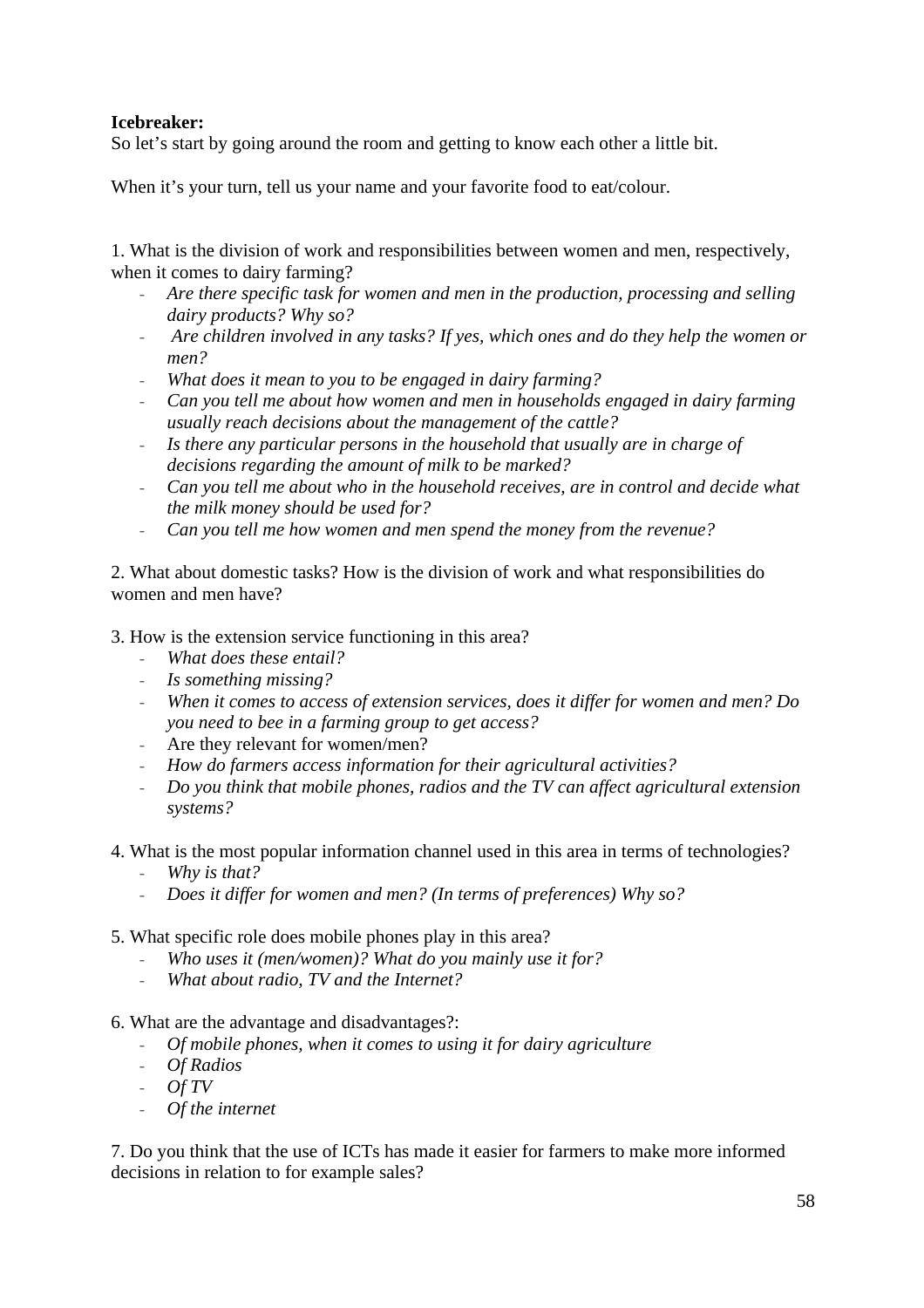**Icebreaker:**
So let's start by going around the room and getting to know each other a little bit.

When it's your turn, tell us your name and your favorite food to eat/colour.

1. What is the division of work and responsibilities between women and men, respectively, when it comes to dairy farming?
   - *Are there specific task for women and men in the production, processing and selling dairy products? Why so?*
   - *Are children involved in any tasks? If yes, which ones and do they help the women or men?*
   - *What does it mean to you to be engaged in dairy farming?*
   - *Can you tell me about how women and men in households engaged in dairy farming usually reach decisions about the management of the cattle?*
   - *Is there any particular persons in the household that usually are in charge of decisions regarding the amount of milk to be marked?*
   - *Can you tell me about who in the household receives, are in control and decide what the milk money should be used for?*
   - *Can you tell me how women and men spend the money from the revenue?*

2. What about domestic tasks? How is the division of work and what responsibilities do women and men have?

3. How is the extension service functioning in this area?
   - *What does these entail?*
   - *Is something missing?*
   - *When it comes to access of extension services, does it differ for women and men? Do you need to bee in a farming group to get access?*
   - Are they relevant for women/men?
   - *How do farmers access information for their agricultural activities?*
   - *Do you think that mobile phones, radios and the TV can affect agricultural extension systems?*

4. What is the most popular information channel used in this area in terms of technologies?
   - *Why is that?*
   - *Does it differ for women and men? (In terms of preferences) Why so?*

5. What specific role does mobile phones play in this area?
   - *Who uses it (men/women)? What do you mainly use it for?*
   - *What about radio, TV and the Internet?*

6. What are the advantage and disadvantages?:
   - *Of mobile phones, when it comes to using it for dairy agriculture*
   - *Of Radios*
   - *Of TV*
   - *Of the internet*

7. Do you think that the use of ICTs has made it easier for farmers to make more informed decisions in relation to for example sales?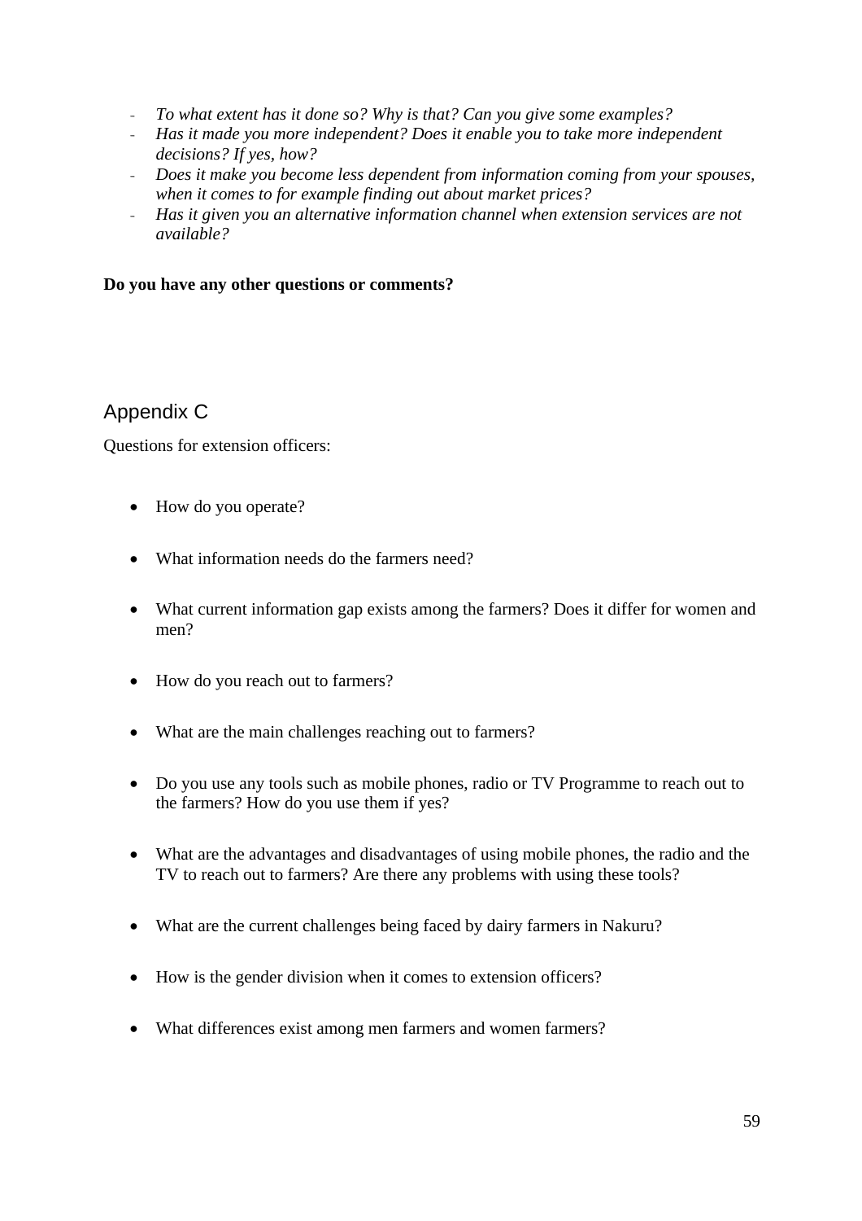- *To what extent has it done so? Why is that? Can you give some examples?*
- *Has it made you more independent? Does it enable you to take more independent decisions? If yes, how?*
- *Does it make you become less dependent from information coming from your spouses, when it comes to for example finding out about market prices?*
- *Has it given you an alternative information channel when extension services are not available?*

**Do you have any other questions or comments?**

## Appendix C

Questions for extension officers:

- How do you operate?
- What information needs do the farmers need?
- What current information gap exists among the farmers? Does it differ for women and men?
- How do you reach out to farmers?
- What are the main challenges reaching out to farmers?
- Do you use any tools such as mobile phones, radio or TV Programme to reach out to the farmers? How do you use them if yes?
- What are the advantages and disadvantages of using mobile phones, the radio and the TV to reach out to farmers? Are there any problems with using these tools?
- What are the current challenges being faced by dairy farmers in Nakuru?
- How is the gender division when it comes to extension officers?
- What differences exist among men farmers and women farmers?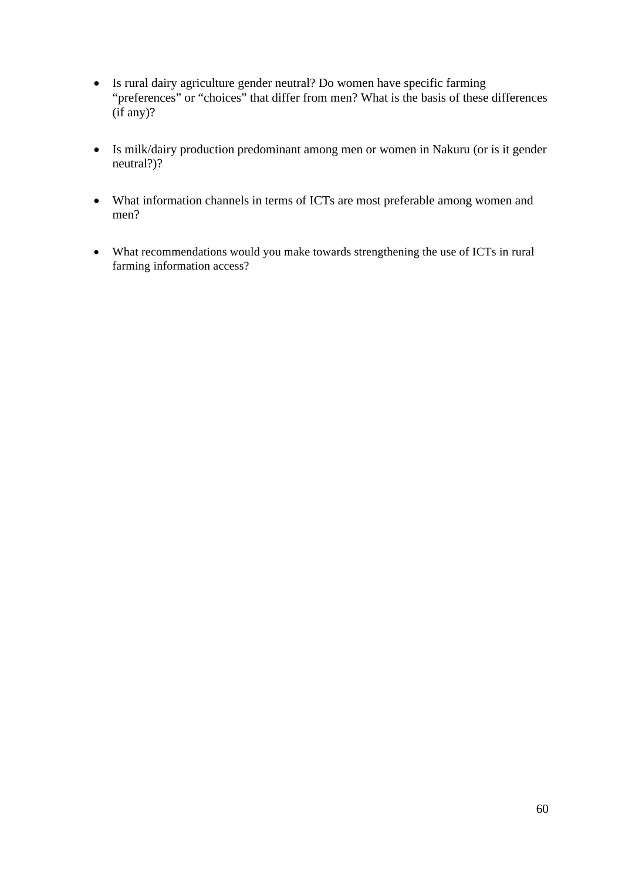- Is rural dairy agriculture gender neutral? Do women have specific farming "preferences" or "choices" that differ from men? What is the basis of these differences (if any)?

- Is milk/dairy production predominant among men or women in Nakuru (or is it gender neutral?)?

- What information channels in terms of ICTs are most preferable among women and men?

- What recommendations would you make towards strengthening the use of ICTs in rural farming information access?